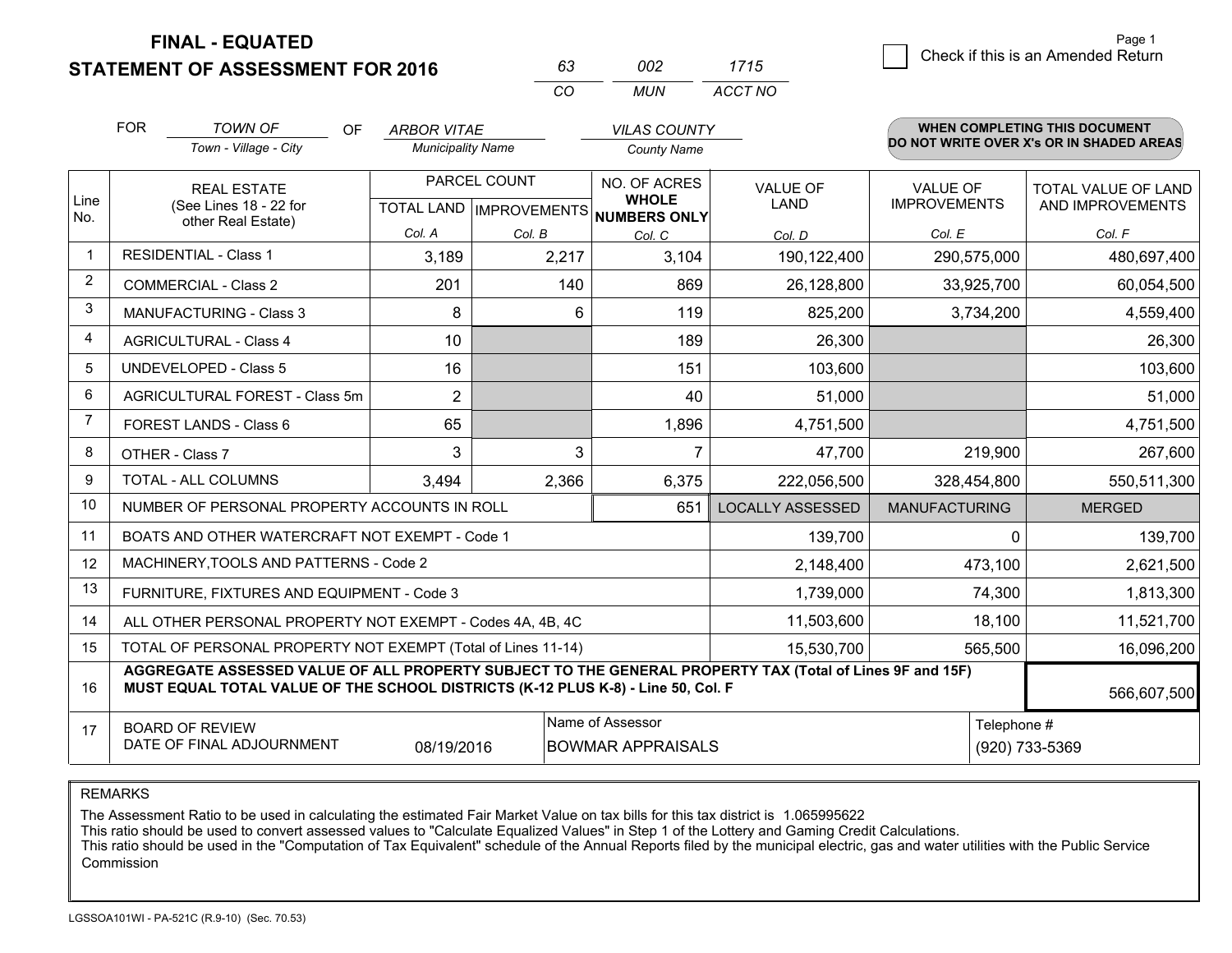# FINAL - EQUATED
## STATEMENT OF ASSESSMENT FOR 2016

| 63 | 002 | 1715 |
|---|---|---|
| CO | MUN | ACCT NO |

☐ Check if this is an Amended Return

FOR *TOWN OF* (Town - Village - City) OF *ARBOR VITAE* (Municipality Name) *VILAS COUNTY* (County Name)

**WHEN COMPLETING THIS DOCUMENT DO NOT WRITE OVER X's OR IN SHADED AREAS**

| Line No. | REAL ESTATE (See Lines 18 - 22 for other Real Estate) | PARCEL COUNT TOTAL LAND Col. A | PARCEL COUNT IMPROVEMENTS Col. B | NO. OF ACRES WHOLE NUMBERS ONLY Col. C | VALUE OF LAND Col. D | VALUE OF IMPROVEMENTS Col. E | TOTAL VALUE OF LAND AND IMPROVEMENTS Col. F |
|---|---|---|---|---|---|---|---|
| 1 | RESIDENTIAL - Class 1 | 3,189 | 2,217 | 3,104 | 190,122,400 | 290,575,000 | 480,697,400 |
| 2 | COMMERCIAL - Class 2 | 201 | 140 | 869 | 26,128,800 | 33,925,700 | 60,054,500 |
| 3 | MANUFACTURING - Class 3 | 8 | 6 | 119 | 825,200 | 3,734,200 | 4,559,400 |
| 4 | AGRICULTURAL - Class 4 | 10 | | 189 | 26,300 | | 26,300 |
| 5 | UNDEVELOPED - Class 5 | 16 | | 151 | 103,600 | | 103,600 |
| 6 | AGRICULTURAL FOREST - Class 5m | 2 | | 40 | 51,000 | | 51,000 |
| 7 | FOREST LANDS - Class 6 | 65 | | 1,896 | 4,751,500 | | 4,751,500 |
| 8 | OTHER - Class 7 | 3 | 3 | 7 | 47,700 | 219,900 | 267,600 |
| 9 | TOTAL - ALL COLUMNS | 3,494 | 2,366 | 6,375 | 222,056,500 | 328,454,800 | 550,511,300 |
| 10 | NUMBER OF PERSONAL PROPERTY ACCOUNTS IN ROLL | | | 651 | LOCALLY ASSESSED | MANUFACTURING | MERGED |
| 11 | BOATS AND OTHER WATERCRAFT NOT EXEMPT - Code 1 | | | | 139,700 | 0 | 139,700 |
| 12 | MACHINERY,TOOLS AND PATTERNS - Code 2 | | | | 2,148,400 | 473,100 | 2,621,500 |
| 13 | FURNITURE, FIXTURES AND EQUIPMENT - Code 3 | | | | 1,739,000 | 74,300 | 1,813,300 |
| 14 | ALL OTHER PERSONAL PROPERTY NOT EXEMPT - Codes 4A, 4B, 4C | | | | 11,503,600 | 18,100 | 11,521,700 |
| 15 | TOTAL OF PERSONAL PROPERTY NOT EXEMPT (Total of Lines 11-14) | | | | 15,530,700 | 565,500 | 16,096,200 |
| 16 | **AGGREGATE ASSESSED VALUE OF ALL PROPERTY SUBJECT TO THE GENERAL PROPERTY TAX (Total of Lines 9F and 15F) MUST EQUAL TOTAL VALUE OF THE SCHOOL DISTRICTS (K-12 PLUS K-8) - Line 50, Col. F** | | | | | | 566,607,500 |
| 17 | BOARD OF REVIEW DATE OF FINAL ADJOURNMENT | 08/19/2016 | Name of Assessor: BOWMAR APPRAISALS | | | Telephone #: (920) 733-5369 | |

REMARKS

The Assessment Ratio to be used in calculating the estimated Fair Market Value on tax bills for this tax district is 1.065995622
This ratio should be used to convert assessed values to "Calculate Equalized Values" in Step 1 of the Lottery and Gaming Credit Calculations.
This ratio should be used in the "Computation of Tax Equivalent" schedule of the Annual Reports filed by the municipal electric, gas and water utilities with the Public Service Commission

LGSSOA101WI - PA-521C (R.9-10) (Sec. 70.53)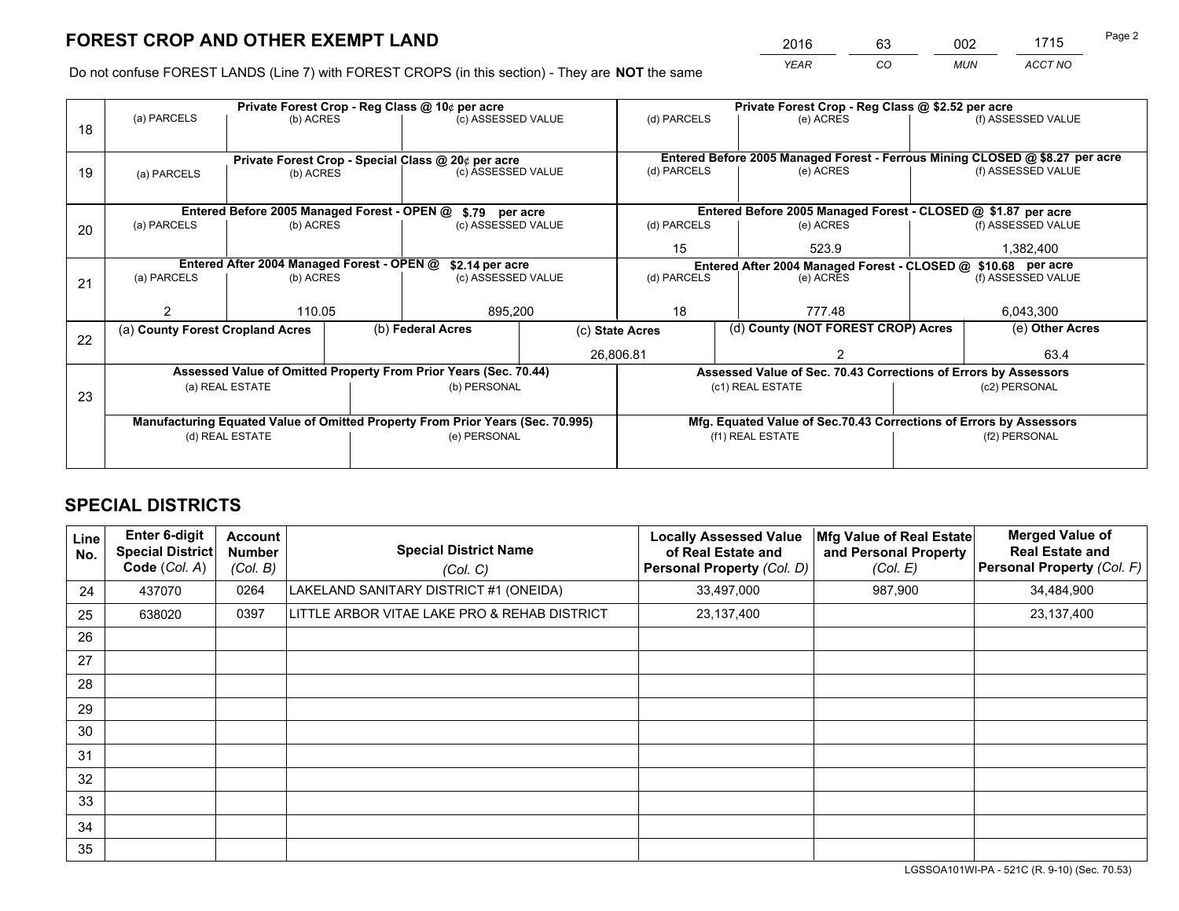# FOREST CROP AND OTHER EXEMPT LAND

| YEAR | CO | MUN | ACCT NO |
|---|---|---|---|
| 2016 | 63 | 002 | 1715 |

Do not confuse FOREST LANDS (Line 7) with FOREST CROPS (in this section) - They are **NOT** the same

| Line | Private Forest Crop - Reg Class @ 10¢ per acre | | | Private Forest Crop - Reg Class @ $2.52 per acre | | |
|---|---|---|---|---|---|---|
| 18 | (a) PARCELS | (b) ACRES | (c) ASSESSED VALUE | (d) PARCELS | (e) ACRES | (f) ASSESSED VALUE |
| | | | | | | |
| | **Private Forest Crop - Special Class @ 20¢ per acre** | | | **Entered Before 2005 Managed Forest - Ferrous Mining CLOSED @ $8.27 per acre** | | |
| 19 | (a) PARCELS | (b) ACRES | (c) ASSESSED VALUE | (d) PARCELS | (e) ACRES | (f) ASSESSED VALUE |
| | | | | | | |
| | **Entered Before 2005 Managed Forest - OPEN @ $.79 per acre** | | | **Entered Before 2005 Managed Forest - CLOSED @ $1.87 per acre** | | |
| 20 | (a) PARCELS | (b) ACRES | (c) ASSESSED VALUE | (d) PARCELS | (e) ACRES | (f) ASSESSED VALUE |
| | | | | 15 | 523.9 | 1,382,400 |
| | **Entered After 2004 Managed Forest - OPEN @ $2.14 per acre** | | | **Entered After 2004 Managed Forest - CLOSED @ $10.68 per acre** | | |
| 21 | (a) PARCELS | (b) ACRES | (c) ASSESSED VALUE | (d) PARCELS | (e) ACRES | (f) ASSESSED VALUE |
| | 2 | 110.05 | 895,200 | 18 | 777.48 | 6,043,300 |

| Line | (a) County Forest Cropland Acres | (b) Federal Acres | (c) State Acres | (d) County (NOT FOREST CROP) Acres | (e) Other Acres |
|---|---|---|---|---|---|
| 22 | | | 26,806.81 | 2 | 63.4 |

| Line | Assessed Value of Omitted Property From Prior Years (Sec. 70.44) | | Assessed Value of Sec. 70.43 Corrections of Errors by Assessors | |
|---|---|---|---|---|
| 23 | (a) REAL ESTATE | (b) PERSONAL | (c1) REAL ESTATE | (c2) PERSONAL |
| | | | | |
| | **Manufacturing Equated Value of Omitted Property From Prior Years (Sec. 70.995)** | | **Mfg. Equated Value of Sec.70.43 Corrections of Errors by Assessors** | |
| | (d) REAL ESTATE | (e) PERSONAL | (f1) REAL ESTATE | (f2) PERSONAL |
| | | | | |

# SPECIAL DISTRICTS

| Line No. | Enter 6-digit Special District Code (Col. A) | Account Number (Col. B) | Special District Name (Col. C) | Locally Assessed Value of Real Estate and Personal Property (Col. D) | Mfg Value of Real Estate and Personal Property (Col. E) | Merged Value of Real Estate and Personal Property (Col. F) |
|---|---|---|---|---|---|---|
| 24 | 437070 | 0264 | LAKELAND SANITARY DISTRICT #1 (ONEIDA) | 33,497,000 | 987,900 | 34,484,900 |
| 25 | 638020 | 0397 | LITTLE ARBOR VITAE LAKE PRO & REHAB DISTRICT | 23,137,400 | | 23,137,400 |
| 26 | | | | | | |
| 27 | | | | | | |
| 28 | | | | | | |
| 29 | | | | | | |
| 30 | | | | | | |
| 31 | | | | | | |
| 32 | | | | | | |
| 33 | | | | | | |
| 34 | | | | | | |
| 35 | | | | | | |

LGSSOA101WI-PA - 521C (R. 9-10) (Sec. 70.53)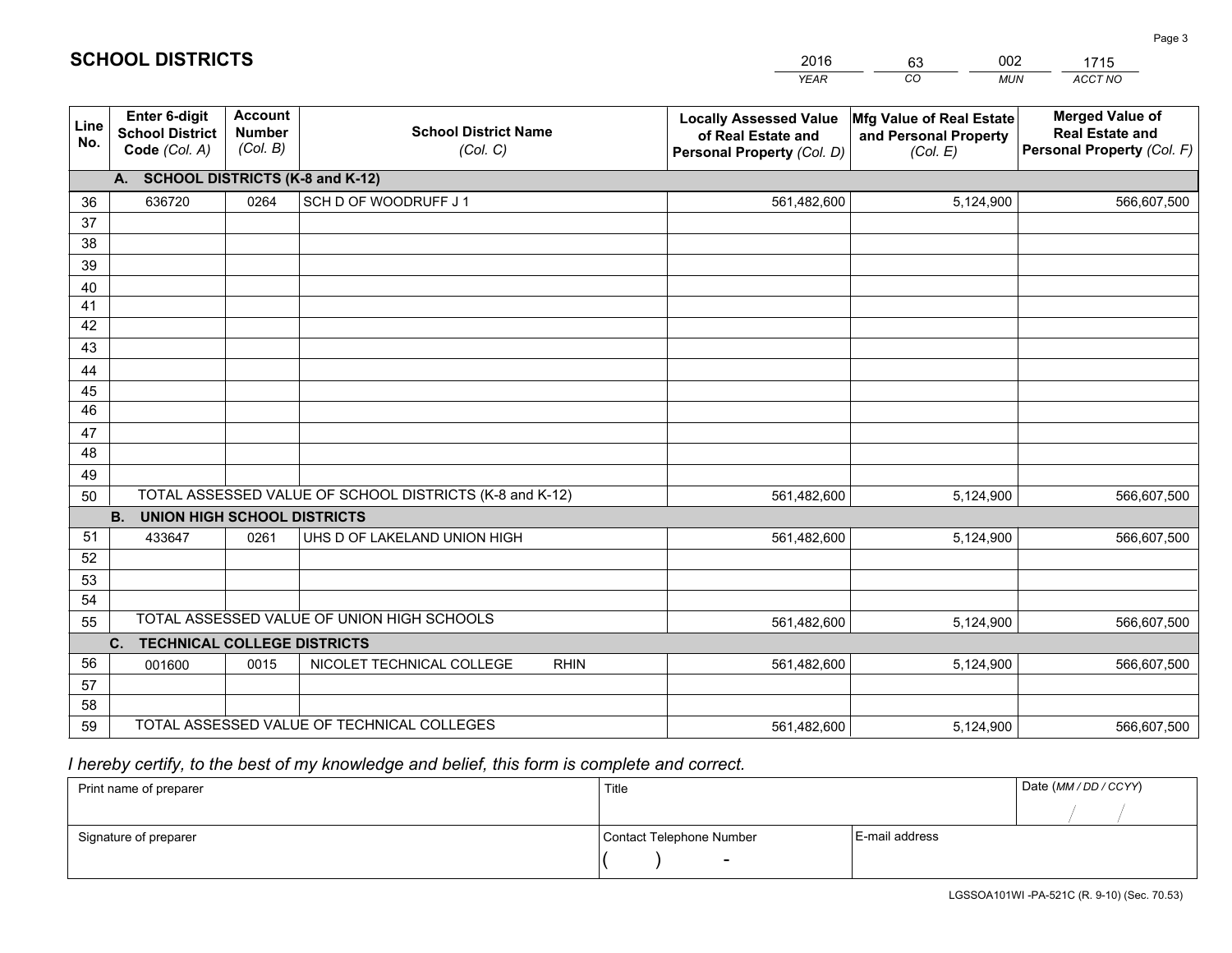# SCHOOL DISTRICTS

| 2016 | 63 | 002 | 1715 |
|---|---|---|---|
| *YEAR* | *CO* | *MUN* | *ACCT NO* |

| Line No. | Enter 6-digit School District Code *(Col. A)* | Account Number *(Col. B)* | School District Name *(Col. C)* | Locally Assessed Value of Real Estate and Personal Property *(Col. D)* | Mfg Value of Real Estate and Personal Property *(Col. E)* | Merged Value of Real Estate and Personal Property *(Col. F)* |
|---|---|---|---|---|---|---|
| **A. SCHOOL DISTRICTS (K-8 and K-12)** | | | | | | |
| 36 | 636720 | 0264 | SCH D OF WOODRUFF J 1 | 561,482,600 | 5,124,900 | 566,607,500 |
| 37 | | | | | | |
| 38 | | | | | | |
| 39 | | | | | | |
| 40 | | | | | | |
| 41 | | | | | | |
| 42 | | | | | | |
| 43 | | | | | | |
| 44 | | | | | | |
| 45 | | | | | | |
| 46 | | | | | | |
| 47 | | | | | | |
| 48 | | | | | | |
| 49 | | | | | | |
| 50 | TOTAL ASSESSED VALUE OF SCHOOL DISTRICTS (K-8 and K-12) | | | 561,482,600 | 5,124,900 | 566,607,500 |
| **B. UNION HIGH SCHOOL DISTRICTS** | | | | | | |
| 51 | 433647 | 0261 | UHS D OF LAKELAND UNION HIGH | 561,482,600 | 5,124,900 | 566,607,500 |
| 52 | | | | | | |
| 53 | | | | | | |
| 54 | | | | | | |
| 55 | TOTAL ASSESSED VALUE OF UNION HIGH SCHOOLS | | | 561,482,600 | 5,124,900 | 566,607,500 |
| **C. TECHNICAL COLLEGE DISTRICTS** | | | | | | |
| 56 | 001600 | 0015 | NICOLET TECHNICAL COLLEGE RHIN | 561,482,600 | 5,124,900 | 566,607,500 |
| 57 | | | | | | |
| 58 | | | | | | |
| 59 | TOTAL ASSESSED VALUE OF TECHNICAL COLLEGES | | | 561,482,600 | 5,124,900 | 566,607,500 |

*I hereby certify, to the best of my knowledge and belief, this form is complete and correct.*

| Print name of preparer | Title | | Date *(MM / DD / CCYY)* |
|---|---|---|---|
| | | | / / |
| Signature of preparer | Contact Telephone Number | E-mail address | |
| | ( ) - | | |

LGSSOA101WI -PA-521C (R. 9-10) (Sec. 70.53)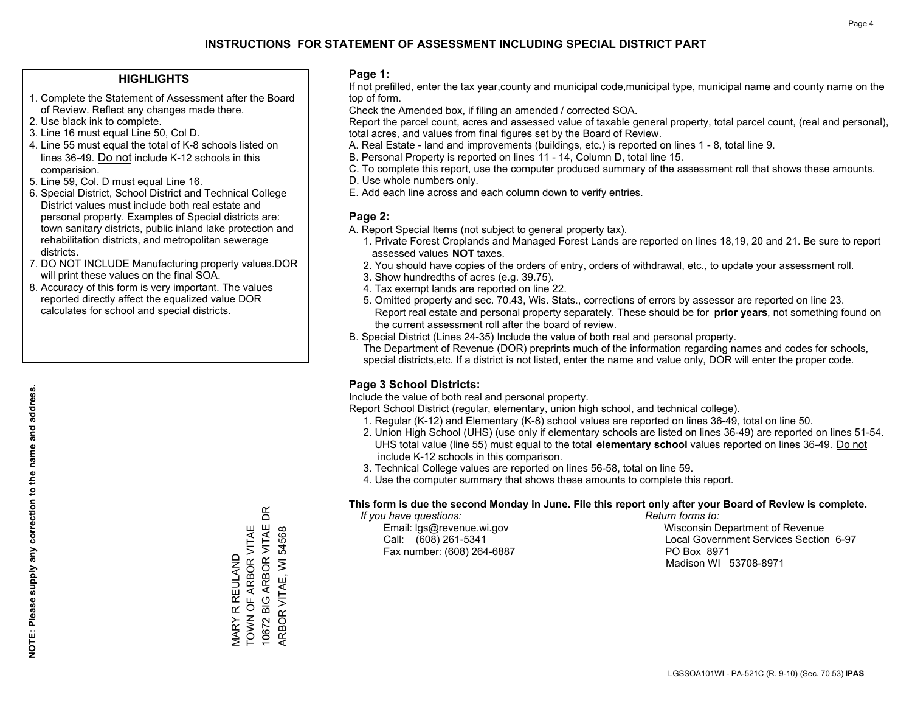# INSTRUCTIONS FOR STATEMENT OF ASSESSMENT INCLUDING SPECIAL DISTRICT PART

## HIGHLIGHTS

1. Complete the Statement of Assessment after the Board of Review. Reflect any changes made there.
2. Use black ink to complete.
3. Line 16 must equal Line 50, Col D.
4. Line 55 must equal the total of K-8 schools listed on lines 36-49. Do not include K-12 schools in this comparision.
5. Line 59, Col. D must equal Line 16.
6. Special District, School District and Technical College District values must include both real estate and personal property. Examples of Special districts are: town sanitary districts, public inland lake protection and rehabilitation districts, and metropolitan sewerage districts.
7. DO NOT INCLUDE Manufacturing property values.DOR will print these values on the final SOA.
8. Accuracy of this form is very important. The values reported directly affect the equalized value DOR calculates for school and special districts.

**NOTE: Please supply any correction to the name and address.**

MARY R REULAND
TOWN OF ARBOR VITAE
10672 BIG ARBOR VITAE DR
ARBOR VITAE, WI 54568

## Page 1:

If not prefilled, enter the tax year,county and municipal code,municipal type, municipal name and county name on the top of form.

Check the Amended box, if filing an amended / corrected SOA.

Report the parcel count, acres and assessed value of taxable general property, total parcel count, (real and personal), total acres, and values from final figures set by the Board of Review.

A. Real Estate - land and improvements (buildings, etc.) is reported on lines 1 - 8, total line 9.
B. Personal Property is reported on lines 11 - 14, Column D, total line 15.
C. To complete this report, use the computer produced summary of the assessment roll that shows these amounts.
D. Use whole numbers only.
E. Add each line across and each column down to verify entries.

## Page 2:

A. Report Special Items (not subject to general property tax).
   1. Private Forest Croplands and Managed Forest Lands are reported on lines 18,19, 20 and 21. Be sure to report assessed values **NOT** taxes.
   2. You should have copies of the orders of entry, orders of withdrawal, etc., to update your assessment roll.
   3. Show hundredths of acres (e.g. 39.75).
   4. Tax exempt lands are reported on line 22.
   5. Omitted property and sec. 70.43, Wis. Stats., corrections of errors by assessor are reported on line 23. Report real estate and personal property separately. These should be for **prior years**, not something found on the current assessment roll after the board of review.
B. Special District (Lines 24-35) Include the value of both real and personal property.
   The Department of Revenue (DOR) preprints much of the information regarding names and codes for schools, special districts,etc. If a district is not listed, enter the name and value only, DOR will enter the proper code.

## Page 3 School Districts:

Include the value of both real and personal property.

Report School District (regular, elementary, union high school, and technical college).

1. Regular (K-12) and Elementary (K-8) school values are reported on lines 36-49, total on line 50.
2. Union High School (UHS) (use only if elementary schools are listed on lines 36-49) are reported on lines 51-54. UHS total value (line 55) must equal to the total **elementary school** values reported on lines 36-49. Do not include K-12 schools in this comparison.
3. Technical College values are reported on lines 56-58, total on line 59.
4. Use the computer summary that shows these amounts to complete this report.

**This form is due the second Monday in June. File this report only after your Board of Review is complete.**

*If you have questions:*
Email: lgs@revenue.wi.gov
Call: (608) 261-5341
Fax number: (608) 264-6887

*Return forms to:*
Wisconsin Department of Revenue
Local Government Services Section 6-97
PO Box 8971
Madison WI 53708-8971

LGSSOA101WI - PA-521C (R. 9-10) (Sec. 70.53) **IPAS**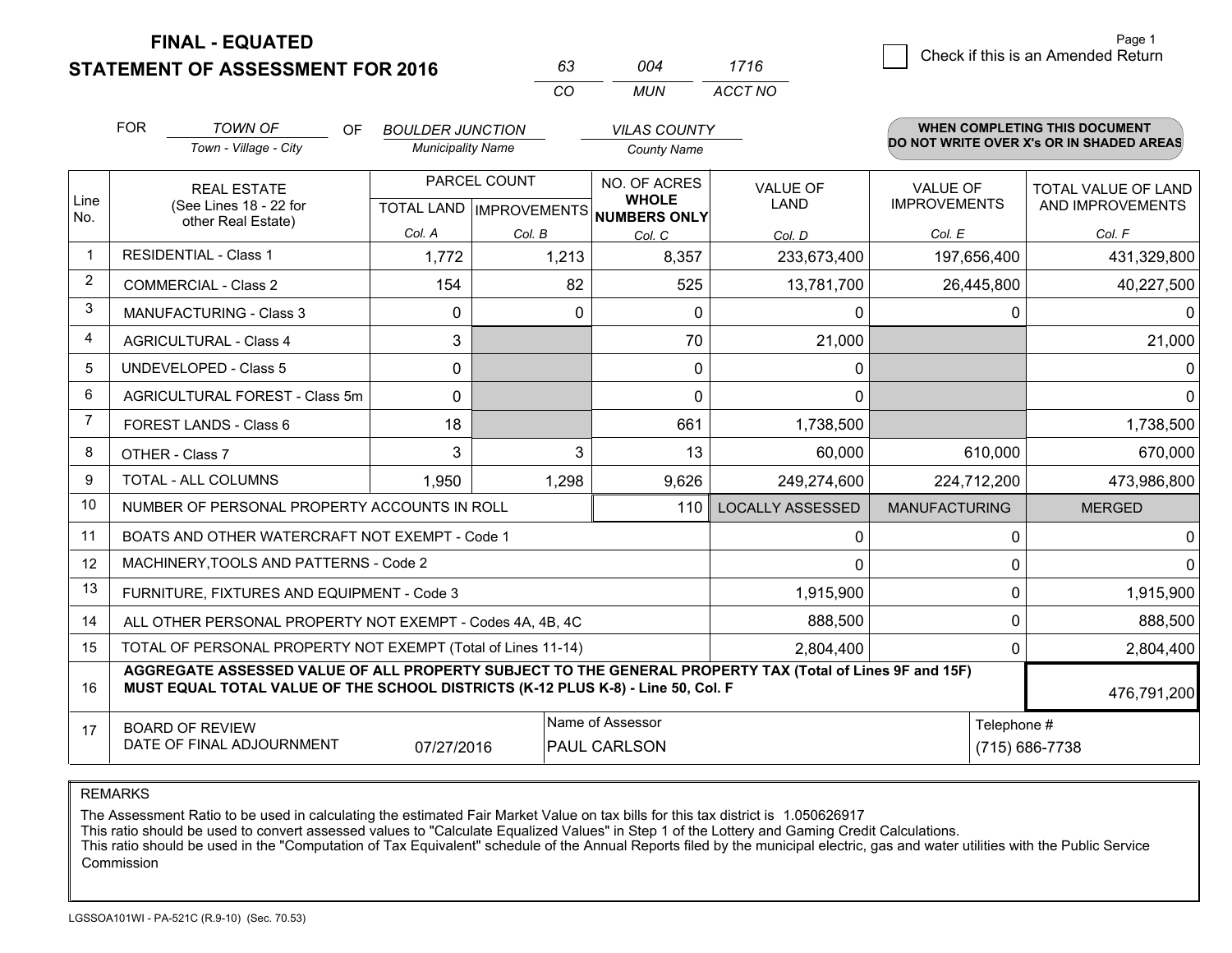# FINAL - EQUATED
## STATEMENT OF ASSESSMENT FOR 2016

| 63 | 004 | 1716 |
|---|---|---|
| CO | MUN | ACCT NO |

☐ Check if this is an Amended Return

FOR *TOWN OF* (Town - Village - City) OF *BOULDER JUNCTION* (Municipality Name) *VILAS COUNTY* (County Name)

**WHEN COMPLETING THIS DOCUMENT DO NOT WRITE OVER X's OR IN SHADED AREAS**

| Line No. | REAL ESTATE (See Lines 18 - 22 for other Real Estate) | PARCEL COUNT TOTAL LAND Col. A | PARCEL COUNT IMPROVEMENTS Col. B | NO. OF ACRES WHOLE NUMBERS ONLY Col. C | VALUE OF LAND Col. D | VALUE OF IMPROVEMENTS Col. E | TOTAL VALUE OF LAND AND IMPROVEMENTS Col. F |
|---|---|---|---|---|---|---|---|
| 1 | RESIDENTIAL - Class 1 | 1,772 | 1,213 | 8,357 | 233,673,400 | 197,656,400 | 431,329,800 |
| 2 | COMMERCIAL - Class 2 | 154 | 82 | 525 | 13,781,700 | 26,445,800 | 40,227,500 |
| 3 | MANUFACTURING - Class 3 | 0 | 0 | 0 | 0 | 0 | 0 |
| 4 | AGRICULTURAL - Class 4 | 3 | | 70 | 21,000 | | 21,000 |
| 5 | UNDEVELOPED - Class 5 | 0 | | 0 | 0 | | 0 |
| 6 | AGRICULTURAL FOREST - Class 5m | 0 | | 0 | 0 | | 0 |
| 7 | FOREST LANDS - Class 6 | 18 | | 661 | 1,738,500 | | 1,738,500 |
| 8 | OTHER - Class 7 | 3 | 3 | 13 | 60,000 | 610,000 | 670,000 |
| 9 | TOTAL - ALL COLUMNS | 1,950 | 1,298 | 9,626 | 249,274,600 | 224,712,200 | 473,986,800 |
| 10 | NUMBER OF PERSONAL PROPERTY ACCOUNTS IN ROLL | | | 110 | LOCALLY ASSESSED | MANUFACTURING | MERGED |
| 11 | BOATS AND OTHER WATERCRAFT NOT EXEMPT - Code 1 | | | | 0 | 0 | 0 |
| 12 | MACHINERY,TOOLS AND PATTERNS - Code 2 | | | | 0 | 0 | 0 |
| 13 | FURNITURE, FIXTURES AND EQUIPMENT - Code 3 | | | | 1,915,900 | 0 | 1,915,900 |
| 14 | ALL OTHER PERSONAL PROPERTY NOT EXEMPT - Codes 4A, 4B, 4C | | | | 888,500 | 0 | 888,500 |
| 15 | TOTAL OF PERSONAL PROPERTY NOT EXEMPT (Total of Lines 11-14) | | | | 2,804,400 | 0 | 2,804,400 |
| 16 | **AGGREGATE ASSESSED VALUE OF ALL PROPERTY SUBJECT TO THE GENERAL PROPERTY TAX (Total of Lines 9F and 15F) MUST EQUAL TOTAL VALUE OF THE SCHOOL DISTRICTS (K-12 PLUS K-8) - Line 50, Col. F** | | | | | | 476,791,200 |
| 17 | BOARD OF REVIEW DATE OF FINAL ADJOURNMENT | 07/27/2016 | Name of Assessor: PAUL CARLSON | | | Telephone #: (715) 686-7738 | |

REMARKS

The Assessment Ratio to be used in calculating the estimated Fair Market Value on tax bills for this tax district is 1.050626917
This ratio should be used to convert assessed values to "Calculate Equalized Values" in Step 1 of the Lottery and Gaming Credit Calculations.
This ratio should be used in the "Computation of Tax Equivalent" schedule of the Annual Reports filed by the municipal electric, gas and water utilities with the Public Service Commission

LGSSOA101WI - PA-521C (R.9-10) (Sec. 70.53)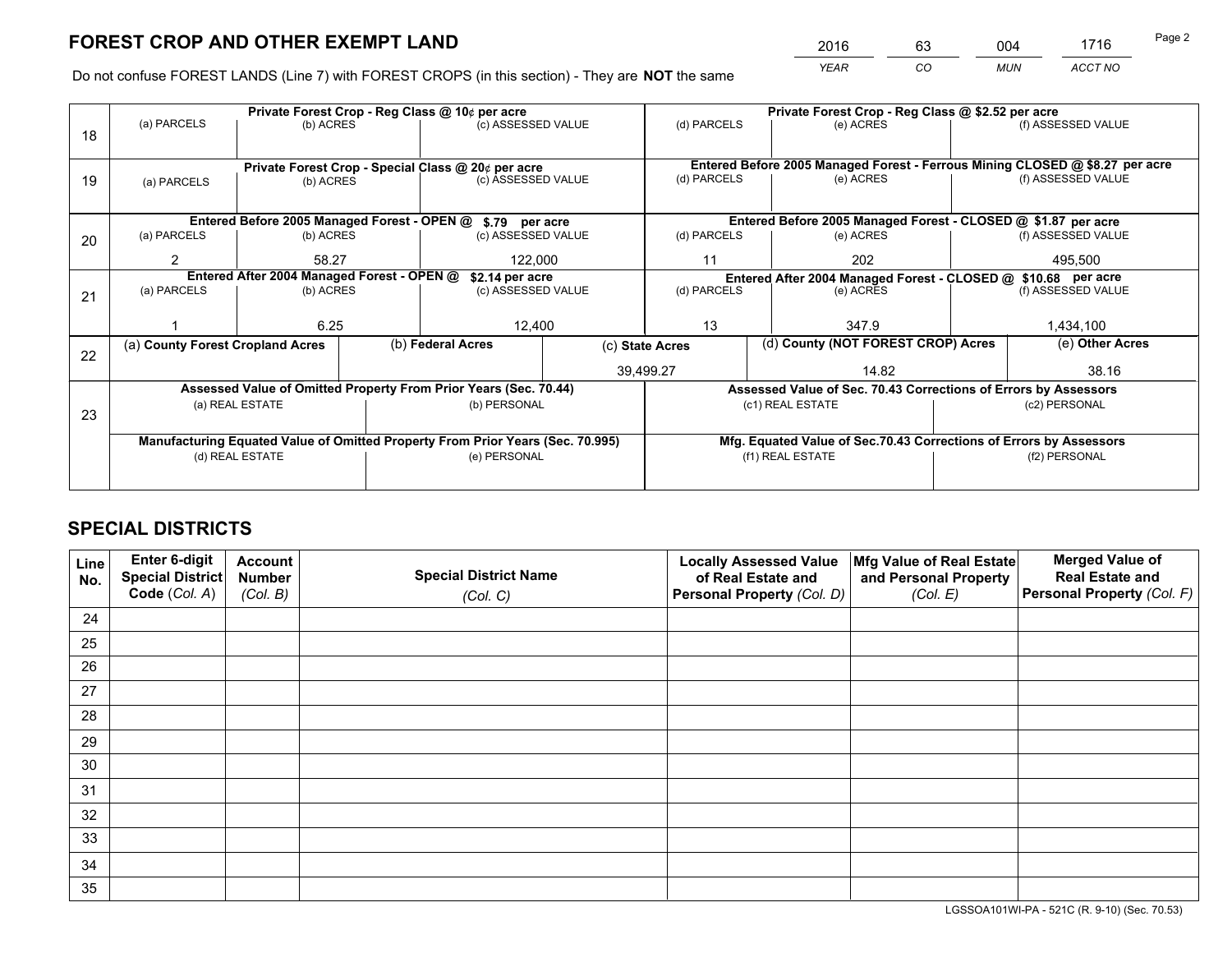# FOREST CROP AND OTHER EXEMPT LAND

| 2016 | 63 | 004 | 1716 |
|---|---|---|---|
| *YEAR* | *CO* | *MUN* | *ACCT NO* |

Do not confuse FOREST LANDS (Line 7) with FOREST CROPS (in this section) - They are **NOT** the same

| | Private Forest Crop - Reg Class @ 10¢ per acre | | | Private Forest Crop - Reg Class @ $2.52 per acre | | |
|---|---|---|---|---|---|---|
| 18 | (a) PARCELS | (b) ACRES | (c) ASSESSED VALUE | (d) PARCELS | (e) ACRES | (f) ASSESSED VALUE |
| | | | | | | |
| | **Private Forest Crop - Special Class @ 20¢ per acre** | | | **Entered Before 2005 Managed Forest - Ferrous Mining CLOSED @ $8.27 per acre** | | |
| 19 | (a) PARCELS | (b) ACRES | (c) ASSESSED VALUE | (d) PARCELS | (e) ACRES | (f) ASSESSED VALUE |
| | | | | | | |
| | **Entered Before 2005 Managed Forest - OPEN @ $.79 per acre** | | | **Entered Before 2005 Managed Forest - CLOSED @ $1.87 per acre** | | |
| 20 | (a) PARCELS | (b) ACRES | (c) ASSESSED VALUE | (d) PARCELS | (e) ACRES | (f) ASSESSED VALUE |
| | 2 | 58.27 | 122,000 | 11 | 202 | 495,500 |
| | **Entered After 2004 Managed Forest - OPEN @ $2.14 per acre** | | | **Entered After 2004 Managed Forest - CLOSED @ $10.68 per acre** | | |
| 21 | (a) PARCELS | (b) ACRES | (c) ASSESSED VALUE | (d) PARCELS | (e) ACRES | (f) ASSESSED VALUE |
| | 1 | 6.25 | 12,400 | 13 | 347.9 | 1,434,100 |

| | (a) County Forest Cropland Acres | (b) Federal Acres | (c) State Acres | (d) County (NOT FOREST CROP) Acres | (e) Other Acres |
|---|---|---|---|---|---|
| 22 | | | 39,499.27 | 14.82 | 38.16 |

| | Assessed Value of Omitted Property From Prior Years (Sec. 70.44) | | Assessed Value of Sec. 70.43 Corrections of Errors by Assessors | |
|---|---|---|---|---|
| 23 | (a) REAL ESTATE | (b) PERSONAL | (c1) REAL ESTATE | (c2) PERSONAL |
| | | | | |
| | **Manufacturing Equated Value of Omitted Property From Prior Years (Sec. 70.995)** | | **Mfg. Equated Value of Sec.70.43 Corrections of Errors by Assessors** | |
| | (d) REAL ESTATE | (e) PERSONAL | (f1) REAL ESTATE | (f2) PERSONAL |
| | | | | |

# SPECIAL DISTRICTS

| Line No. | Enter 6-digit Special District Code (Col. A) | Account Number (Col. B) | Special District Name (Col. C) | Locally Assessed Value of Real Estate and Personal Property (Col. D) | Mfg Value of Real Estate and Personal Property (Col. E) | Merged Value of Real Estate and Personal Property (Col. F) |
|---|---|---|---|---|---|---|
| 24 | | | | | | |
| 25 | | | | | | |
| 26 | | | | | | |
| 27 | | | | | | |
| 28 | | | | | | |
| 29 | | | | | | |
| 30 | | | | | | |
| 31 | | | | | | |
| 32 | | | | | | |
| 33 | | | | | | |
| 34 | | | | | | |
| 35 | | | | | | |

LGSSOA101WI-PA - 521C (R. 9-10) (Sec. 70.53)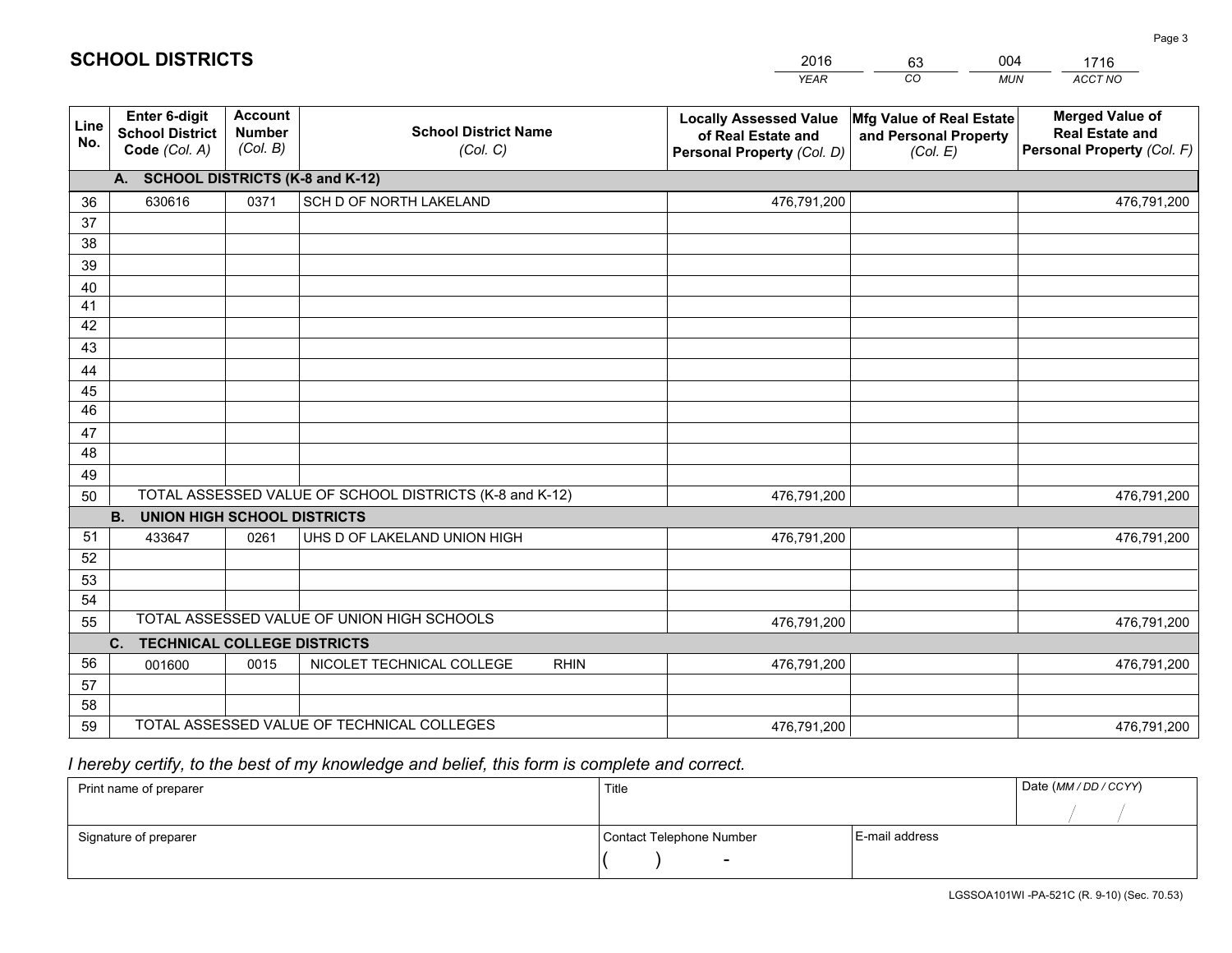# SCHOOL DISTRICTS

| 2016 | 63 | 004 | 1716 |
|---|---|---|---|
| *YEAR* | *CO* | *MUN* | *ACCT NO* |

| Line No. | Enter 6-digit School District Code *(Col. A)* | Account Number *(Col. B)* | School District Name *(Col. C)* | Locally Assessed Value of Real Estate and Personal Property *(Col. D)* | Mfg Value of Real Estate and Personal Property *(Col. E)* | Merged Value of Real Estate and Personal Property *(Col. F)* |
|---|---|---|---|---|---|---|
| **A. SCHOOL DISTRICTS (K-8 and K-12)** | | | | | | |
| 36 | 630616 | 0371 | SCH D OF NORTH LAKELAND | 476,791,200 | | 476,791,200 |
| 37 | | | | | | |
| 38 | | | | | | |
| 39 | | | | | | |
| 40 | | | | | | |
| 41 | | | | | | |
| 42 | | | | | | |
| 43 | | | | | | |
| 44 | | | | | | |
| 45 | | | | | | |
| 46 | | | | | | |
| 47 | | | | | | |
| 48 | | | | | | |
| 49 | | | | | | |
| 50 | TOTAL ASSESSED VALUE OF SCHOOL DISTRICTS (K-8 and K-12) | | | 476,791,200 | | 476,791,200 |
| **B. UNION HIGH SCHOOL DISTRICTS** | | | | | | |
| 51 | 433647 | 0261 | UHS D OF LAKELAND UNION HIGH | 476,791,200 | | 476,791,200 |
| 52 | | | | | | |
| 53 | | | | | | |
| 54 | | | | | | |
| 55 | TOTAL ASSESSED VALUE OF UNION HIGH SCHOOLS | | | 476,791,200 | | 476,791,200 |
| **C. TECHNICAL COLLEGE DISTRICTS** | | | | | | |
| 56 | 001600 | 0015 | NICOLET TECHNICAL COLLEGE RHIN | 476,791,200 | | 476,791,200 |
| 57 | | | | | | |
| 58 | | | | | | |
| 59 | TOTAL ASSESSED VALUE OF TECHNICAL COLLEGES | | | 476,791,200 | | 476,791,200 |

*I hereby certify, to the best of my knowledge and belief, this form is complete and correct.*

| Print name of preparer | Title | | Date *(MM / DD / CCYY)* |
|---|---|---|---|
| | | | / / |
| Signature of preparer | Contact Telephone Number | E-mail address | |
| | ( ) - | | |

LGSSOA101WI -PA-521C (R. 9-10) (Sec. 70.53)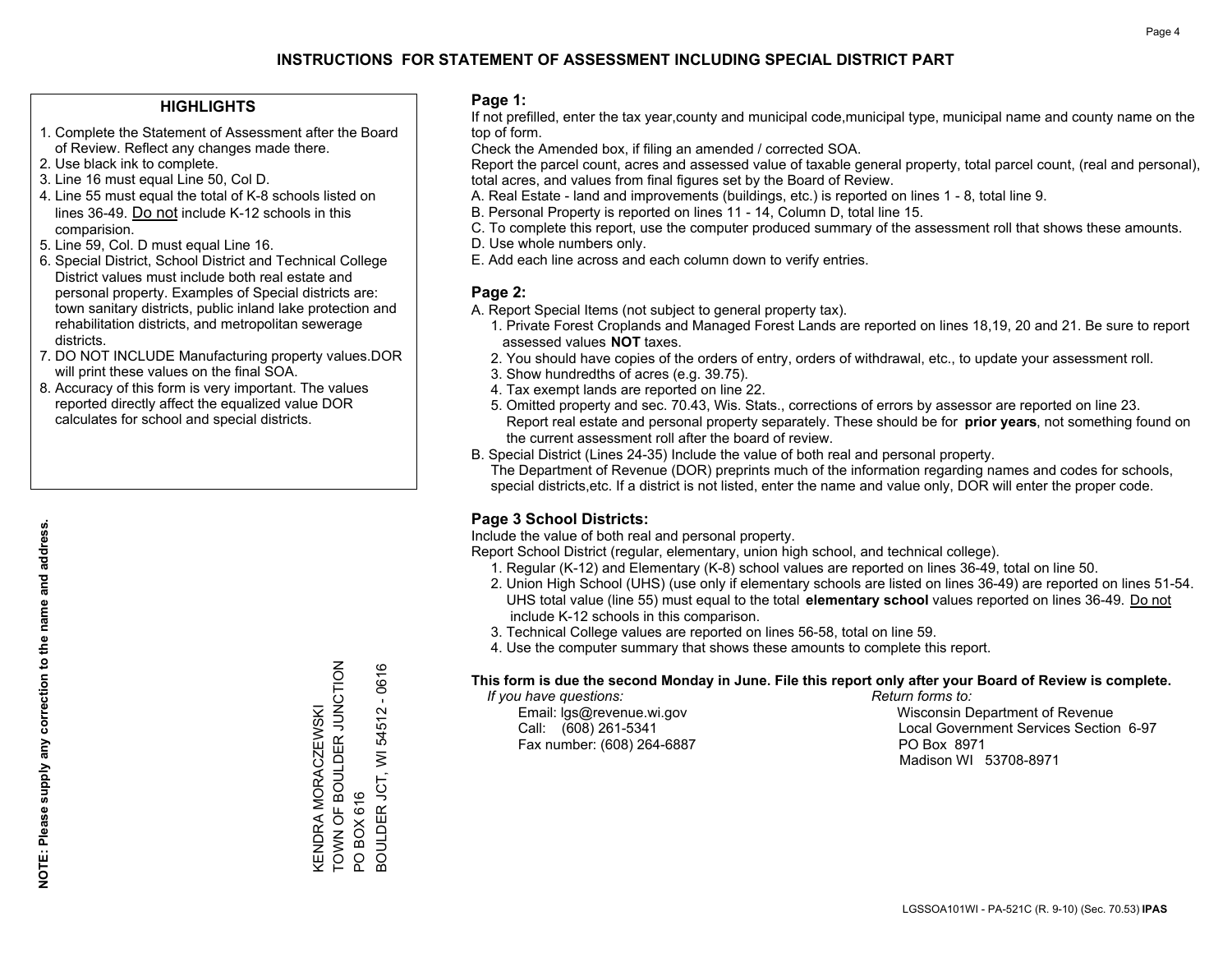# INSTRUCTIONS FOR STATEMENT OF ASSESSMENT INCLUDING SPECIAL DISTRICT PART

## HIGHLIGHTS

1. Complete the Statement of Assessment after the Board of Review. Reflect any changes made there.
2. Use black ink to complete.
3. Line 16 must equal Line 50, Col D.
4. Line 55 must equal the total of K-8 schools listed on lines 36-49. Do not include K-12 schools in this comparision.
5. Line 59, Col. D must equal Line 16.
6. Special District, School District and Technical College District values must include both real estate and personal property. Examples of Special districts are: town sanitary districts, public inland lake protection and rehabilitation districts, and metropolitan sewerage districts.
7. DO NOT INCLUDE Manufacturing property values.DOR will print these values on the final SOA.
8. Accuracy of this form is very important. The values reported directly affect the equalized value DOR calculates for school and special districts.

**NOTE: Please supply any correction to the name and address.**

KENDRA MORACZEWSKI
TOWN OF BOULDER JUNCTION
PO BOX 616
BOULDER JCT, WI 54512 - 0616

## Page 1:

If not prefilled, enter the tax year,county and municipal code,municipal type, municipal name and county name on the top of form.

Check the Amended box, if filing an amended / corrected SOA.

Report the parcel count, acres and assessed value of taxable general property, total parcel count, (real and personal), total acres, and values from final figures set by the Board of Review.

A. Real Estate - land and improvements (buildings, etc.) is reported on lines 1 - 8, total line 9.
B. Personal Property is reported on lines 11 - 14, Column D, total line 15.
C. To complete this report, use the computer produced summary of the assessment roll that shows these amounts.
D. Use whole numbers only.
E. Add each line across and each column down to verify entries.

## Page 2:

A. Report Special Items (not subject to general property tax).
   1. Private Forest Croplands and Managed Forest Lands are reported on lines 18,19, 20 and 21. Be sure to report assessed values **NOT** taxes.
   2. You should have copies of the orders of entry, orders of withdrawal, etc., to update your assessment roll.
   3. Show hundredths of acres (e.g. 39.75).
   4. Tax exempt lands are reported on line 22.
   5. Omitted property and sec. 70.43, Wis. Stats., corrections of errors by assessor are reported on line 23. Report real estate and personal property separately. These should be for **prior years**, not something found on the current assessment roll after the board of review.
B. Special District (Lines 24-35) Include the value of both real and personal property.
   The Department of Revenue (DOR) preprints much of the information regarding names and codes for schools, special districts,etc. If a district is not listed, enter the name and value only, DOR will enter the proper code.

## Page 3 School Districts:

Include the value of both real and personal property.

Report School District (regular, elementary, union high school, and technical college).

1. Regular (K-12) and Elementary (K-8) school values are reported on lines 36-49, total on line 50.
2. Union High School (UHS) (use only if elementary schools are listed on lines 36-49) are reported on lines 51-54. UHS total value (line 55) must equal to the total **elementary school** values reported on lines 36-49. Do not include K-12 schools in this comparison.
3. Technical College values are reported on lines 56-58, total on line 59.
4. Use the computer summary that shows these amounts to complete this report.

**This form is due the second Monday in June. File this report only after your Board of Review is complete.**

*If you have questions:*
Email: lgs@revenue.wi.gov
Call: (608) 261-5341
Fax number: (608) 264-6887

*Return forms to:*
Wisconsin Department of Revenue
Local Government Services Section 6-97
PO Box 8971
Madison WI 53708-8971

LGSSOA101WI - PA-521C (R. 9-10) (Sec. 70.53) **IPAS**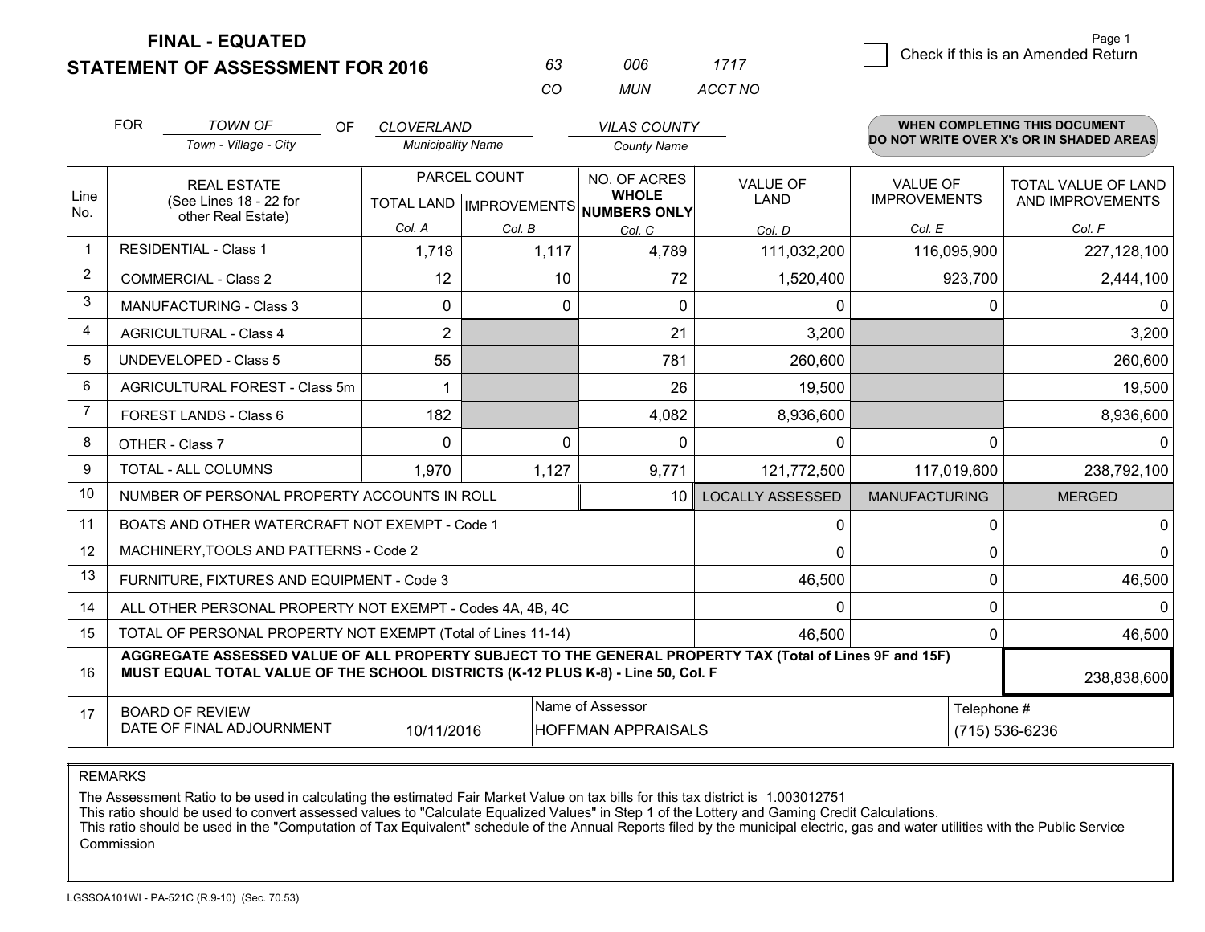**FINAL - EQUATED**
**STATEMENT OF ASSESSMENT FOR 2016**

| 63 | 006 | 1717 |
|---|---|---|
| CO | MUN | ACCT NO |

Page 1

☐ Check if this is an Amended Return

FOR *TOWN OF* (Town - Village - City) OF *CLOVERLAND* (Municipality Name) *VILAS COUNTY* (County Name)

**WHEN COMPLETING THIS DOCUMENT DO NOT WRITE OVER X's OR IN SHADED AREAS**

| Line No. | REAL ESTATE (See Lines 18 - 22 for other Real Estate) | PARCEL COUNT TOTAL LAND Col. A | PARCEL COUNT IMPROVEMENTS Col. B | NO. OF ACRES WHOLE NUMBERS ONLY Col. C | VALUE OF LAND Col. D | VALUE OF IMPROVEMENTS Col. E | TOTAL VALUE OF LAND AND IMPROVEMENTS Col. F |
|---|---|---|---|---|---|---|---|
| 1 | RESIDENTIAL - Class 1 | 1,718 | 1,117 | 4,789 | 111,032,200 | 116,095,900 | 227,128,100 |
| 2 | COMMERCIAL - Class 2 | 12 | 10 | 72 | 1,520,400 | 923,700 | 2,444,100 |
| 3 | MANUFACTURING - Class 3 | 0 | 0 | 0 | 0 | 0 | 0 |
| 4 | AGRICULTURAL - Class 4 | 2 | | 21 | 3,200 | | 3,200 |
| 5 | UNDEVELOPED - Class 5 | 55 | | 781 | 260,600 | | 260,600 |
| 6 | AGRICULTURAL FOREST - Class 5m | 1 | | 26 | 19,500 | | 19,500 |
| 7 | FOREST LANDS - Class 6 | 182 | | 4,082 | 8,936,600 | | 8,936,600 |
| 8 | OTHER - Class 7 | 0 | 0 | 0 | 0 | 0 | 0 |
| 9 | TOTAL - ALL COLUMNS | 1,970 | 1,127 | 9,771 | 121,772,500 | 117,019,600 | 238,792,100 |
| 10 | NUMBER OF PERSONAL PROPERTY ACCOUNTS IN ROLL | | | 10 | LOCALLY ASSESSED | MANUFACTURING | MERGED |
| 11 | BOATS AND OTHER WATERCRAFT NOT EXEMPT - Code 1 | | | | 0 | 0 | 0 |
| 12 | MACHINERY,TOOLS AND PATTERNS - Code 2 | | | | 0 | 0 | 0 |
| 13 | FURNITURE, FIXTURES AND EQUIPMENT - Code 3 | | | | 46,500 | 0 | 46,500 |
| 14 | ALL OTHER PERSONAL PROPERTY NOT EXEMPT - Codes 4A, 4B, 4C | | | | 0 | 0 | 0 |
| 15 | TOTAL OF PERSONAL PROPERTY NOT EXEMPT (Total of Lines 11-14) | | | | 46,500 | 0 | 46,500 |
| 16 | **AGGREGATE ASSESSED VALUE OF ALL PROPERTY SUBJECT TO THE GENERAL PROPERTY TAX (Total of Lines 9F and 15F) MUST EQUAL TOTAL VALUE OF THE SCHOOL DISTRICTS (K-12 PLUS K-8) - Line 50, Col. F** | | | | | | 238,838,600 |
| 17 | BOARD OF REVIEW DATE OF FINAL ADJOURNMENT | 10/11/2016 | Name of Assessor | HOFFMAN APPRAISALS | | Telephone # | (715) 536-6236 |

REMARKS

The Assessment Ratio to be used in calculating the estimated Fair Market Value on tax bills for this tax district is 1.003012751
This ratio should be used to convert assessed values to "Calculate Equalized Values" in Step 1 of the Lottery and Gaming Credit Calculations.
This ratio should be used in the "Computation of Tax Equivalent" schedule of the Annual Reports filed by the municipal electric, gas and water utilities with the Public Service Commission

LGSSOA101WI - PA-521C (R.9-10) (Sec. 70.53)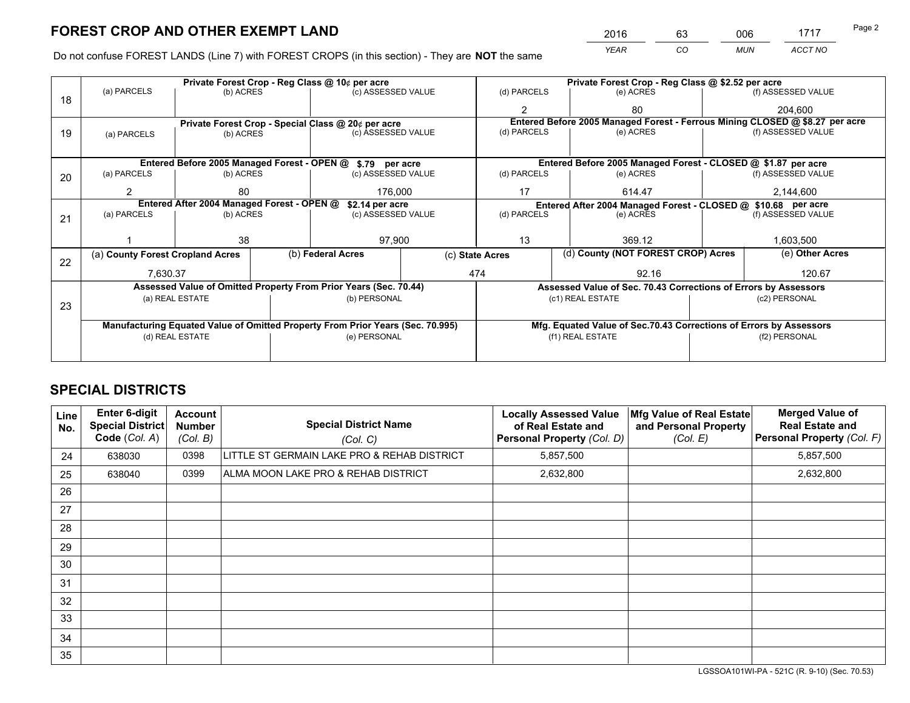# FOREST CROP AND OTHER EXEMPT LAND

| 2016 | 63 | 006 | 1717 |
|---|---|---|---|
| *YEAR* | *CO* | *MUN* | *ACCT NO* |

Do not confuse FOREST LANDS (Line 7) with FOREST CROPS (in this section) - They are **NOT** the same

| Line | Private Forest Crop - Reg Class @ 10¢ per acre | | | Private Forest Crop - Reg Class @ $2.52 per acre | | |
|---|---|---|---|---|---|---|
| | (a) PARCELS | (b) ACRES | (c) ASSESSED VALUE | (d) PARCELS | (e) ACRES | (f) ASSESSED VALUE |
| 18 | | | | 2 | 80 | 204,600 |
| | **Private Forest Crop - Special Class @ 20¢ per acre** | | | **Entered Before 2005 Managed Forest - Ferrous Mining CLOSED @ $8.27 per acre** | | |
| | (a) PARCELS | (b) ACRES | (c) ASSESSED VALUE | (d) PARCELS | (e) ACRES | (f) ASSESSED VALUE |
| 19 | | | | | | |
| | **Entered Before 2005 Managed Forest - OPEN @ $.79 per acre** | | | **Entered Before 2005 Managed Forest - CLOSED @ $1.87 per acre** | | |
| | (a) PARCELS | (b) ACRES | (c) ASSESSED VALUE | (d) PARCELS | (e) ACRES | (f) ASSESSED VALUE |
| 20 | 2 | 80 | 176,000 | 17 | 614.47 | 2,144,600 |
| | **Entered After 2004 Managed Forest - OPEN @ $2.14 per acre** | | | **Entered After 2004 Managed Forest - CLOSED @ $10.68 per acre** | | |
| | (a) PARCELS | (b) ACRES | (c) ASSESSED VALUE | (d) PARCELS | (e) ACRES | (f) ASSESSED VALUE |
| 21 | 1 | 38 | 97,900 | 13 | 369.12 | 1,603,500 |

| Line | (a) County Forest Cropland Acres | (b) Federal Acres | (c) State Acres | (d) County (NOT FOREST CROP) Acres | (e) Other Acres |
|---|---|---|---|---|---|
| 22 | 7,630.37 | | 474 | 92.16 | 120.67 |

| Line | Assessed Value of Omitted Property From Prior Years (Sec. 70.44) | | Assessed Value of Sec. 70.43 Corrections of Errors by Assessors | |
|---|---|---|---|---|
| | (a) REAL ESTATE | (b) PERSONAL | (c1) REAL ESTATE | (c2) PERSONAL |
| 23 | | | | |
| | **Manufacturing Equated Value of Omitted Property From Prior Years (Sec. 70.995)** | | **Mfg. Equated Value of Sec.70.43 Corrections of Errors by Assessors** | |
| | (d) REAL ESTATE | (e) PERSONAL | (f1) REAL ESTATE | (f2) PERSONAL |
| | | | | |

# SPECIAL DISTRICTS

| Line No. | Enter 6-digit Special District Code (*Col. A*) | Account Number (*Col. B*) | Special District Name (*Col. C*) | Locally Assessed Value of Real Estate and Personal Property (*Col. D*) | Mfg Value of Real Estate and Personal Property (*Col. E*) | Merged Value of Real Estate and Personal Property (*Col. F*) |
|---|---|---|---|---|---|---|
| 24 | 638030 | 0398 | LITTLE ST GERMAIN LAKE PRO & REHAB DISTRICT | 5,857,500 | | 5,857,500 |
| 25 | 638040 | 0399 | ALMA MOON LAKE PRO & REHAB DISTRICT | 2,632,800 | | 2,632,800 |
| 26 | | | | | | |
| 27 | | | | | | |
| 28 | | | | | | |
| 29 | | | | | | |
| 30 | | | | | | |
| 31 | | | | | | |
| 32 | | | | | | |
| 33 | | | | | | |
| 34 | | | | | | |
| 35 | | | | | | |

LGSSOA101WI-PA - 521C (R. 9-10) (Sec. 70.53)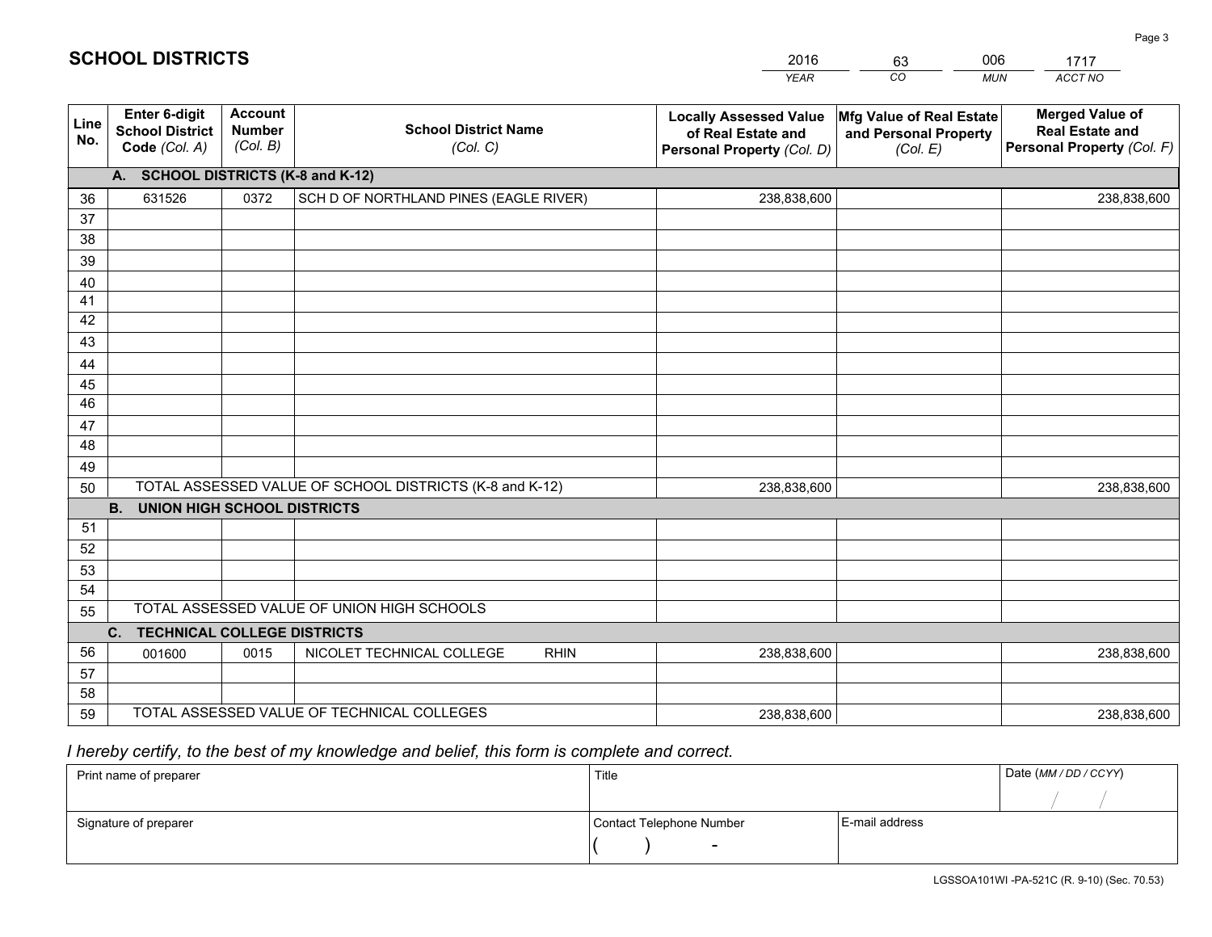# SCHOOL DISTRICTS

| 2016 | 63 | 006 | 1717 |
|---|---|---|---|
| *YEAR* | *CO* | *MUN* | *ACCT NO* |

| Line No. | Enter 6-digit School District Code *(Col. A)* | Account Number *(Col. B)* | School District Name *(Col. C)* | Locally Assessed Value of Real Estate and Personal Property *(Col. D)* | Mfg Value of Real Estate and Personal Property *(Col. E)* | Merged Value of Real Estate and Personal Property *(Col. F)* |
|---|---|---|---|---|---|---|
| **A. SCHOOL DISTRICTS (K-8 and K-12)** | | | | | | |
| 36 | 631526 | 0372 | SCH D OF NORTHLAND PINES (EAGLE RIVER) | 238,838,600 | | 238,838,600 |
| 37 | | | | | | |
| 38 | | | | | | |
| 39 | | | | | | |
| 40 | | | | | | |
| 41 | | | | | | |
| 42 | | | | | | |
| 43 | | | | | | |
| 44 | | | | | | |
| 45 | | | | | | |
| 46 | | | | | | |
| 47 | | | | | | |
| 48 | | | | | | |
| 49 | | | | | | |
| 50 | TOTAL ASSESSED VALUE OF SCHOOL DISTRICTS (K-8 and K-12) | | | 238,838,600 | | 238,838,600 |
| **B. UNION HIGH SCHOOL DISTRICTS** | | | | | | |
| 51 | | | | | | |
| 52 | | | | | | |
| 53 | | | | | | |
| 54 | | | | | | |
| 55 | TOTAL ASSESSED VALUE OF UNION HIGH SCHOOLS | | | | | |
| **C. TECHNICAL COLLEGE DISTRICTS** | | | | | | |
| 56 | 001600 | 0015 | NICOLET TECHNICAL COLLEGE RHIN | 238,838,600 | | 238,838,600 |
| 57 | | | | | | |
| 58 | | | | | | |
| 59 | TOTAL ASSESSED VALUE OF TECHNICAL COLLEGES | | | 238,838,600 | | 238,838,600 |

*I hereby certify, to the best of my knowledge and belief, this form is complete and correct.*

| Print name of preparer | Title | | Date *(MM / DD / CCYY)* |
|---|---|---|---|
| | | | / / |
| Signature of preparer | Contact Telephone Number | E-mail address | |
| | ( ) - | | |

LGSSOA101WI -PA-521C (R. 9-10) (Sec. 70.53)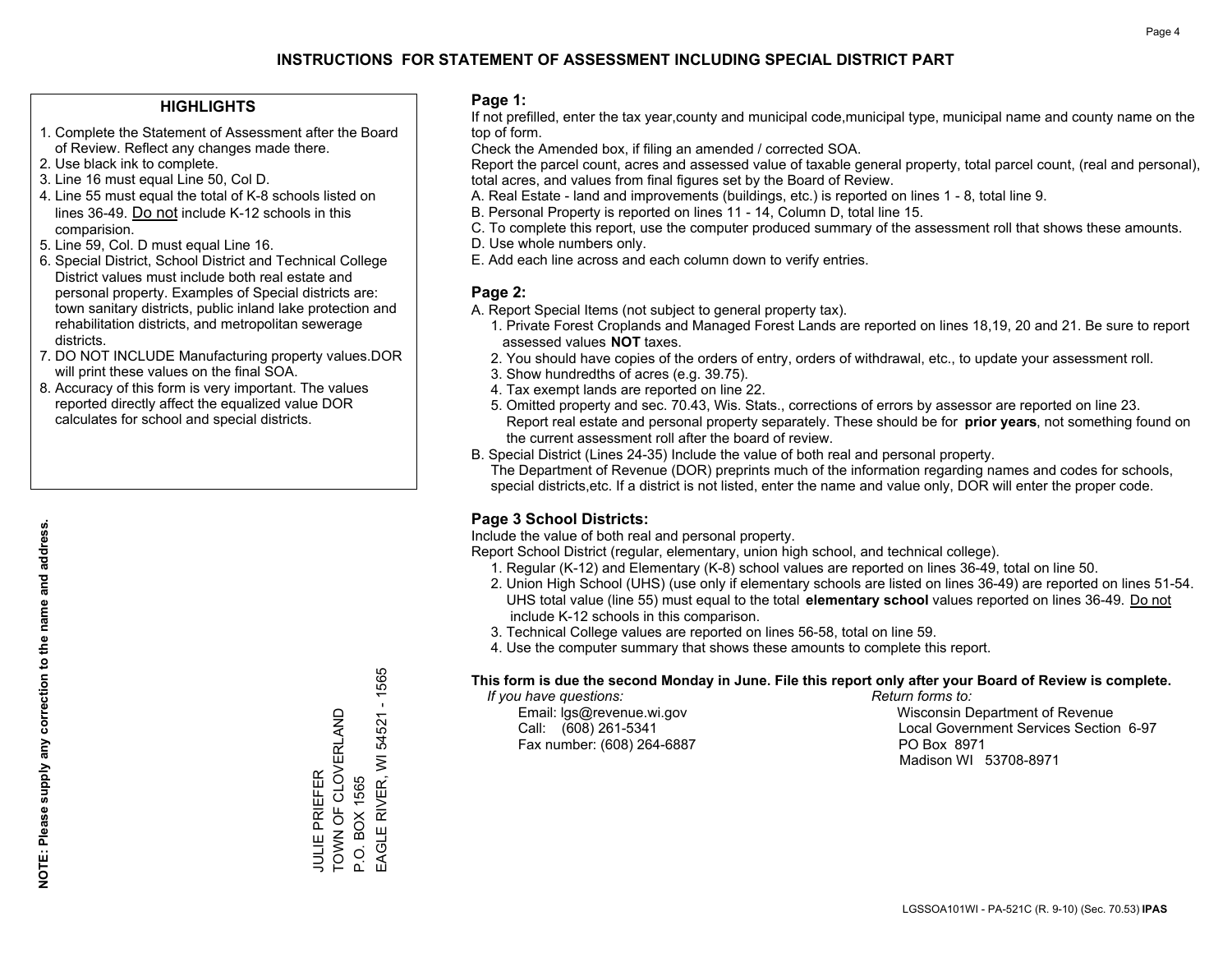# INSTRUCTIONS FOR STATEMENT OF ASSESSMENT INCLUDING SPECIAL DISTRICT PART

## HIGHLIGHTS

1. Complete the Statement of Assessment after the Board of Review. Reflect any changes made there.
2. Use black ink to complete.
3. Line 16 must equal Line 50, Col D.
4. Line 55 must equal the total of K-8 schools listed on lines 36-49. Do not include K-12 schools in this comparision.
5. Line 59, Col. D must equal Line 16.
6. Special District, School District and Technical College District values must include both real estate and personal property. Examples of Special districts are: town sanitary districts, public inland lake protection and rehabilitation districts, and metropolitan sewerage districts.
7. DO NOT INCLUDE Manufacturing property values.DOR will print these values on the final SOA.
8. Accuracy of this form is very important. The values reported directly affect the equalized value DOR calculates for school and special districts.

**NOTE: Please supply any correction to the name and address.**

JULIE PRIEFER
TOWN OF CLOVERLAND
P.O. BOX 1565
EAGLE RIVER, WI 54521 - 1565

## Page 1:

If not prefilled, enter the tax year,county and municipal code,municipal type, municipal name and county name on the top of form.

Check the Amended box, if filing an amended / corrected SOA.

Report the parcel count, acres and assessed value of taxable general property, total parcel count, (real and personal), total acres, and values from final figures set by the Board of Review.

A. Real Estate - land and improvements (buildings, etc.) is reported on lines 1 - 8, total line 9.
B. Personal Property is reported on lines 11 - 14, Column D, total line 15.
C. To complete this report, use the computer produced summary of the assessment roll that shows these amounts.
D. Use whole numbers only.
E. Add each line across and each column down to verify entries.

## Page 2:

A. Report Special Items (not subject to general property tax).
   1. Private Forest Croplands and Managed Forest Lands are reported on lines 18,19, 20 and 21. Be sure to report assessed values **NOT** taxes.
   2. You should have copies of the orders of entry, orders of withdrawal, etc., to update your assessment roll.
   3. Show hundredths of acres (e.g. 39.75).
   4. Tax exempt lands are reported on line 22.
   5. Omitted property and sec. 70.43, Wis. Stats., corrections of errors by assessor are reported on line 23. Report real estate and personal property separately. These should be for **prior years**, not something found on the current assessment roll after the board of review.
B. Special District (Lines 24-35) Include the value of both real and personal property.
   The Department of Revenue (DOR) preprints much of the information regarding names and codes for schools, special districts,etc. If a district is not listed, enter the name and value only, DOR will enter the proper code.

## Page 3 School Districts:

Include the value of both real and personal property.

Report School District (regular, elementary, union high school, and technical college).

1. Regular (K-12) and Elementary (K-8) school values are reported on lines 36-49, total on line 50.
2. Union High School (UHS) (use only if elementary schools are listed on lines 36-49) are reported on lines 51-54. UHS total value (line 55) must equal to the total **elementary school** values reported on lines 36-49. Do not include K-12 schools in this comparison.
3. Technical College values are reported on lines 56-58, total on line 59.
4. Use the computer summary that shows these amounts to complete this report.

**This form is due the second Monday in June. File this report only after your Board of Review is complete.**

*If you have questions:*
Email: lgs@revenue.wi.gov
Call: (608) 261-5341
Fax number: (608) 264-6887

*Return forms to:*
Wisconsin Department of Revenue
Local Government Services Section 6-97
PO Box 8971
Madison WI 53708-8971

LGSSOA101WI - PA-521C (R. 9-10) (Sec. 70.53) **IPAS**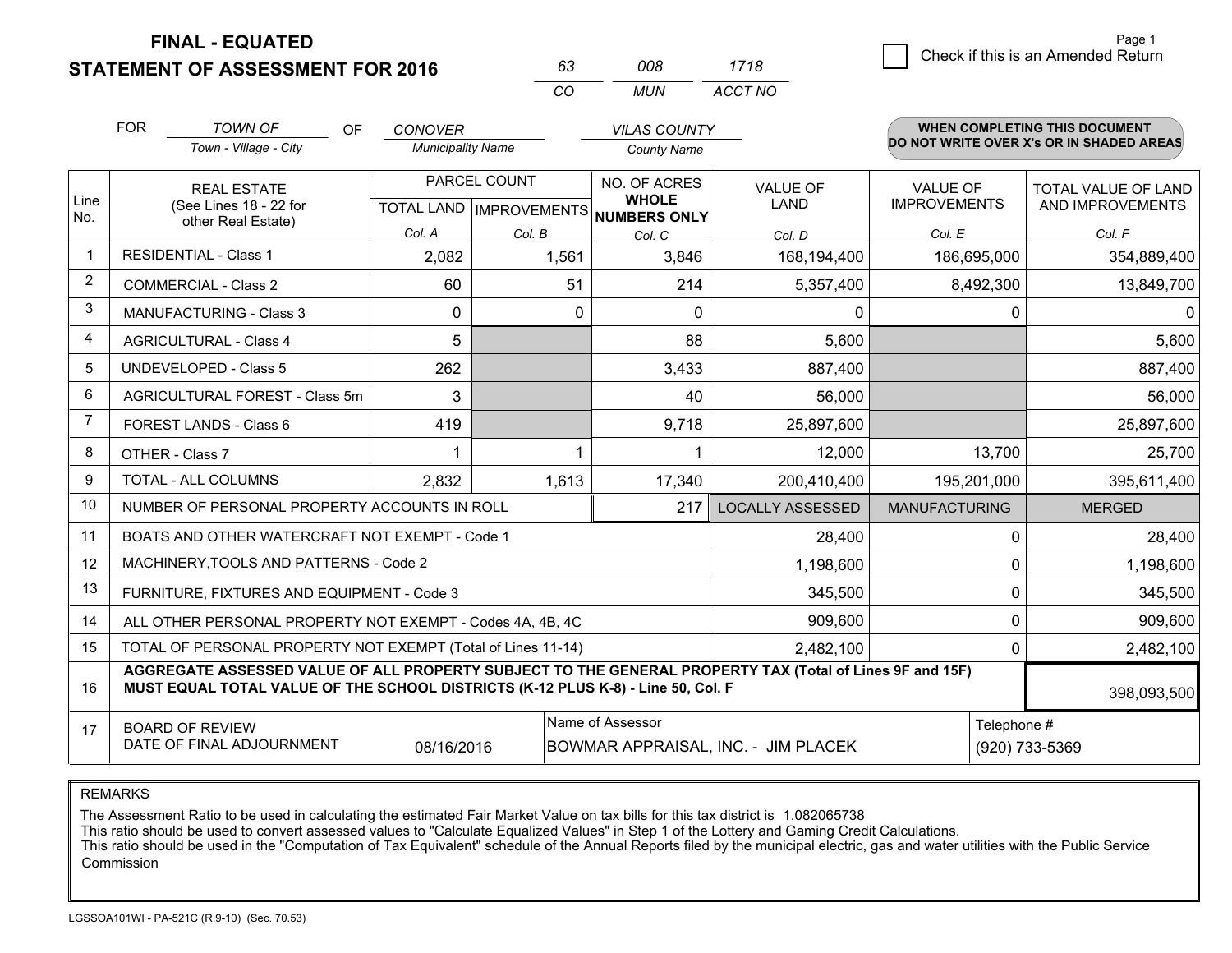**FINAL - EQUATED**
**STATEMENT OF ASSESSMENT FOR 2016**

| 63 | 008 | 1718 |
|---|---|---|
| CO | MUN | ACCT NO |

☐ Check if this is an Amended Return

Page 1

FOR *TOWN OF* (Town - Village - City) OF *CONOVER* (Municipality Name) *VILAS COUNTY* (County Name)

**WHEN COMPLETING THIS DOCUMENT DO NOT WRITE OVER X's OR IN SHADED AREAS**

| Line No. | REAL ESTATE (See Lines 18 - 22 for other Real Estate) | PARCEL COUNT TOTAL LAND Col. A | PARCEL COUNT IMPROVEMENTS Col. B | NO. OF ACRES WHOLE NUMBERS ONLY Col. C | VALUE OF LAND Col. D | VALUE OF IMPROVEMENTS Col. E | TOTAL VALUE OF LAND AND IMPROVEMENTS Col. F |
|---|---|---|---|---|---|---|---|
| 1 | RESIDENTIAL - Class 1 | 2,082 | 1,561 | 3,846 | 168,194,400 | 186,695,000 | 354,889,400 |
| 2 | COMMERCIAL - Class 2 | 60 | 51 | 214 | 5,357,400 | 8,492,300 | 13,849,700 |
| 3 | MANUFACTURING - Class 3 | 0 | 0 | 0 | 0 | 0 | 0 |
| 4 | AGRICULTURAL - Class 4 | 5 | | 88 | 5,600 | | 5,600 |
| 5 | UNDEVELOPED - Class 5 | 262 | | 3,433 | 887,400 | | 887,400 |
| 6 | AGRICULTURAL FOREST - Class 5m | 3 | | 40 | 56,000 | | 56,000 |
| 7 | FOREST LANDS - Class 6 | 419 | | 9,718 | 25,897,600 | | 25,897,600 |
| 8 | OTHER - Class 7 | 1 | 1 | 1 | 12,000 | 13,700 | 25,700 |
| 9 | TOTAL - ALL COLUMNS | 2,832 | 1,613 | 17,340 | 200,410,400 | 195,201,000 | 395,611,400 |
| 10 | NUMBER OF PERSONAL PROPERTY ACCOUNTS IN ROLL | | | 217 | LOCALLY ASSESSED | MANUFACTURING | MERGED |
| 11 | BOATS AND OTHER WATERCRAFT NOT EXEMPT - Code 1 | | | | 28,400 | 0 | 28,400 |
| 12 | MACHINERY,TOOLS AND PATTERNS - Code 2 | | | | 1,198,600 | 0 | 1,198,600 |
| 13 | FURNITURE, FIXTURES AND EQUIPMENT - Code 3 | | | | 345,500 | 0 | 345,500 |
| 14 | ALL OTHER PERSONAL PROPERTY NOT EXEMPT - Codes 4A, 4B, 4C | | | | 909,600 | 0 | 909,600 |
| 15 | TOTAL OF PERSONAL PROPERTY NOT EXEMPT (Total of Lines 11-14) | | | | 2,482,100 | 0 | 2,482,100 |
| 16 | **AGGREGATE ASSESSED VALUE OF ALL PROPERTY SUBJECT TO THE GENERAL PROPERTY TAX (Total of Lines 9F and 15F) MUST EQUAL TOTAL VALUE OF THE SCHOOL DISTRICTS (K-12 PLUS K-8) - Line 50, Col. F** | | | | | | 398,093,500 |
| 17 | BOARD OF REVIEW DATE OF FINAL ADJOURNMENT | 08/16/2016 | Name of Assessor | BOWMAR APPRAISAL, INC. - JIM PLACEK | | Telephone # | (920) 733-5369 |

REMARKS

The Assessment Ratio to be used in calculating the estimated Fair Market Value on tax bills for this tax district is 1.082065738
This ratio should be used to convert assessed values to "Calculate Equalized Values" in Step 1 of the Lottery and Gaming Credit Calculations.
This ratio should be used in the "Computation of Tax Equivalent" schedule of the Annual Reports filed by the municipal electric, gas and water utilities with the Public Service Commission

LGSSOA101WI - PA-521C (R.9-10) (Sec. 70.53)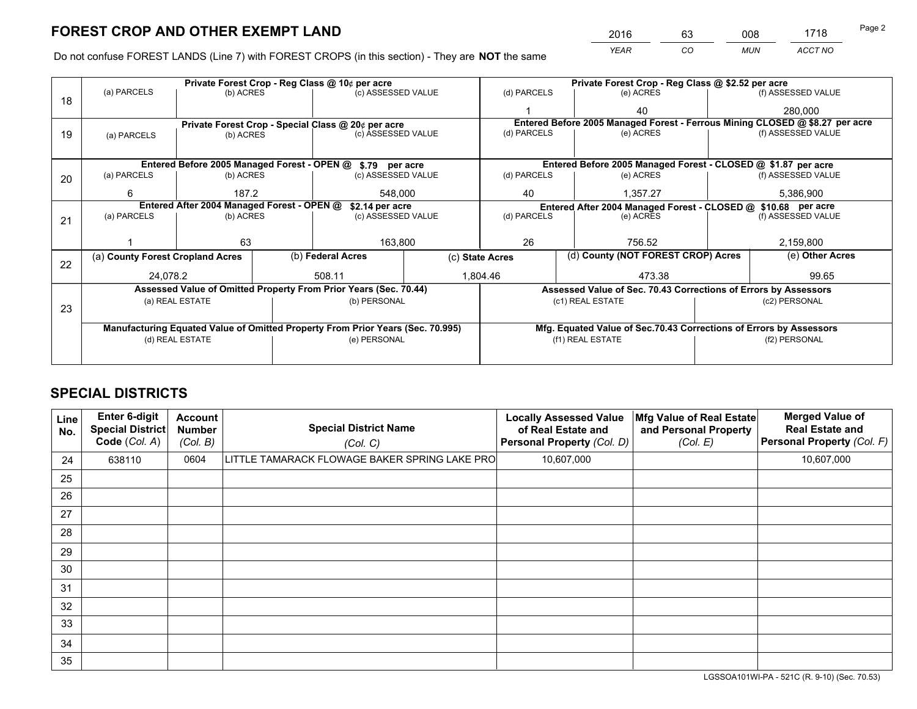# FOREST CROP AND OTHER EXEMPT LAND

| 2016 | 63 | 008 | 1718 |
|---|---|---|---|
| *YEAR* | *CO* | *MUN* | *ACCT NO* |

Do not confuse FOREST LANDS (Line 7) with FOREST CROPS (in this section) - They are **NOT** the same

| Line | Private Forest Crop - Reg Class @ 10¢ per acre | | | Private Forest Crop - Reg Class @ $2.52 per acre | | |
|---|---|---|---|---|---|---|
| 18 | (a) PARCELS | (b) ACRES | (c) ASSESSED VALUE | (d) PARCELS | (e) ACRES | (f) ASSESSED VALUE |
| | | | | 1 | 40 | 280,000 |
| | **Private Forest Crop - Special Class @ 20¢ per acre** | | | **Entered Before 2005 Managed Forest - Ferrous Mining CLOSED @ $8.27 per acre** | | |
| 19 | (a) PARCELS | (b) ACRES | (c) ASSESSED VALUE | (d) PARCELS | (e) ACRES | (f) ASSESSED VALUE |
| | | | | | | |
| | **Entered Before 2005 Managed Forest - OPEN @ $.79 per acre** | | | **Entered Before 2005 Managed Forest - CLOSED @ $1.87 per acre** | | |
| 20 | (a) PARCELS | (b) ACRES | (c) ASSESSED VALUE | (d) PARCELS | (e) ACRES | (f) ASSESSED VALUE |
| | 6 | 187.2 | 548,000 | 40 | 1,357.27 | 5,386,900 |
| | **Entered After 2004 Managed Forest - OPEN @ $2.14 per acre** | | | **Entered After 2004 Managed Forest - CLOSED @ $10.68 per acre** | | |
| 21 | (a) PARCELS | (b) ACRES | (c) ASSESSED VALUE | (d) PARCELS | (e) ACRES | (f) ASSESSED VALUE |
| | 1 | 63 | 163,800 | 26 | 756.52 | 2,159,800 |

| Line | (a) County Forest Cropland Acres | (b) Federal Acres | (c) State Acres | (d) County (NOT FOREST CROP) Acres | (e) Other Acres |
|---|---|---|---|---|---|
| 22 | 24,078.2 | 508.11 | 1,804.46 | 473.38 | 99.65 |

| Line | Assessed Value of Omitted Property From Prior Years (Sec. 70.44) | | Assessed Value of Sec. 70.43 Corrections of Errors by Assessors | |
|---|---|---|---|---|
| 23 | (a) REAL ESTATE | (b) PERSONAL | (c1) REAL ESTATE | (c2) PERSONAL |
| | | | | |
| | **Manufacturing Equated Value of Omitted Property From Prior Years (Sec. 70.995)** | | **Mfg. Equated Value of Sec.70.43 Corrections of Errors by Assessors** | |
| | (d) REAL ESTATE | (e) PERSONAL | (f1) REAL ESTATE | (f2) PERSONAL |
| | | | | |

# SPECIAL DISTRICTS

| Line No. | Enter 6-digit Special District Code (*Col. A*) | Account Number (*Col. B*) | Special District Name (*Col. C*) | Locally Assessed Value of Real Estate and Personal Property (*Col. D*) | Mfg Value of Real Estate and Personal Property (*Col. E*) | Merged Value of Real Estate and Personal Property (*Col. F*) |
|---|---|---|---|---|---|---|
| 24 | 638110 | 0604 | LITTLE TAMARACK FLOWAGE BAKER SPRING LAKE PRO | 10,607,000 | | 10,607,000 |
| 25 | | | | | | |
| 26 | | | | | | |
| 27 | | | | | | |
| 28 | | | | | | |
| 29 | | | | | | |
| 30 | | | | | | |
| 31 | | | | | | |
| 32 | | | | | | |
| 33 | | | | | | |
| 34 | | | | | | |
| 35 | | | | | | |

LGSSOA101WI-PA - 521C (R. 9-10) (Sec. 70.53)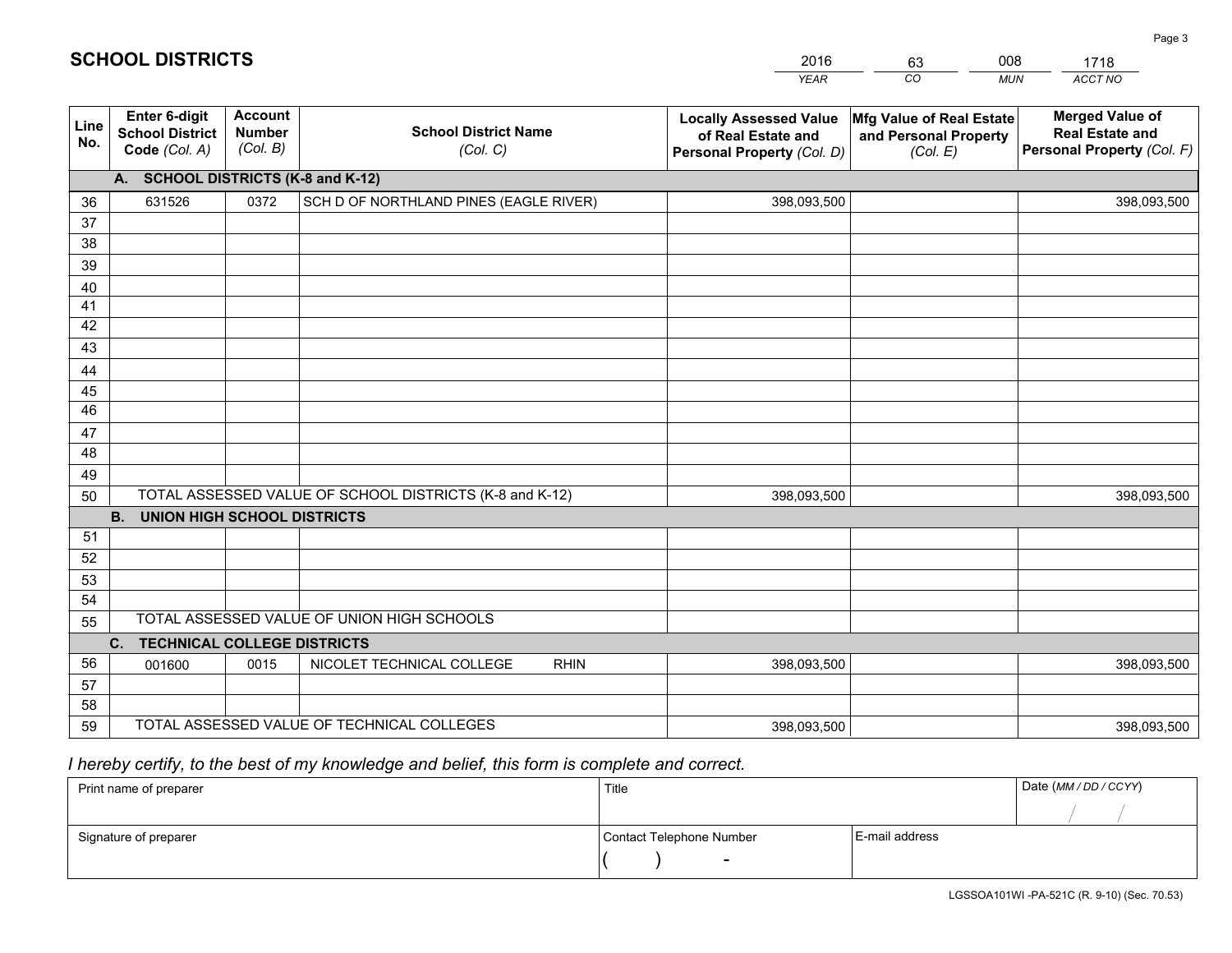# SCHOOL DISTRICTS

| YEAR | CO | MUN | ACCT NO |
|---|---|---|---|
| 2016 | 63 | 008 | 1718 |

| Line No. | Enter 6-digit School District Code (Col. A) | Account Number (Col. B) | School District Name (Col. C) | Locally Assessed Value of Real Estate and Personal Property (Col. D) | Mfg Value of Real Estate and Personal Property (Col. E) | Merged Value of Real Estate and Personal Property (Col. F) |
|---|---|---|---|---|---|---|
| **A. SCHOOL DISTRICTS (K-8 and K-12)** | | | | | | |
| 36 | 631526 | 0372 | SCH D OF NORTHLAND PINES (EAGLE RIVER) | 398,093,500 | | 398,093,500 |
| 37 | | | | | | |
| 38 | | | | | | |
| 39 | | | | | | |
| 40 | | | | | | |
| 41 | | | | | | |
| 42 | | | | | | |
| 43 | | | | | | |
| 44 | | | | | | |
| 45 | | | | | | |
| 46 | | | | | | |
| 47 | | | | | | |
| 48 | | | | | | |
| 49 | | | | | | |
| 50 | TOTAL ASSESSED VALUE OF SCHOOL DISTRICTS (K-8 and K-12) | | | 398,093,500 | | 398,093,500 |
| **B. UNION HIGH SCHOOL DISTRICTS** | | | | | | |
| 51 | | | | | | |
| 52 | | | | | | |
| 53 | | | | | | |
| 54 | | | | | | |
| 55 | TOTAL ASSESSED VALUE OF UNION HIGH SCHOOLS | | | | | |
| **C. TECHNICAL COLLEGE DISTRICTS** | | | | | | |
| 56 | 001600 | 0015 | NICOLET TECHNICAL COLLEGE RHIN | 398,093,500 | | 398,093,500 |
| 57 | | | | | | |
| 58 | | | | | | |
| 59 | TOTAL ASSESSED VALUE OF TECHNICAL COLLEGES | | | 398,093,500 | | 398,093,500 |

*I hereby certify, to the best of my knowledge and belief, this form is complete and correct.*

| Print name of preparer | Title | | Date (MM / DD / CCYY) |
|---|---|---|---|
| | | | / / |
| Signature of preparer | Contact Telephone Number | E-mail address | |
| | ( ) - | | |

LGSSOA101WI -PA-521C (R. 9-10) (Sec. 70.53)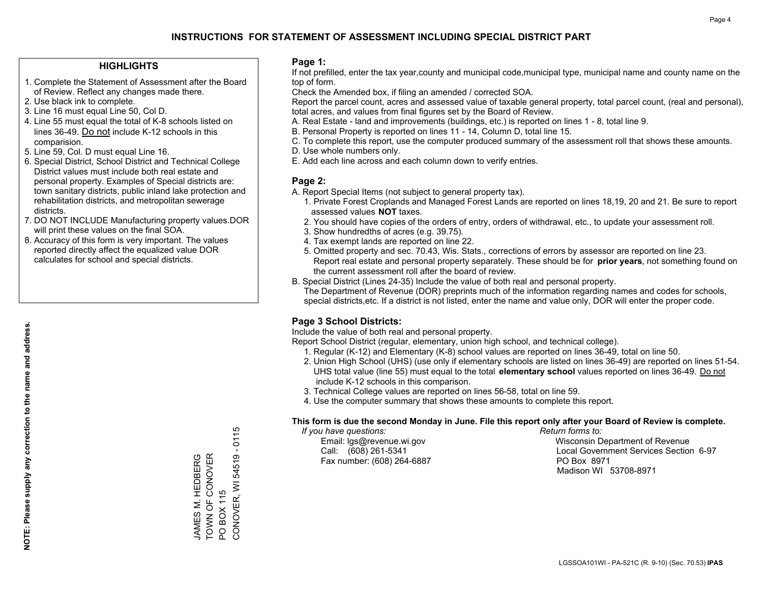# INSTRUCTIONS FOR STATEMENT OF ASSESSMENT INCLUDING SPECIAL DISTRICT PART

## HIGHLIGHTS

1. Complete the Statement of Assessment after the Board of Review. Reflect any changes made there.
2. Use black ink to complete.
3. Line 16 must equal Line 50, Col D.
4. Line 55 must equal the total of K-8 schools listed on lines 36-49. Do not include K-12 schools in this comparision.
5. Line 59, Col. D must equal Line 16.
6. Special District, School District and Technical College District values must include both real estate and personal property. Examples of Special districts are: town sanitary districts, public inland lake protection and rehabilitation districts, and metropolitan sewerage districts.
7. DO NOT INCLUDE Manufacturing property values.DOR will print these values on the final SOA.
8. Accuracy of this form is very important. The values reported directly affect the equalized value DOR calculates for school and special districts.

**NOTE: Please supply any correction to the name and address.**

JAMES M. HEDBERG
TOWN OF CONOVER
PO BOX 115
CONOVER, WI 54519 - 0115

## Page 1:

If not prefilled, enter the tax year,county and municipal code,municipal type, municipal name and county name on the top of form.

Check the Amended box, if filing an amended / corrected SOA.

Report the parcel count, acres and assessed value of taxable general property, total parcel count, (real and personal), total acres, and values from final figures set by the Board of Review.

A. Real Estate - land and improvements (buildings, etc.) is reported on lines 1 - 8, total line 9.
B. Personal Property is reported on lines 11 - 14, Column D, total line 15.
C. To complete this report, use the computer produced summary of the assessment roll that shows these amounts.
D. Use whole numbers only.
E. Add each line across and each column down to verify entries.

## Page 2:

A. Report Special Items (not subject to general property tax).
   1. Private Forest Croplands and Managed Forest Lands are reported on lines 18,19, 20 and 21. Be sure to report assessed values **NOT** taxes.
   2. You should have copies of the orders of entry, orders of withdrawal, etc., to update your assessment roll.
   3. Show hundredths of acres (e.g. 39.75).
   4. Tax exempt lands are reported on line 22.
   5. Omitted property and sec. 70.43, Wis. Stats., corrections of errors by assessor are reported on line 23. Report real estate and personal property separately. These should be for **prior years**, not something found on the current assessment roll after the board of review.

B. Special District (Lines 24-35) Include the value of both real and personal property.
   The Department of Revenue (DOR) preprints much of the information regarding names and codes for schools, special districts,etc. If a district is not listed, enter the name and value only, DOR will enter the proper code.

## Page 3 School Districts:

Include the value of both real and personal property.

Report School District (regular, elementary, union high school, and technical college).

1. Regular (K-12) and Elementary (K-8) school values are reported on lines 36-49, total on line 50.
2. Union High School (UHS) (use only if elementary schools are listed on lines 36-49) are reported on lines 51-54. UHS total value (line 55) must equal to the total **elementary school** values reported on lines 36-49. Do not include K-12 schools in this comparison.
3. Technical College values are reported on lines 56-58, total on line 59.
4. Use the computer summary that shows these amounts to complete this report.

**This form is due the second Monday in June. File this report only after your Board of Review is complete.**

*If you have questions:*
Email: lgs@revenue.wi.gov
Call: (608) 261-5341
Fax number: (608) 264-6887

*Return forms to:*
Wisconsin Department of Revenue
Local Government Services Section 6-97
PO Box 8971
Madison WI 53708-8971

LGSSOA101WI - PA-521C (R. 9-10) (Sec. 70.53) **IPAS**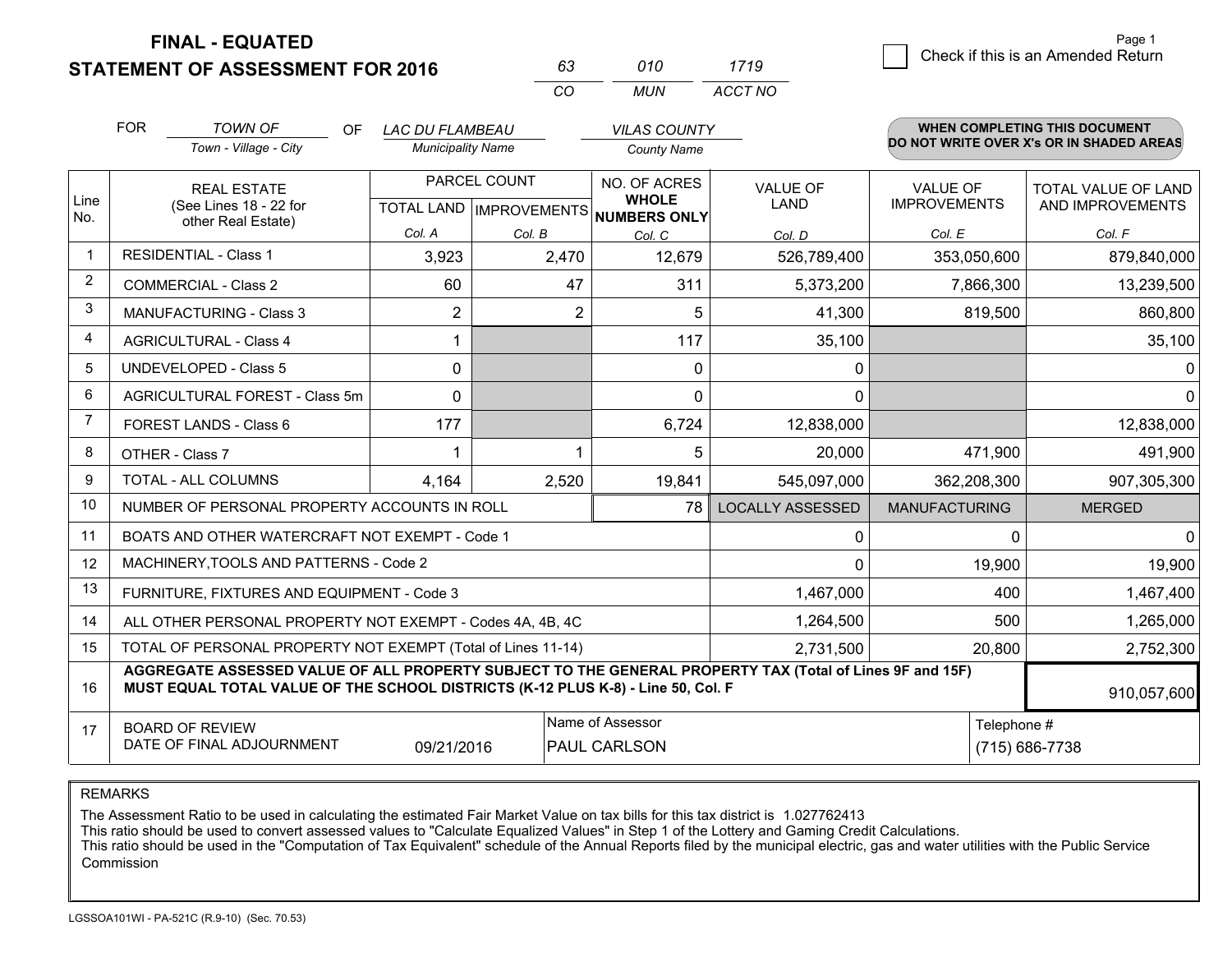# FINAL - EQUATED
## STATEMENT OF ASSESSMENT FOR 2016

| 63 | 010 | 1719 |
|---|---|---|
| CO | MUN | ACCT NO |

Page 1

☐ Check if this is an Amended Return

FOR *TOWN OF* (Town - Village - City) OF *LAC DU FLAMBEAU* (Municipality Name) *VILAS COUNTY* (County Name)

**WHEN COMPLETING THIS DOCUMENT DO NOT WRITE OVER X's OR IN SHADED AREAS**

| Line No. | REAL ESTATE (See Lines 18 - 22 for other Real Estate) | PARCEL COUNT TOTAL LAND Col. A | IMPROVEMENTS Col. B | NO. OF ACRES WHOLE NUMBERS ONLY Col. C | VALUE OF LAND Col. D | VALUE OF IMPROVEMENTS Col. E | TOTAL VALUE OF LAND AND IMPROVEMENTS Col. F |
|---|---|---|---|---|---|---|---|
| 1 | RESIDENTIAL - Class 1 | 3,923 | 2,470 | 12,679 | 526,789,400 | 353,050,600 | 879,840,000 |
| 2 | COMMERCIAL - Class 2 | 60 | 47 | 311 | 5,373,200 | 7,866,300 | 13,239,500 |
| 3 | MANUFACTURING - Class 3 | 2 | 2 | 5 | 41,300 | 819,500 | 860,800 |
| 4 | AGRICULTURAL - Class 4 | 1 | | 117 | 35,100 | | 35,100 |
| 5 | UNDEVELOPED - Class 5 | 0 | | 0 | 0 | | 0 |
| 6 | AGRICULTURAL FOREST - Class 5m | 0 | | 0 | 0 | | 0 |
| 7 | FOREST LANDS - Class 6 | 177 | | 6,724 | 12,838,000 | | 12,838,000 |
| 8 | OTHER - Class 7 | 1 | 1 | 5 | 20,000 | 471,900 | 491,900 |
| 9 | TOTAL - ALL COLUMNS | 4,164 | 2,520 | 19,841 | 545,097,000 | 362,208,300 | 907,305,300 |
| 10 | NUMBER OF PERSONAL PROPERTY ACCOUNTS IN ROLL | | | 78 | LOCALLY ASSESSED | MANUFACTURING | MERGED |
| 11 | BOATS AND OTHER WATERCRAFT NOT EXEMPT - Code 1 | | | | 0 | 0 | 0 |
| 12 | MACHINERY,TOOLS AND PATTERNS - Code 2 | | | | 0 | 19,900 | 19,900 |
| 13 | FURNITURE, FIXTURES AND EQUIPMENT - Code 3 | | | | 1,467,000 | 400 | 1,467,400 |
| 14 | ALL OTHER PERSONAL PROPERTY NOT EXEMPT - Codes 4A, 4B, 4C | | | | 1,264,500 | 500 | 1,265,000 |
| 15 | TOTAL OF PERSONAL PROPERTY NOT EXEMPT (Total of Lines 11-14) | | | | 2,731,500 | 20,800 | 2,752,300 |
| 16 | **AGGREGATE ASSESSED VALUE OF ALL PROPERTY SUBJECT TO THE GENERAL PROPERTY TAX (Total of Lines 9F and 15F) MUST EQUAL TOTAL VALUE OF THE SCHOOL DISTRICTS (K-12 PLUS K-8) - Line 50, Col. F** | | | | | | 910,057,600 |
| 17 | BOARD OF REVIEW DATE OF FINAL ADJOURNMENT | 09/21/2016 | | Name of Assessor: PAUL CARLSON | | Telephone #: (715) 686-7738 | |

REMARKS

The Assessment Ratio to be used in calculating the estimated Fair Market Value on tax bills for this tax district is 1.027762413
This ratio should be used to convert assessed values to "Calculate Equalized Values" in Step 1 of the Lottery and Gaming Credit Calculations.
This ratio should be used in the "Computation of Tax Equivalent" schedule of the Annual Reports filed by the municipal electric, gas and water utilities with the Public Service Commission

LGSSOA101WI - PA-521C (R.9-10) (Sec. 70.53)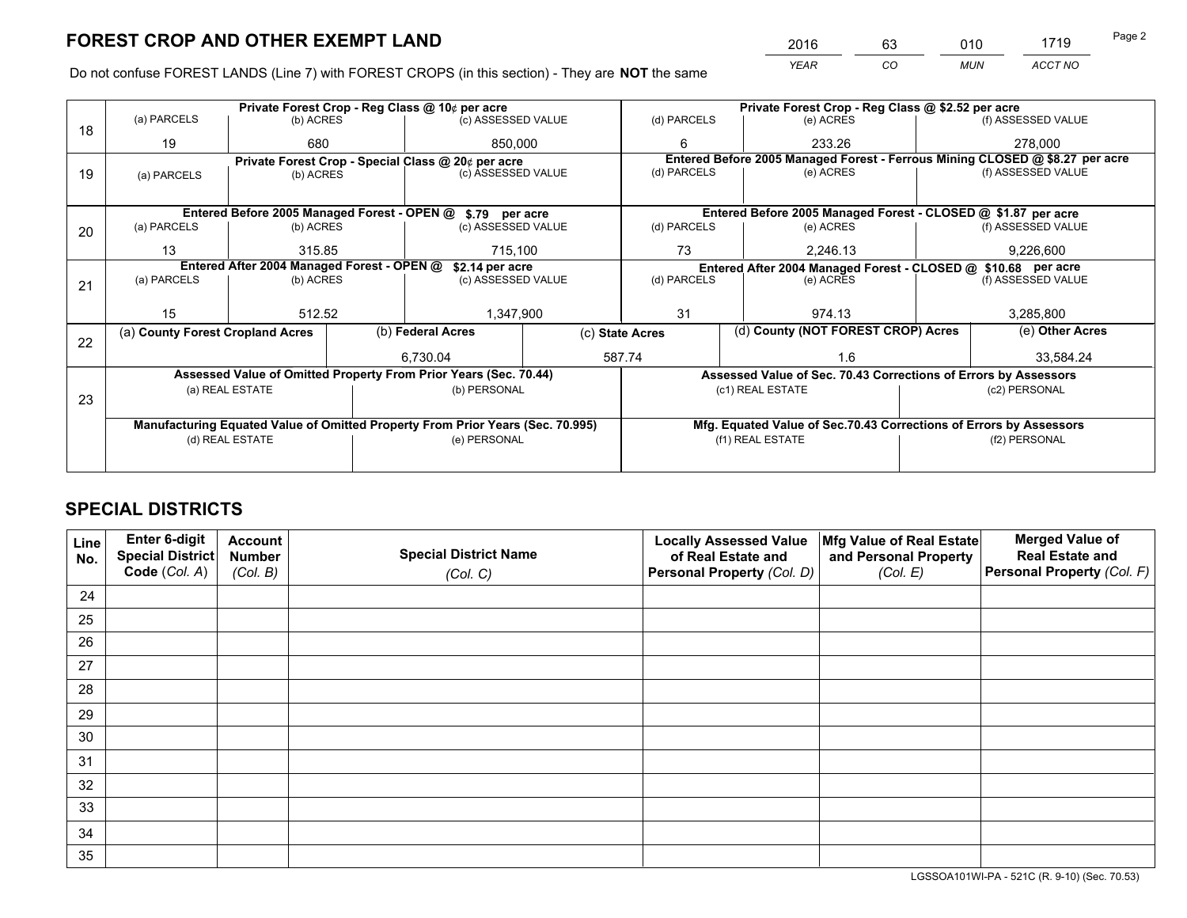# FOREST CROP AND OTHER EXEMPT LAND

| YEAR | CO | MUN | ACCT NO |
|---|---|---|---|
| 2016 | 63 | 010 | 1719 |

Do not confuse FOREST LANDS (Line 7) with FOREST CROPS (in this section) - They are **NOT** the same

| Line | | | | | | |
|---|---|---|---|---|---|---|
| 18 | Private Forest Crop - Reg Class @ 10¢ per acre | | | Private Forest Crop - Reg Class @ $2.52 per acre | | |
| | (a) PARCELS | (b) ACRES | (c) ASSESSED VALUE | (d) PARCELS | (e) ACRES | (f) ASSESSED VALUE |
| | 19 | 680 | 850,000 | 6 | 233.26 | 278,000 |
| 19 | Private Forest Crop - Special Class @ 20¢ per acre | | | Entered Before 2005 Managed Forest - Ferrous Mining CLOSED @ $8.27 per acre | | |
| | (a) PARCELS | (b) ACRES | (c) ASSESSED VALUE | (d) PARCELS | (e) ACRES | (f) ASSESSED VALUE |
| | | | | | | |
| 20 | Entered Before 2005 Managed Forest - OPEN @ $.79 per acre | | | Entered Before 2005 Managed Forest - CLOSED @ $1.87 per acre | | |
| | (a) PARCELS | (b) ACRES | (c) ASSESSED VALUE | (d) PARCELS | (e) ACRES | (f) ASSESSED VALUE |
| | 13 | 315.85 | 715,100 | 73 | 2,246.13 | 9,226,600 |
| 21 | Entered After 2004 Managed Forest - OPEN @ $2.14 per acre | | | Entered After 2004 Managed Forest - CLOSED @ $10.68 per acre | | |
| | (a) PARCELS | (b) ACRES | (c) ASSESSED VALUE | (d) PARCELS | (e) ACRES | (f) ASSESSED VALUE |
| | 15 | 512.52 | 1,347,900 | 31 | 974.13 | 3,285,800 |

| Line | (a) County Forest Cropland Acres | (b) Federal Acres | (c) State Acres | (d) County (NOT FOREST CROP) Acres | (e) Other Acres |
|---|---|---|---|---|---|
| 22 | | 6,730.04 | 587.74 | 1.6 | 33,584.24 |

| Line | Assessed Value of Omitted Property From Prior Years (Sec. 70.44) | | Assessed Value of Sec. 70.43 Corrections of Errors by Assessors | |
|---|---|---|---|---|
| 23 | (a) REAL ESTATE | (b) PERSONAL | (c1) REAL ESTATE | (c2) PERSONAL |
| | | | | |
| | **Manufacturing Equated Value of Omitted Property From Prior Years (Sec. 70.995)** | | **Mfg. Equated Value of Sec.70.43 Corrections of Errors by Assessors** | |
| | (d) REAL ESTATE | (e) PERSONAL | (f1) REAL ESTATE | (f2) PERSONAL |
| | | | | |

# SPECIAL DISTRICTS

| Line No. | Enter 6-digit Special District Code (Col. A) | Account Number (Col. B) | Special District Name (Col. C) | Locally Assessed Value of Real Estate and Personal Property (Col. D) | Mfg Value of Real Estate and Personal Property (Col. E) | Merged Value of Real Estate and Personal Property (Col. F) |
|---|---|---|---|---|---|---|
| 24 | | | | | | |
| 25 | | | | | | |
| 26 | | | | | | |
| 27 | | | | | | |
| 28 | | | | | | |
| 29 | | | | | | |
| 30 | | | | | | |
| 31 | | | | | | |
| 32 | | | | | | |
| 33 | | | | | | |
| 34 | | | | | | |
| 35 | | | | | | |

LGSSOA101WI-PA - 521C (R. 9-10) (Sec. 70.53)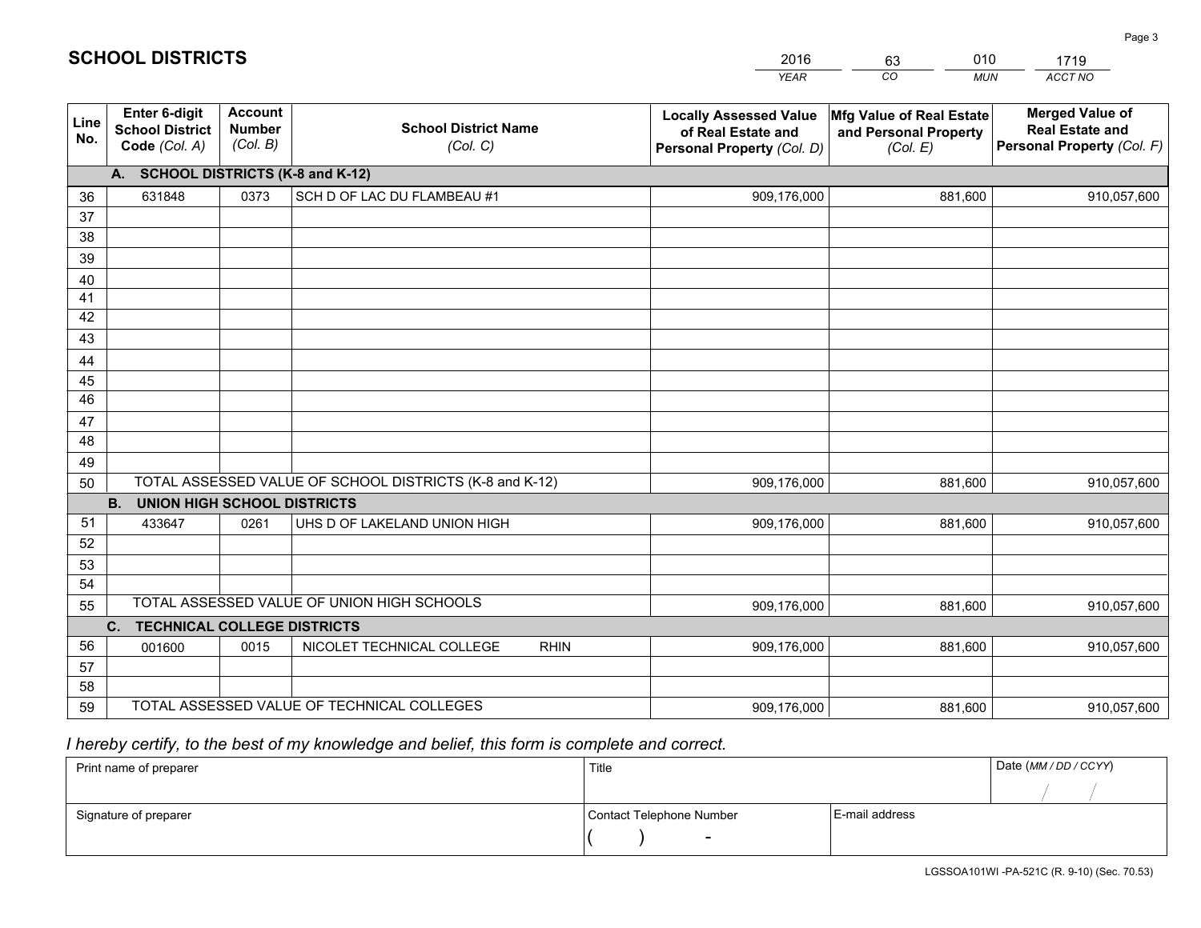# SCHOOL DISTRICTS

| 2016 | 63 | 010 | 1719 |
|---|---|---|---|
| *YEAR* | *CO* | *MUN* | *ACCT NO* |

| Line No. | Enter 6-digit School District Code (Col. A) | Account Number (Col. B) | School District Name (Col. C) | Locally Assessed Value of Real Estate and Personal Property (Col. D) | Mfg Value of Real Estate and Personal Property (Col. E) | Merged Value of Real Estate and Personal Property (Col. F) |
|---|---|---|---|---|---|---|
| | **A. SCHOOL DISTRICTS (K-8 and K-12)** | | | | | |
| 36 | 631848 | 0373 | SCH D OF LAC DU FLAMBEAU #1 | 909,176,000 | 881,600 | 910,057,600 |
| 37 | | | | | | |
| 38 | | | | | | |
| 39 | | | | | | |
| 40 | | | | | | |
| 41 | | | | | | |
| 42 | | | | | | |
| 43 | | | | | | |
| 44 | | | | | | |
| 45 | | | | | | |
| 46 | | | | | | |
| 47 | | | | | | |
| 48 | | | | | | |
| 49 | | | | | | |
| 50 | TOTAL ASSESSED VALUE OF SCHOOL DISTRICTS (K-8 and K-12) | | | 909,176,000 | 881,600 | 910,057,600 |
| | **B. UNION HIGH SCHOOL DISTRICTS** | | | | | |
| 51 | 433647 | 0261 | UHS D OF LAKELAND UNION HIGH | 909,176,000 | 881,600 | 910,057,600 |
| 52 | | | | | | |
| 53 | | | | | | |
| 54 | | | | | | |
| 55 | TOTAL ASSESSED VALUE OF UNION HIGH SCHOOLS | | | 909,176,000 | 881,600 | 910,057,600 |
| | **C. TECHNICAL COLLEGE DISTRICTS** | | | | | |
| 56 | 001600 | 0015 | NICOLET TECHNICAL COLLEGE RHIN | 909,176,000 | 881,600 | 910,057,600 |
| 57 | | | | | | |
| 58 | | | | | | |
| 59 | TOTAL ASSESSED VALUE OF TECHNICAL COLLEGES | | | 909,176,000 | 881,600 | 910,057,600 |

*I hereby certify, to the best of my knowledge and belief, this form is complete and correct.*

| Print name of preparer | Title | | Date (MM / DD / CCYY) |
|---|---|---|---|
| | | | / / |
| Signature of preparer | Contact Telephone Number | E-mail address | |
| | ( ) - | | |

LGSSOA101WI -PA-521C (R. 9-10) (Sec. 70.53)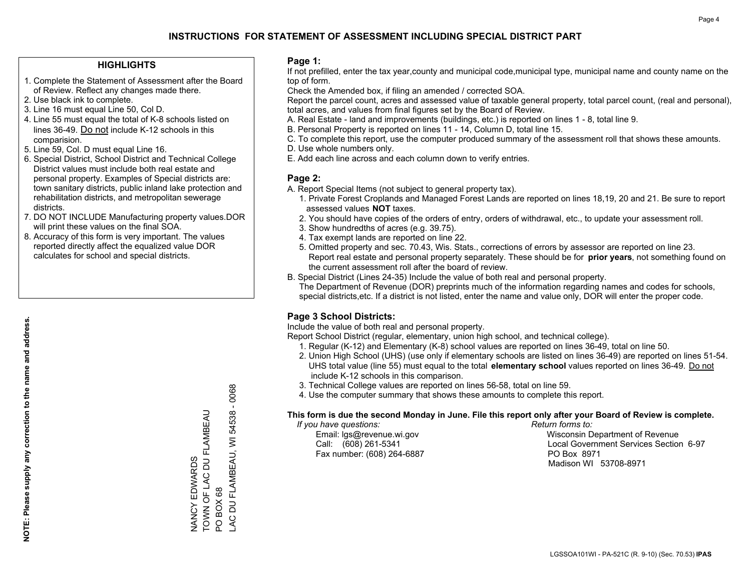# INSTRUCTIONS FOR STATEMENT OF ASSESSMENT INCLUDING SPECIAL DISTRICT PART

## HIGHLIGHTS

1. Complete the Statement of Assessment after the Board of Review. Reflect any changes made there.
2. Use black ink to complete.
3. Line 16 must equal Line 50, Col D.
4. Line 55 must equal the total of K-8 schools listed on lines 36-49. Do not include K-12 schools in this comparision.
5. Line 59, Col. D must equal Line 16.
6. Special District, School District and Technical College District values must include both real estate and personal property. Examples of Special districts are: town sanitary districts, public inland lake protection and rehabilitation districts, and metropolitan sewerage districts.
7. DO NOT INCLUDE Manufacturing property values.DOR will print these values on the final SOA.
8. Accuracy of this form is very important. The values reported directly affect the equalized value DOR calculates for school and special districts.

**NOTE: Please supply any correction to the name and address.**

NANCY EDWARDS
TOWN OF LAC DU FLAMBEAU
PO BOX 68
LAC DU FLAMBEAU, WI 54538 - 0068

## Page 1:

If not prefilled, enter the tax year,county and municipal code,municipal type, municipal name and county name on the top of form.

Check the Amended box, if filing an amended / corrected SOA.

Report the parcel count, acres and assessed value of taxable general property, total parcel count, (real and personal), total acres, and values from final figures set by the Board of Review.

A. Real Estate - land and improvements (buildings, etc.) is reported on lines 1 - 8, total line 9.
B. Personal Property is reported on lines 11 - 14, Column D, total line 15.
C. To complete this report, use the computer produced summary of the assessment roll that shows these amounts.
D. Use whole numbers only.
E. Add each line across and each column down to verify entries.

## Page 2:

A. Report Special Items (not subject to general property tax).
   1. Private Forest Croplands and Managed Forest Lands are reported on lines 18,19, 20 and 21. Be sure to report assessed values **NOT** taxes.
   2. You should have copies of the orders of entry, orders of withdrawal, etc., to update your assessment roll.
   3. Show hundredths of acres (e.g. 39.75).
   4. Tax exempt lands are reported on line 22.
   5. Omitted property and sec. 70.43, Wis. Stats., corrections of errors by assessor are reported on line 23. Report real estate and personal property separately. These should be for **prior years**, not something found on the current assessment roll after the board of review.
B. Special District (Lines 24-35) Include the value of both real and personal property.
   The Department of Revenue (DOR) preprints much of the information regarding names and codes for schools, special districts,etc. If a district is not listed, enter the name and value only, DOR will enter the proper code.

## Page 3 School Districts:

Include the value of both real and personal property.

Report School District (regular, elementary, union high school, and technical college).

1. Regular (K-12) and Elementary (K-8) school values are reported on lines 36-49, total on line 50.
2. Union High School (UHS) (use only if elementary schools are listed on lines 36-49) are reported on lines 51-54. UHS total value (line 55) must equal to the total **elementary school** values reported on lines 36-49. Do not include K-12 schools in this comparison.
3. Technical College values are reported on lines 56-58, total on line 59.
4. Use the computer summary that shows these amounts to complete this report.

**This form is due the second Monday in June. File this report only after your Board of Review is complete.**

*If you have questions:*
Email: lgs@revenue.wi.gov
Call: (608) 261-5341
Fax number: (608) 264-6887

*Return forms to:*
Wisconsin Department of Revenue
Local Government Services Section 6-97
PO Box 8971
Madison WI 53708-8971

LGSSOA101WI - PA-521C (R. 9-10) (Sec. 70.53) **IPAS**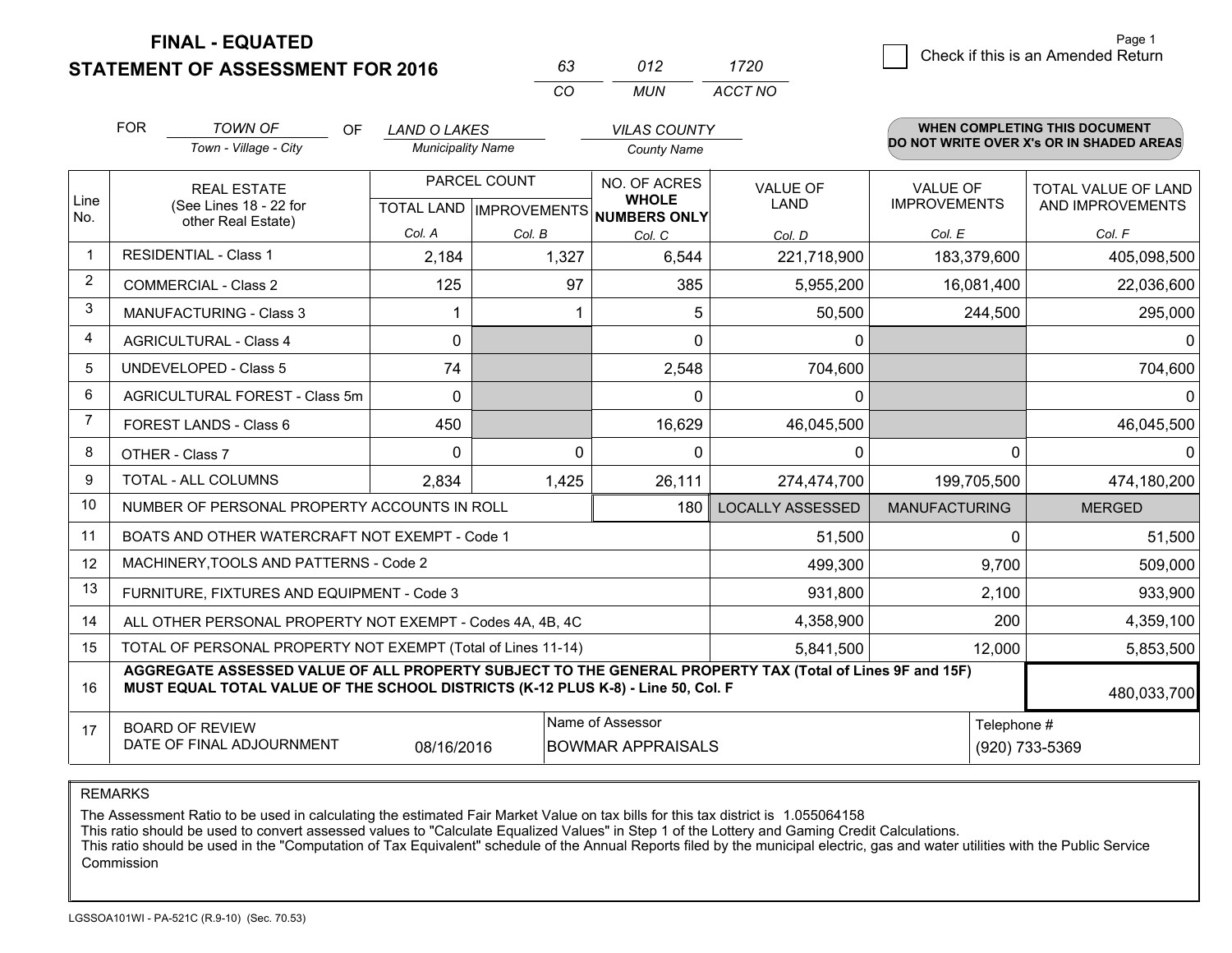**FINAL - EQUATED**
**STATEMENT OF ASSESSMENT FOR 2016**

| 63 | 012 | 1720 |
|---|---|---|
| CO | MUN | ACCT NO |

Page 1

☐ Check if this is an Amended Return

FOR *TOWN OF* (Town - Village - City) OF *LAND O LAKES* (Municipality Name) *VILAS COUNTY* (County Name)

**WHEN COMPLETING THIS DOCUMENT DO NOT WRITE OVER X's OR IN SHADED AREAS**

| Line No. | REAL ESTATE (See Lines 18 - 22 for other Real Estate) | PARCEL COUNT | | NO. OF ACRES **WHOLE NUMBERS ONLY** | VALUE OF LAND | VALUE OF IMPROVEMENTS | TOTAL VALUE OF LAND AND IMPROVEMENTS |
|---|---|---|---|---|---|---|---|
| | | TOTAL LAND | IMPROVEMENTS | | | | |
| | | Col. A | Col. B | Col. C | Col. D | Col. E | Col. F |
| 1 | RESIDENTIAL - Class 1 | 2,184 | 1,327 | 6,544 | 221,718,900 | 183,379,600 | 405,098,500 |
| 2 | COMMERCIAL - Class 2 | 125 | 97 | 385 | 5,955,200 | 16,081,400 | 22,036,600 |
| 3 | MANUFACTURING - Class 3 | 1 | 1 | 5 | 50,500 | 244,500 | 295,000 |
| 4 | AGRICULTURAL - Class 4 | 0 | | 0 | 0 | | 0 |
| 5 | UNDEVELOPED - Class 5 | 74 | | 2,548 | 704,600 | | 704,600 |
| 6 | AGRICULTURAL FOREST - Class 5m | 0 | | 0 | 0 | | 0 |
| 7 | FOREST LANDS - Class 6 | 450 | | 16,629 | 46,045,500 | | 46,045,500 |
| 8 | OTHER - Class 7 | 0 | 0 | 0 | 0 | 0 | 0 |
| 9 | TOTAL - ALL COLUMNS | 2,834 | 1,425 | 26,111 | 274,474,700 | 199,705,500 | 474,180,200 |
| 10 | NUMBER OF PERSONAL PROPERTY ACCOUNTS IN ROLL | | | 180 | LOCALLY ASSESSED | MANUFACTURING | MERGED |
| 11 | BOATS AND OTHER WATERCRAFT NOT EXEMPT - Code 1 | | | | 51,500 | 0 | 51,500 |
| 12 | MACHINERY,TOOLS AND PATTERNS - Code 2 | | | | 499,300 | 9,700 | 509,000 |
| 13 | FURNITURE, FIXTURES AND EQUIPMENT - Code 3 | | | | 931,800 | 2,100 | 933,900 |
| 14 | ALL OTHER PERSONAL PROPERTY NOT EXEMPT - Codes 4A, 4B, 4C | | | | 4,358,900 | 200 | 4,359,100 |
| 15 | TOTAL OF PERSONAL PROPERTY NOT EXEMPT (Total of Lines 11-14) | | | | 5,841,500 | 12,000 | 5,853,500 |
| 16 | **AGGREGATE ASSESSED VALUE OF ALL PROPERTY SUBJECT TO THE GENERAL PROPERTY TAX (Total of Lines 9F and 15F) MUST EQUAL TOTAL VALUE OF THE SCHOOL DISTRICTS (K-12 PLUS K-8) - Line 50, Col. F** | | | | | | 480,033,700 |
| 17 | BOARD OF REVIEW DATE OF FINAL ADJOURNMENT | 08/16/2016 | | Name of Assessor: BOWMAR APPRAISALS | | | Telephone #: (920) 733-5369 |

REMARKS

The Assessment Ratio to be used in calculating the estimated Fair Market Value on tax bills for this tax district is 1.055064158
This ratio should be used to convert assessed values to "Calculate Equalized Values" in Step 1 of the Lottery and Gaming Credit Calculations.
This ratio should be used in the "Computation of Tax Equivalent" schedule of the Annual Reports filed by the municipal electric, gas and water utilities with the Public Service Commission

LGSSOA101WI - PA-521C (R.9-10) (Sec. 70.53)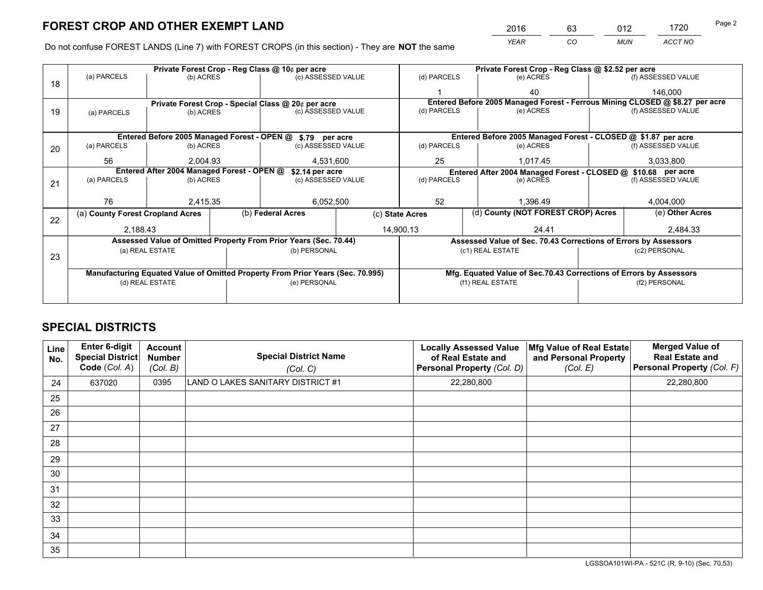# FOREST CROP AND OTHER EXEMPT LAND

| 2016 | 63 | 012 | 1720 |
|---|---|---|---|
| *YEAR* | *CO* | *MUN* | *ACCT NO* |

Do not confuse FOREST LANDS (Line 7) with FOREST CROPS (in this section) - They are **NOT** the same

| Line | Private Forest Crop - Reg Class @ 10¢ per acre | | | Private Forest Crop - Reg Class @ $2.52 per acre | | |
|---|---|---|---|---|---|---|
| 18 | (a) PARCELS | (b) ACRES | (c) ASSESSED VALUE | (d) PARCELS | (e) ACRES | (f) ASSESSED VALUE |
| | | | | 1 | 40 | 146,000 |
| | **Private Forest Crop - Special Class @ 20¢ per acre** | | | **Entered Before 2005 Managed Forest - Ferrous Mining CLOSED @ $8.27 per acre** | | |
| 19 | (a) PARCELS | (b) ACRES | (c) ASSESSED VALUE | (d) PARCELS | (e) ACRES | (f) ASSESSED VALUE |
| | | | | | | |
| | **Entered Before 2005 Managed Forest - OPEN @ $.79 per acre** | | | **Entered Before 2005 Managed Forest - CLOSED @ $1.87 per acre** | | |
| 20 | (a) PARCELS | (b) ACRES | (c) ASSESSED VALUE | (d) PARCELS | (e) ACRES | (f) ASSESSED VALUE |
| | 56 | 2,004.93 | 4,531,600 | 25 | 1,017.45 | 3,033,800 |
| | **Entered After 2004 Managed Forest - OPEN @ $2.14 per acre** | | | **Entered After 2004 Managed Forest - CLOSED @ $10.68 per acre** | | |
| 21 | (a) PARCELS | (b) ACRES | (c) ASSESSED VALUE | (d) PARCELS | (e) ACRES | (f) ASSESSED VALUE |
| | 76 | 2,415.35 | 6,052,500 | 52 | 1,396.49 | 4,004,000 |

| Line | (a) County Forest Cropland Acres | (b) Federal Acres | (c) State Acres | (d) County (NOT FOREST CROP) Acres | (e) Other Acres |
|---|---|---|---|---|---|
| 22 | 2,188.43 | | 14,900.13 | 24.41 | 2,484.33 |

| Line | Assessed Value of Omitted Property From Prior Years (Sec. 70.44) | | Assessed Value of Sec. 70.43 Corrections of Errors by Assessors | |
|---|---|---|---|---|
| 23 | (a) REAL ESTATE | (b) PERSONAL | (c1) REAL ESTATE | (c2) PERSONAL |
| | | | | |
| | **Manufacturing Equated Value of Omitted Property From Prior Years (Sec. 70.995)** | | **Mfg. Equated Value of Sec.70.43 Corrections of Errors by Assessors** | |
| | (d) REAL ESTATE | (e) PERSONAL | (f1) REAL ESTATE | (f2) PERSONAL |
| | | | | |

# SPECIAL DISTRICTS

| Line No. | Enter 6-digit Special District Code *(Col. A)* | Account Number *(Col. B)* | Special District Name *(Col. C)* | Locally Assessed Value of Real Estate and Personal Property *(Col. D)* | Mfg Value of Real Estate and Personal Property *(Col. E)* | Merged Value of Real Estate and Personal Property *(Col. F)* |
|---|---|---|---|---|---|---|
| 24 | 637020 | 0395 | LAND O LAKES SANITARY DISTRICT #1 | 22,280,800 | | 22,280,800 |
| 25 | | | | | | |
| 26 | | | | | | |
| 27 | | | | | | |
| 28 | | | | | | |
| 29 | | | | | | |
| 30 | | | | | | |
| 31 | | | | | | |
| 32 | | | | | | |
| 33 | | | | | | |
| 34 | | | | | | |
| 35 | | | | | | |

LGSSOA101WI-PA - 521C (R. 9-10) (Sec. 70.53)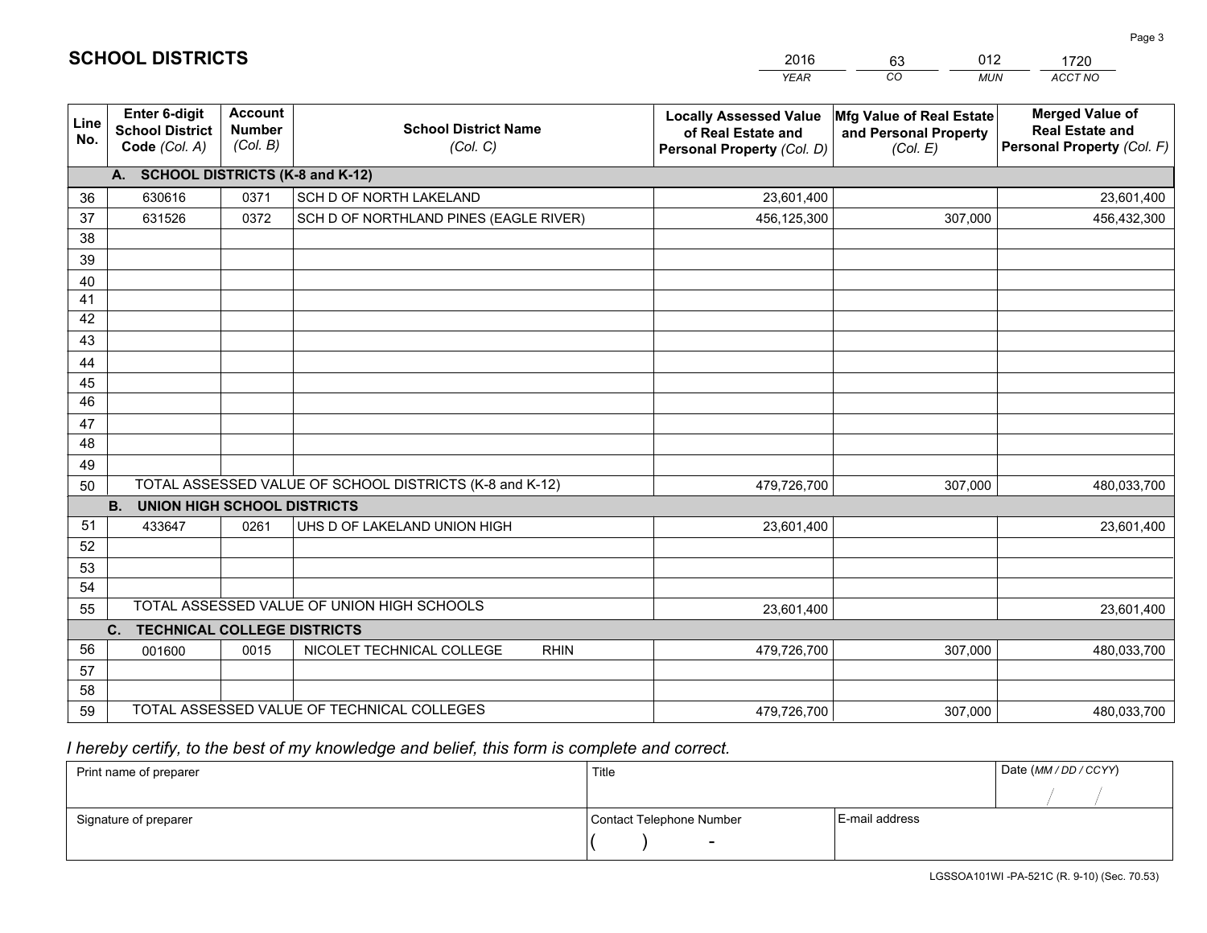# SCHOOL DISTRICTS

| 2016 | 63 | 012 | 1720 |
|---|---|---|---|
| *YEAR* | *CO* | *MUN* | *ACCT NO* |

| Line No. | Enter 6-digit School District Code *(Col. A)* | Account Number *(Col. B)* | School District Name *(Col. C)* | Locally Assessed Value of Real Estate and Personal Property *(Col. D)* | Mfg Value of Real Estate and Personal Property *(Col. E)* | Merged Value of Real Estate and Personal Property *(Col. F)* |
|---|---|---|---|---|---|---|
| | **A. SCHOOL DISTRICTS (K-8 and K-12)** | | | | | |
| 36 | 630616 | 0371 | SCH D OF NORTH LAKELAND | 23,601,400 | | 23,601,400 |
| 37 | 631526 | 0372 | SCH D OF NORTHLAND PINES (EAGLE RIVER) | 456,125,300 | 307,000 | 456,432,300 |
| 38 | | | | | | |
| 39 | | | | | | |
| 40 | | | | | | |
| 41 | | | | | | |
| 42 | | | | | | |
| 43 | | | | | | |
| 44 | | | | | | |
| 45 | | | | | | |
| 46 | | | | | | |
| 47 | | | | | | |
| 48 | | | | | | |
| 49 | | | | | | |
| 50 | TOTAL ASSESSED VALUE OF SCHOOL DISTRICTS (K-8 and K-12) | | | 479,726,700 | 307,000 | 480,033,700 |
| | **B. UNION HIGH SCHOOL DISTRICTS** | | | | | |
| 51 | 433647 | 0261 | UHS D OF LAKELAND UNION HIGH | 23,601,400 | | 23,601,400 |
| 52 | | | | | | |
| 53 | | | | | | |
| 54 | | | | | | |
| 55 | TOTAL ASSESSED VALUE OF UNION HIGH SCHOOLS | | | 23,601,400 | | 23,601,400 |
| | **C. TECHNICAL COLLEGE DISTRICTS** | | | | | |
| 56 | 001600 | 0015 | NICOLET TECHNICAL COLLEGE RHIN | 479,726,700 | 307,000 | 480,033,700 |
| 57 | | | | | | |
| 58 | | | | | | |
| 59 | TOTAL ASSESSED VALUE OF TECHNICAL COLLEGES | | | 479,726,700 | 307,000 | 480,033,700 |

*I hereby certify, to the best of my knowledge and belief, this form is complete and correct.*

| Print name of preparer | Title | | Date *(MM / DD / CCYY)* |
|---|---|---|---|
| | | | / / |
| Signature of preparer | Contact Telephone Number | E-mail address | |
| | ( ) - | | |

LGSSOA101WI -PA-521C (R. 9-10) (Sec. 70.53)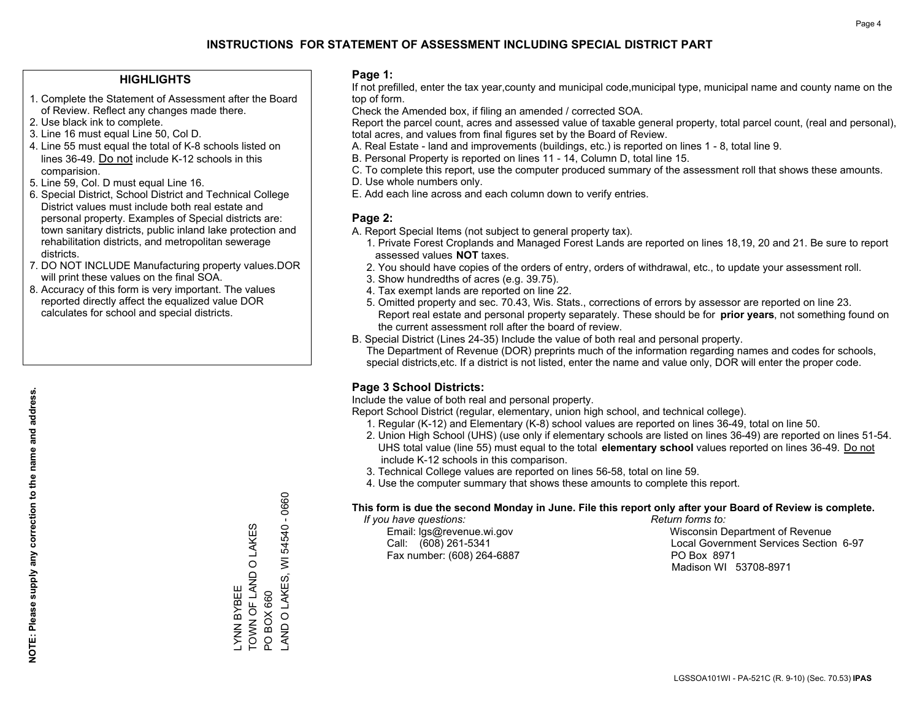# INSTRUCTIONS FOR STATEMENT OF ASSESSMENT INCLUDING SPECIAL DISTRICT PART

## HIGHLIGHTS

1. Complete the Statement of Assessment after the Board of Review. Reflect any changes made there.
2. Use black ink to complete.
3. Line 16 must equal Line 50, Col D.
4. Line 55 must equal the total of K-8 schools listed on lines 36-49. Do not include K-12 schools in this comparision.
5. Line 59, Col. D must equal Line 16.
6. Special District, School District and Technical College District values must include both real estate and personal property. Examples of Special districts are: town sanitary districts, public inland lake protection and rehabilitation districts, and metropolitan sewerage districts.
7. DO NOT INCLUDE Manufacturing property values.DOR will print these values on the final SOA.
8. Accuracy of this form is very important. The values reported directly affect the equalized value DOR calculates for school and special districts.

**NOTE: Please supply any correction to the name and address.**

LYNN BYBEE
TOWN OF LAND O LAKES
PO BOX 660
LAND O LAKES, WI 54540 - 0660

## Page 1:

If not prefilled, enter the tax year,county and municipal code,municipal type, municipal name and county name on the top of form.

Check the Amended box, if filing an amended / corrected SOA.

Report the parcel count, acres and assessed value of taxable general property, total parcel count, (real and personal), total acres, and values from final figures set by the Board of Review.

A. Real Estate - land and improvements (buildings, etc.) is reported on lines 1 - 8, total line 9.
B. Personal Property is reported on lines 11 - 14, Column D, total line 15.
C. To complete this report, use the computer produced summary of the assessment roll that shows these amounts.
D. Use whole numbers only.
E. Add each line across and each column down to verify entries.

## Page 2:

A. Report Special Items (not subject to general property tax).
   1. Private Forest Croplands and Managed Forest Lands are reported on lines 18,19, 20 and 21. Be sure to report assessed values **NOT** taxes.
   2. You should have copies of the orders of entry, orders of withdrawal, etc., to update your assessment roll.
   3. Show hundredths of acres (e.g. 39.75).
   4. Tax exempt lands are reported on line 22.
   5. Omitted property and sec. 70.43, Wis. Stats., corrections of errors by assessor are reported on line 23. Report real estate and personal property separately. These should be for **prior years**, not something found on the current assessment roll after the board of review.
B. Special District (Lines 24-35) Include the value of both real and personal property.
   The Department of Revenue (DOR) preprints much of the information regarding names and codes for schools, special districts,etc. If a district is not listed, enter the name and value only, DOR will enter the proper code.

## Page 3 School Districts:

Include the value of both real and personal property.

Report School District (regular, elementary, union high school, and technical college).

1. Regular (K-12) and Elementary (K-8) school values are reported on lines 36-49, total on line 50.
2. Union High School (UHS) (use only if elementary schools are listed on lines 36-49) are reported on lines 51-54. UHS total value (line 55) must equal to the total **elementary school** values reported on lines 36-49. Do not include K-12 schools in this comparison.
3. Technical College values are reported on lines 56-58, total on line 59.
4. Use the computer summary that shows these amounts to complete this report.

**This form is due the second Monday in June. File this report only after your Board of Review is complete.**

*If you have questions:*
Email: lgs@revenue.wi.gov
Call: (608) 261-5341
Fax number: (608) 264-6887

*Return forms to:*
Wisconsin Department of Revenue
Local Government Services Section 6-97
PO Box 8971
Madison WI 53708-8971

LGSSOA101WI - PA-521C (R. 9-10) (Sec. 70.53) **IPAS**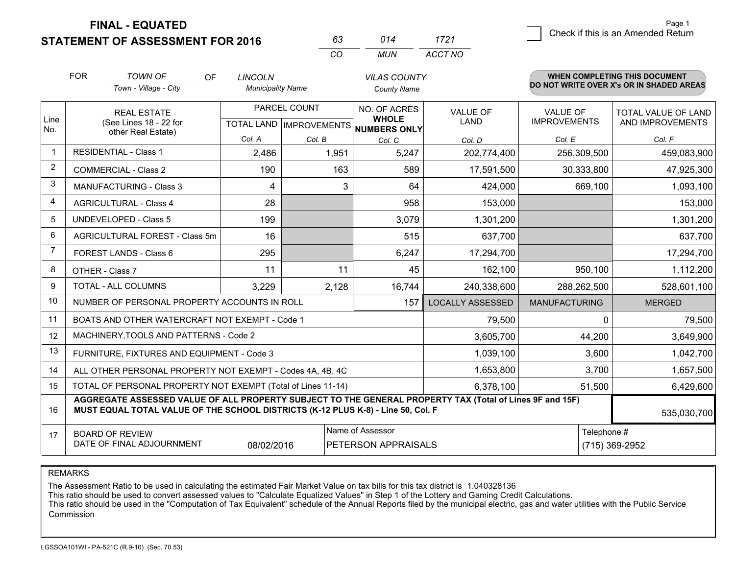# FINAL - EQUATED

## STATEMENT OF ASSESSMENT FOR 2016

| 63 | 014 | 1721 |
|---|---|---|
| CO | MUN | ACCT NO |

Page 1

☐ Check if this is an Amended Return

FOR *TOWN OF* (Town - Village - City) OF *LINCOLN* (Municipality Name) *VILAS COUNTY* (County Name)

**WHEN COMPLETING THIS DOCUMENT DO NOT WRITE OVER X's OR IN SHADED AREAS**

| Line No. | REAL ESTATE (See Lines 18 - 22 for other Real Estate) | PARCEL COUNT | | NO. OF ACRES WHOLE NUMBERS ONLY | VALUE OF LAND | VALUE OF IMPROVEMENTS | TOTAL VALUE OF LAND AND IMPROVEMENTS |
|---|---|---|---|---|---|---|---|
| | | TOTAL LAND | IMPROVEMENTS | | | | |
| | | Col. A | Col. B | Col. C | Col. D | Col. E | Col. F |
| 1 | RESIDENTIAL - Class 1 | 2,486 | 1,951 | 5,247 | 202,774,400 | 256,309,500 | 459,083,900 |
| 2 | COMMERCIAL - Class 2 | 190 | 163 | 589 | 17,591,500 | 30,333,800 | 47,925,300 |
| 3 | MANUFACTURING - Class 3 | 4 | 3 | 64 | 424,000 | 669,100 | 1,093,100 |
| 4 | AGRICULTURAL - Class 4 | 28 | | 958 | 153,000 | | 153,000 |
| 5 | UNDEVELOPED - Class 5 | 199 | | 3,079 | 1,301,200 | | 1,301,200 |
| 6 | AGRICULTURAL FOREST - Class 5m | 16 | | 515 | 637,700 | | 637,700 |
| 7 | FOREST LANDS - Class 6 | 295 | | 6,247 | 17,294,700 | | 17,294,700 |
| 8 | OTHER - Class 7 | 11 | 11 | 45 | 162,100 | 950,100 | 1,112,200 |
| 9 | TOTAL - ALL COLUMNS | 3,229 | 2,128 | 16,744 | 240,338,600 | 288,262,500 | 528,601,100 |
| 10 | NUMBER OF PERSONAL PROPERTY ACCOUNTS IN ROLL | | | 157 | LOCALLY ASSESSED | MANUFACTURING | MERGED |
| 11 | BOATS AND OTHER WATERCRAFT NOT EXEMPT - Code 1 | | | | 79,500 | 0 | 79,500 |
| 12 | MACHINERY,TOOLS AND PATTERNS - Code 2 | | | | 3,605,700 | 44,200 | 3,649,900 |
| 13 | FURNITURE, FIXTURES AND EQUIPMENT - Code 3 | | | | 1,039,100 | 3,600 | 1,042,700 |
| 14 | ALL OTHER PERSONAL PROPERTY NOT EXEMPT - Codes 4A, 4B, 4C | | | | 1,653,800 | 3,700 | 1,657,500 |
| 15 | TOTAL OF PERSONAL PROPERTY NOT EXEMPT (Total of Lines 11-14) | | | | 6,378,100 | 51,500 | 6,429,600 |
| 16 | **AGGREGATE ASSESSED VALUE OF ALL PROPERTY SUBJECT TO THE GENERAL PROPERTY TAX (Total of Lines 9F and 15F) MUST EQUAL TOTAL VALUE OF THE SCHOOL DISTRICTS (K-12 PLUS K-8) - Line 50, Col. F** | | | | | | 535,030,700 |
| 17 | BOARD OF REVIEW DATE OF FINAL ADJOURNMENT | 08/02/2016 | Name of Assessor: PETERSON APPRAISALS | | | Telephone #: (715) 369-2952 | |

REMARKS

The Assessment Ratio to be used in calculating the estimated Fair Market Value on tax bills for this tax district is 1.040328136
This ratio should be used to convert assessed values to "Calculate Equalized Values" in Step 1 of the Lottery and Gaming Credit Calculations.
This ratio should be used in the "Computation of Tax Equivalent" schedule of the Annual Reports filed by the municipal electric, gas and water utilities with the Public Service Commission

LGSSOA101WI - PA-521C (R.9-10) (Sec. 70.53)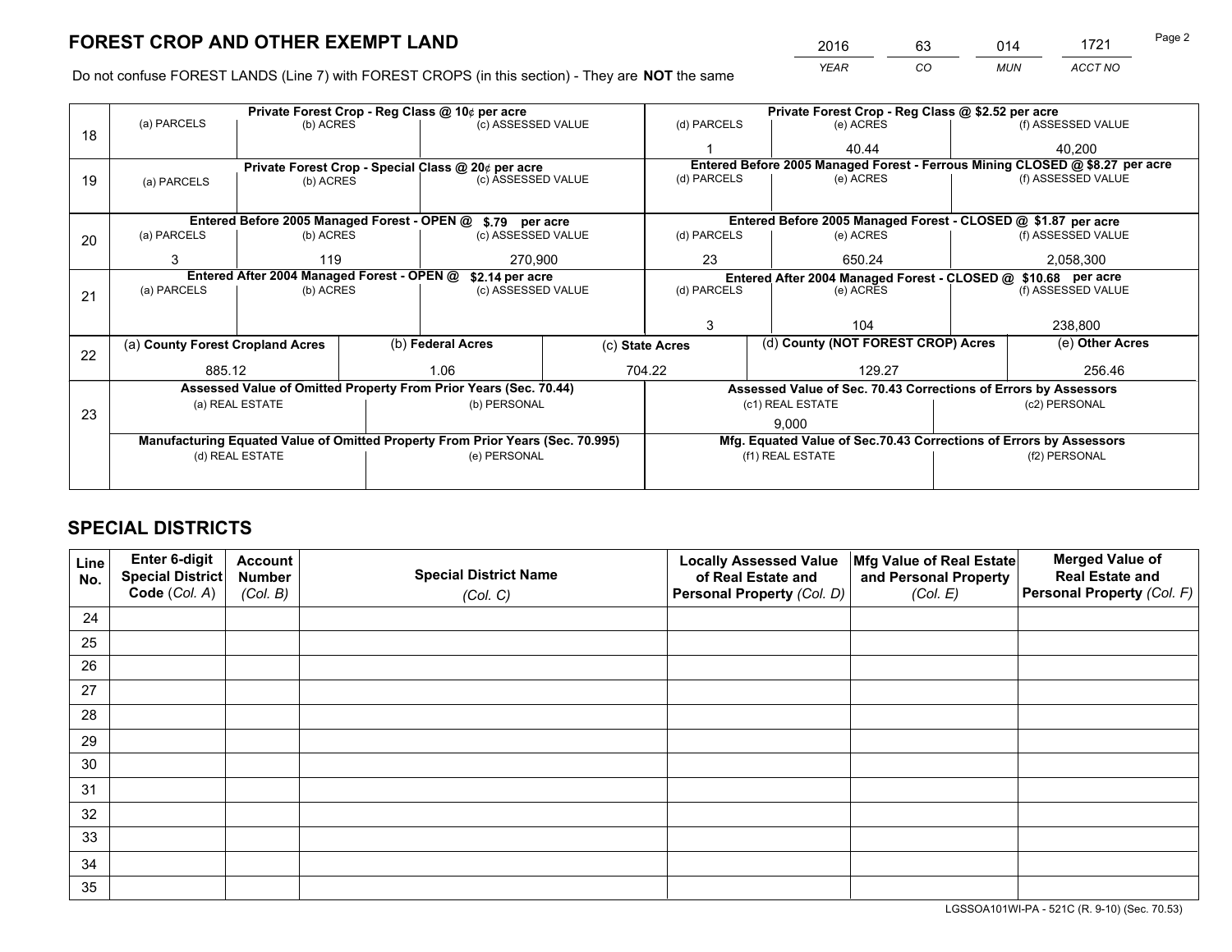# FOREST CROP AND OTHER EXEMPT LAND

| 2016 | 63 | 014 | 1721 |
|---|---|---|---|
| *YEAR* | *CO* | *MUN* | *ACCT NO* |

Do not confuse FOREST LANDS (Line 7) with FOREST CROPS (in this section) - They are **NOT** the same

| Line | Private Forest Crop - Reg Class @ 10¢ per acre | | | Private Forest Crop - Reg Class @ \$2.52 per acre | | |
|---|---|---|---|---|---|---|
| | (a) PARCELS | (b) ACRES | (c) ASSESSED VALUE | (d) PARCELS | (e) ACRES | (f) ASSESSED VALUE |
| 18 | | | | 1 | 40.44 | 40,200 |
| | **Private Forest Crop - Special Class @ 20¢ per acre** | | | **Entered Before 2005 Managed Forest - Ferrous Mining CLOSED @ \$8.27 per acre** | | |
| | (a) PARCELS | (b) ACRES | (c) ASSESSED VALUE | (d) PARCELS | (e) ACRES | (f) ASSESSED VALUE |
| 19 | | | | | | |
| | **Entered Before 2005 Managed Forest - OPEN @ \$.79 per acre** | | | **Entered Before 2005 Managed Forest - CLOSED @ \$1.87 per acre** | | |
| | (a) PARCELS | (b) ACRES | (c) ASSESSED VALUE | (d) PARCELS | (e) ACRES | (f) ASSESSED VALUE |
| 20 | 3 | 119 | 270,900 | 23 | 650.24 | 2,058,300 |
| | **Entered After 2004 Managed Forest - OPEN @ \$2.14 per acre** | | | **Entered After 2004 Managed Forest - CLOSED @ \$10.68 per acre** | | |
| | (a) PARCELS | (b) ACRES | (c) ASSESSED VALUE | (d) PARCELS | (e) ACRES | (f) ASSESSED VALUE |
| 21 | | | | 3 | 104 | 238,800 |

| Line | (a) County Forest Cropland Acres | (b) Federal Acres | (c) State Acres | (d) County (NOT FOREST CROP) Acres | (e) Other Acres |
|---|---|---|---|---|---|
| 22 | 885.12 | 1.06 | 704.22 | 129.27 | 256.46 |

| Line | Assessed Value of Omitted Property From Prior Years (Sec. 70.44) | | Assessed Value of Sec. 70.43 Corrections of Errors by Assessors | |
|---|---|---|---|---|
| | (a) REAL ESTATE | (b) PERSONAL | (c1) REAL ESTATE | (c2) PERSONAL |
| 23 | | | 9,000 | |
| | **Manufacturing Equated Value of Omitted Property From Prior Years (Sec. 70.995)** | | **Mfg. Equated Value of Sec.70.43 Corrections of Errors by Assessors** | |
| | (d) REAL ESTATE | (e) PERSONAL | (f1) REAL ESTATE | (f2) PERSONAL |
| | | | | |

# SPECIAL DISTRICTS

| Line No. | Enter 6-digit Special District Code (*Col. A*) | Account Number (*Col. B*) | Special District Name (*Col. C*) | Locally Assessed Value of Real Estate and Personal Property (*Col. D*) | Mfg Value of Real Estate and Personal Property (*Col. E*) | Merged Value of Real Estate and Personal Property (*Col. F*) |
|---|---|---|---|---|---|---|
| 24 | | | | | | |
| 25 | | | | | | |
| 26 | | | | | | |
| 27 | | | | | | |
| 28 | | | | | | |
| 29 | | | | | | |
| 30 | | | | | | |
| 31 | | | | | | |
| 32 | | | | | | |
| 33 | | | | | | |
| 34 | | | | | | |
| 35 | | | | | | |

LGSSOA101WI-PA - 521C (R. 9-10) (Sec. 70.53)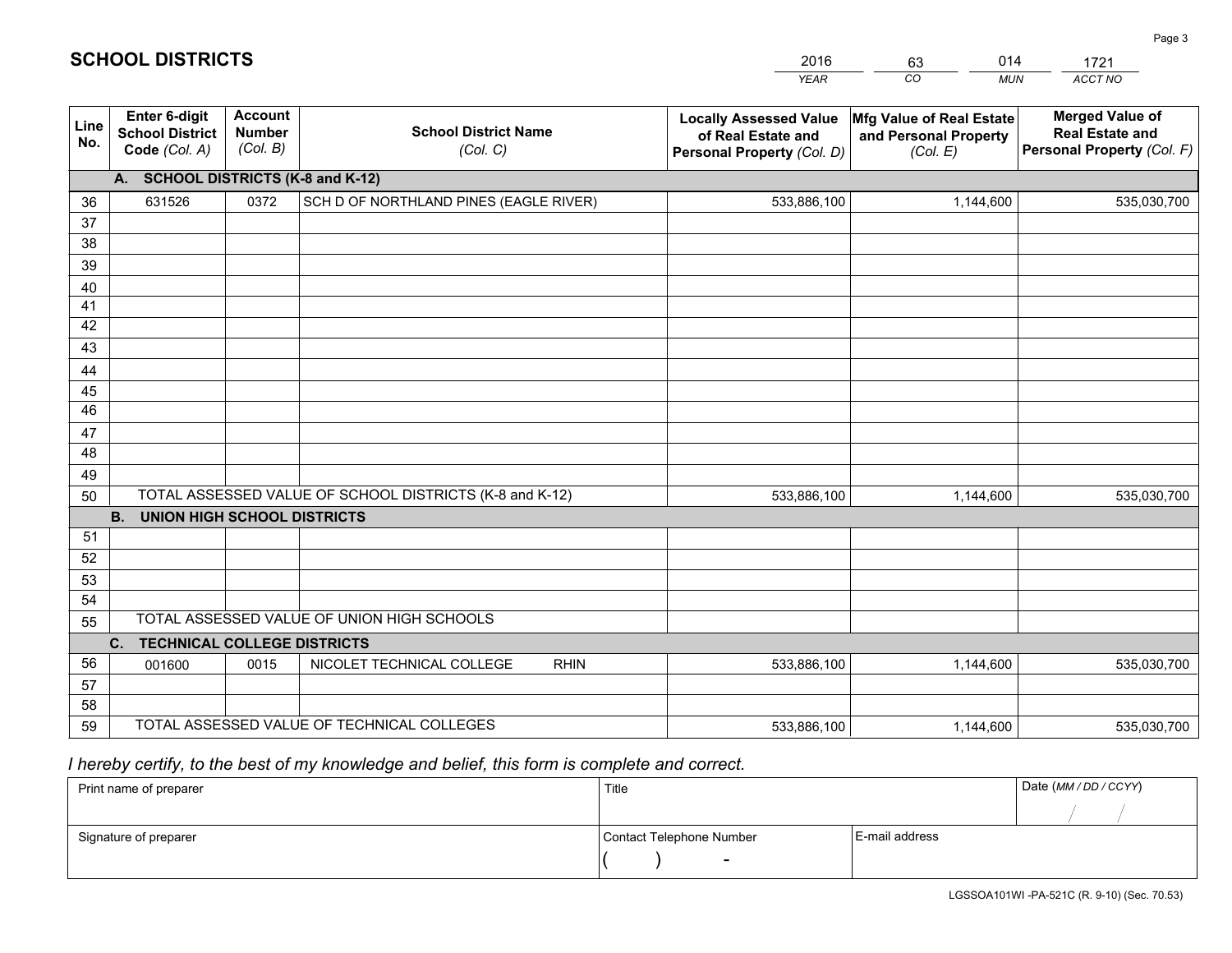## SCHOOL DISTRICTS

| YEAR | CO | MUN | ACCT NO |
|---|---|---|---|
| 2016 | 63 | 014 | 1721 |

| Line No. | Enter 6-digit School District Code (Col. A) | Account Number (Col. B) | School District Name (Col. C) | Locally Assessed Value of Real Estate and Personal Property (Col. D) | Mfg Value of Real Estate and Personal Property (Col. E) | Merged Value of Real Estate and Personal Property (Col. F) |
|---|---|---|---|---|---|---|
| | **A. SCHOOL DISTRICTS (K-8 and K-12)** | | | | | |
| 36 | 631526 | 0372 | SCH D OF NORTHLAND PINES (EAGLE RIVER) | 533,886,100 | 1,144,600 | 535,030,700 |
| 37 | | | | | | |
| 38 | | | | | | |
| 39 | | | | | | |
| 40 | | | | | | |
| 41 | | | | | | |
| 42 | | | | | | |
| 43 | | | | | | |
| 44 | | | | | | |
| 45 | | | | | | |
| 46 | | | | | | |
| 47 | | | | | | |
| 48 | | | | | | |
| 49 | | | | | | |
| 50 | TOTAL ASSESSED VALUE OF SCHOOL DISTRICTS (K-8 and K-12) | | | 533,886,100 | 1,144,600 | 535,030,700 |
| | **B. UNION HIGH SCHOOL DISTRICTS** | | | | | |
| 51 | | | | | | |
| 52 | | | | | | |
| 53 | | | | | | |
| 54 | | | | | | |
| 55 | TOTAL ASSESSED VALUE OF UNION HIGH SCHOOLS | | | | | |
| | **C. TECHNICAL COLLEGE DISTRICTS** | | | | | |
| 56 | 001600 | 0015 | NICOLET TECHNICAL COLLEGE RHIN | 533,886,100 | 1,144,600 | 535,030,700 |
| 57 | | | | | | |
| 58 | | | | | | |
| 59 | TOTAL ASSESSED VALUE OF TECHNICAL COLLEGES | | | 533,886,100 | 1,144,600 | 535,030,700 |

*I hereby certify, to the best of my knowledge and belief, this form is complete and correct.*

| Print name of preparer | Title | | Date (MM / DD / CCYY) |
|---|---|---|---|
| | | | / / |
| Signature of preparer | Contact Telephone Number | E-mail address | |
| | ( ) - | | |

LGSSOA101WI -PA-521C (R. 9-10) (Sec. 70.53)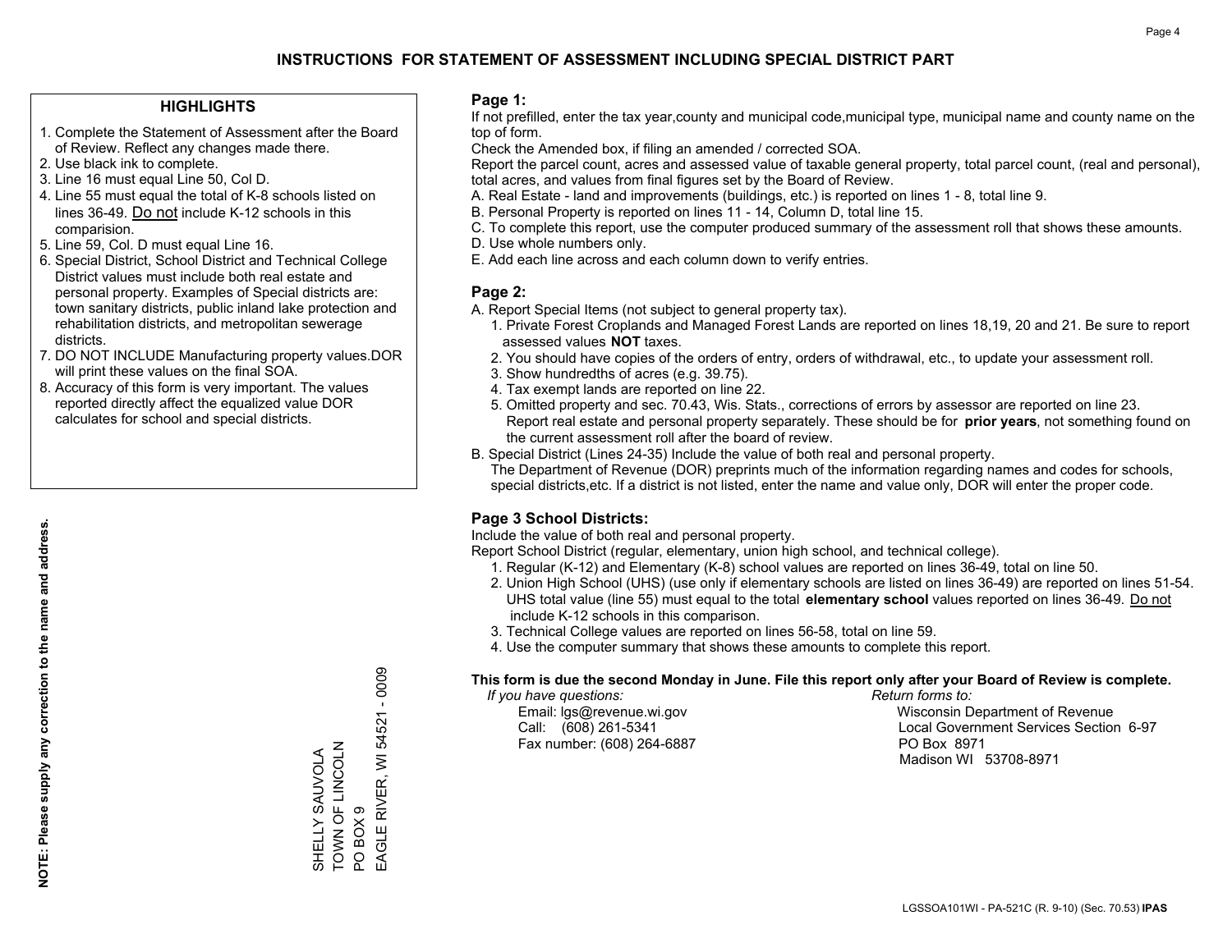# INSTRUCTIONS FOR STATEMENT OF ASSESSMENT INCLUDING SPECIAL DISTRICT PART

## HIGHLIGHTS

1. Complete the Statement of Assessment after the Board of Review. Reflect any changes made there.
2. Use black ink to complete.
3. Line 16 must equal Line 50, Col D.
4. Line 55 must equal the total of K-8 schools listed on lines 36-49. Do not include K-12 schools in this comparision.
5. Line 59, Col. D must equal Line 16.
6. Special District, School District and Technical College District values must include both real estate and personal property. Examples of Special districts are: town sanitary districts, public inland lake protection and rehabilitation districts, and metropolitan sewerage districts.
7. DO NOT INCLUDE Manufacturing property values.DOR will print these values on the final SOA.
8. Accuracy of this form is very important. The values reported directly affect the equalized value DOR calculates for school and special districts.

**NOTE: Please supply any correction to the name and address.**

SHELLY SAUVOLA
TOWN OF LINCOLN
PO BOX 9
EAGLE RIVER, WI 54521 - 0009

## Page 1:

If not prefilled, enter the tax year,county and municipal code,municipal type, municipal name and county name on the top of form.

Check the Amended box, if filing an amended / corrected SOA.

Report the parcel count, acres and assessed value of taxable general property, total parcel count, (real and personal), total acres, and values from final figures set by the Board of Review.

A. Real Estate - land and improvements (buildings, etc.) is reported on lines 1 - 8, total line 9.
B. Personal Property is reported on lines 11 - 14, Column D, total line 15.
C. To complete this report, use the computer produced summary of the assessment roll that shows these amounts.
D. Use whole numbers only.
E. Add each line across and each column down to verify entries.

## Page 2:

A. Report Special Items (not subject to general property tax).
   1. Private Forest Croplands and Managed Forest Lands are reported on lines 18,19, 20 and 21. Be sure to report assessed values **NOT** taxes.
   2. You should have copies of the orders of entry, orders of withdrawal, etc., to update your assessment roll.
   3. Show hundredths of acres (e.g. 39.75).
   4. Tax exempt lands are reported on line 22.
   5. Omitted property and sec. 70.43, Wis. Stats., corrections of errors by assessor are reported on line 23. Report real estate and personal property separately. These should be for **prior years**, not something found on the current assessment roll after the board of review.
B. Special District (Lines 24-35) Include the value of both real and personal property.
   The Department of Revenue (DOR) preprints much of the information regarding names and codes for schools, special districts,etc. If a district is not listed, enter the name and value only, DOR will enter the proper code.

## Page 3 School Districts:

Include the value of both real and personal property.

Report School District (regular, elementary, union high school, and technical college).

1. Regular (K-12) and Elementary (K-8) school values are reported on lines 36-49, total on line 50.
2. Union High School (UHS) (use only if elementary schools are listed on lines 36-49) are reported on lines 51-54. UHS total value (line 55) must equal to the total **elementary school** values reported on lines 36-49. Do not include K-12 schools in this comparison.
3. Technical College values are reported on lines 56-58, total on line 59.
4. Use the computer summary that shows these amounts to complete this report.

**This form is due the second Monday in June. File this report only after your Board of Review is complete.**

*If you have questions:*
Email: lgs@revenue.wi.gov
Call: (608) 261-5341
Fax number: (608) 264-6887

*Return forms to:*
Wisconsin Department of Revenue
Local Government Services Section 6-97
PO Box 8971
Madison WI 53708-8971

LGSSOA101WI - PA-521C (R. 9-10) (Sec. 70.53) **IPAS**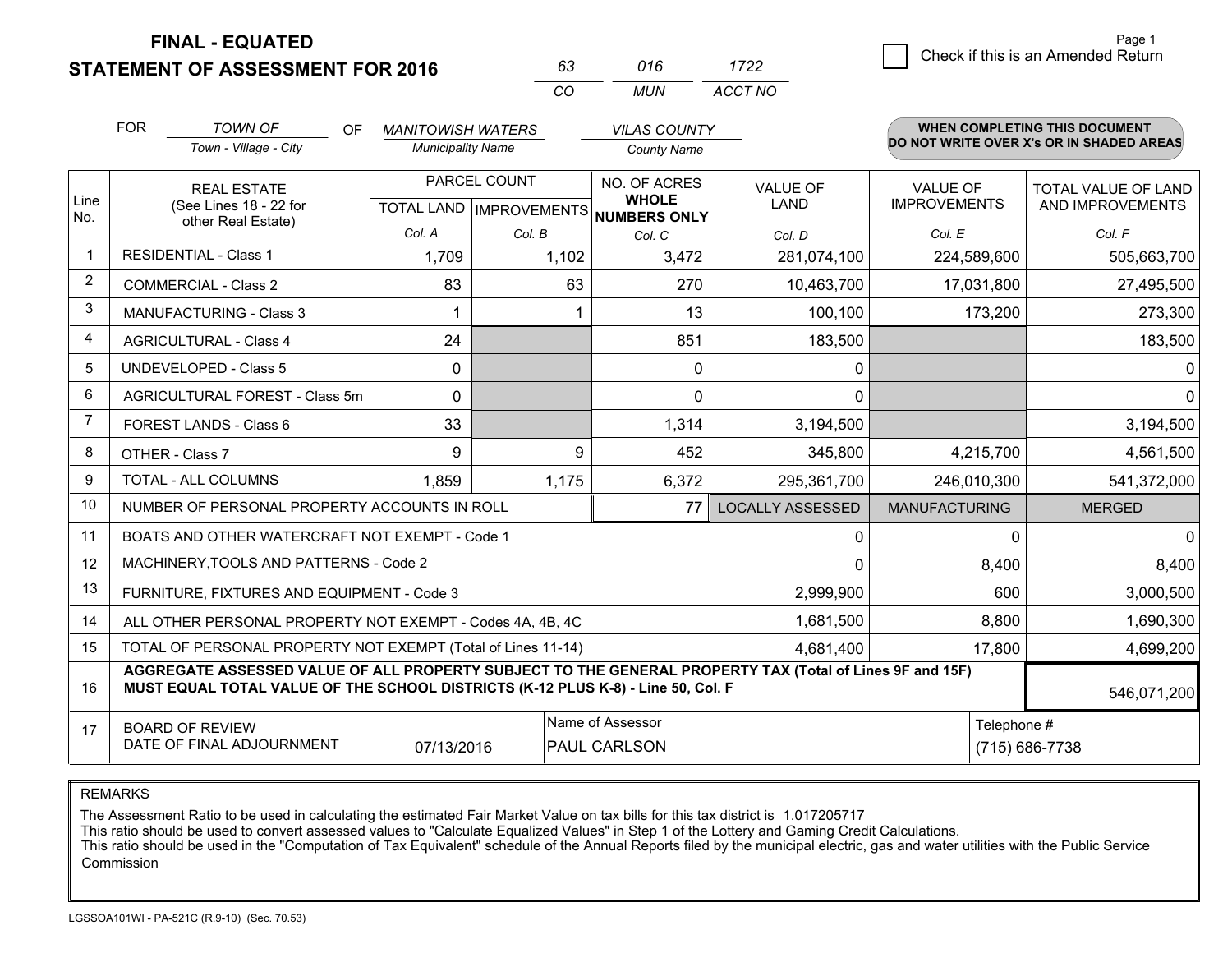**FINAL - EQUATED**
**STATEMENT OF ASSESSMENT FOR 2016**

| 63 | 016 | 1722 |
|---|---|---|
| CO | MUN | ACCT NO |

Page 1

☐ Check if this is an Amended Return

FOR *TOWN OF* (Town - Village - City) OF *MANITOWISH WATERS* (Municipality Name) *VILAS COUNTY* (County Name)

**WHEN COMPLETING THIS DOCUMENT DO NOT WRITE OVER X's OR IN SHADED AREAS**

| Line No. | REAL ESTATE (See Lines 18 - 22 for other Real Estate) | PARCEL COUNT TOTAL LAND Col. A | PARCEL COUNT IMPROVEMENTS Col. B | NO. OF ACRES WHOLE NUMBERS ONLY Col. C | VALUE OF LAND Col. D | VALUE OF IMPROVEMENTS Col. E | TOTAL VALUE OF LAND AND IMPROVEMENTS Col. F |
|---|---|---|---|---|---|---|---|
| 1 | RESIDENTIAL - Class 1 | 1,709 | 1,102 | 3,472 | 281,074,100 | 224,589,600 | 505,663,700 |
| 2 | COMMERCIAL - Class 2 | 83 | 63 | 270 | 10,463,700 | 17,031,800 | 27,495,500 |
| 3 | MANUFACTURING - Class 3 | 1 | 1 | 13 | 100,100 | 173,200 | 273,300 |
| 4 | AGRICULTURAL - Class 4 | 24 | | 851 | 183,500 | | 183,500 |
| 5 | UNDEVELOPED - Class 5 | 0 | | 0 | 0 | | 0 |
| 6 | AGRICULTURAL FOREST - Class 5m | 0 | | 0 | 0 | | 0 |
| 7 | FOREST LANDS - Class 6 | 33 | | 1,314 | 3,194,500 | | 3,194,500 |
| 8 | OTHER - Class 7 | 9 | 9 | 452 | 345,800 | 4,215,700 | 4,561,500 |
| 9 | TOTAL - ALL COLUMNS | 1,859 | 1,175 | 6,372 | 295,361,700 | 246,010,300 | 541,372,000 |
| 10 | NUMBER OF PERSONAL PROPERTY ACCOUNTS IN ROLL | | | 77 | LOCALLY ASSESSED | MANUFACTURING | MERGED |
| 11 | BOATS AND OTHER WATERCRAFT NOT EXEMPT - Code 1 | | | | 0 | 0 | 0 |
| 12 | MACHINERY,TOOLS AND PATTERNS - Code 2 | | | | 0 | 8,400 | 8,400 |
| 13 | FURNITURE, FIXTURES AND EQUIPMENT - Code 3 | | | | 2,999,900 | 600 | 3,000,500 |
| 14 | ALL OTHER PERSONAL PROPERTY NOT EXEMPT - Codes 4A, 4B, 4C | | | | 1,681,500 | 8,800 | 1,690,300 |
| 15 | TOTAL OF PERSONAL PROPERTY NOT EXEMPT (Total of Lines 11-14) | | | | 4,681,400 | 17,800 | 4,699,200 |
| 16 | **AGGREGATE ASSESSED VALUE OF ALL PROPERTY SUBJECT TO THE GENERAL PROPERTY TAX (Total of Lines 9F and 15F) MUST EQUAL TOTAL VALUE OF THE SCHOOL DISTRICTS (K-12 PLUS K-8) - Line 50, Col. F** | | | | | | 546,071,200 |
| 17 | BOARD OF REVIEW DATE OF FINAL ADJOURNMENT | 07/13/2016 | Name of Assessor: PAUL CARLSON | | | Telephone #: (715) 686-7738 | |

REMARKS

The Assessment Ratio to be used in calculating the estimated Fair Market Value on tax bills for this tax district is 1.017205717
This ratio should be used to convert assessed values to "Calculate Equalized Values" in Step 1 of the Lottery and Gaming Credit Calculations.
This ratio should be used in the "Computation of Tax Equivalent" schedule of the Annual Reports filed by the municipal electric, gas and water utilities with the Public Service Commission

LGSSOA101WI - PA-521C (R.9-10) (Sec. 70.53)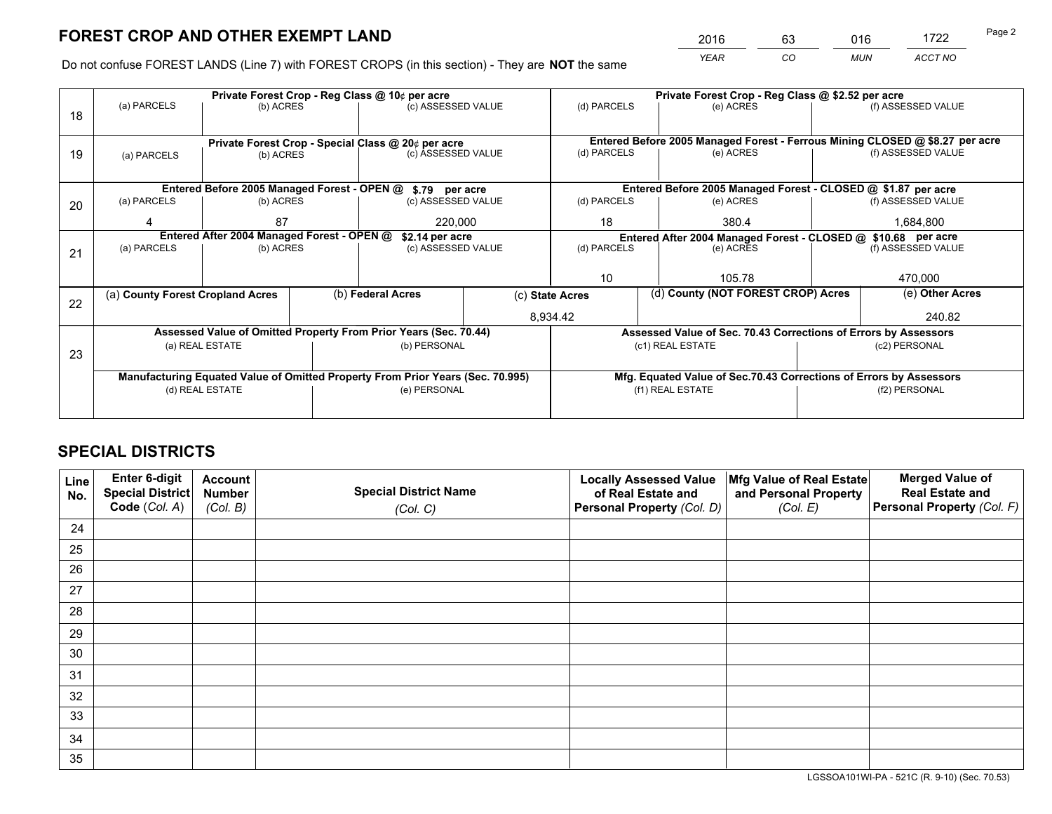# FOREST CROP AND OTHER EXEMPT LAND

| 2016 | 63 | 016 | 1722 |
|---|---|---|---|
| YEAR | CO | MUN | ACCT NO |

Do not confuse FOREST LANDS (Line 7) with FOREST CROPS (in this section) - They are **NOT** the same

| Line | Private Forest Crop - Reg Class @ 10¢ per acre | | | Private Forest Crop - Reg Class @ $2.52 per acre | | |
|---|---|---|---|---|---|---|
| 18 | (a) PARCELS | (b) ACRES | (c) ASSESSED VALUE | (d) PARCELS | (e) ACRES | (f) ASSESSED VALUE |
| | | | | | | |
| | **Private Forest Crop - Special Class @ 20¢ per acre** | | | **Entered Before 2005 Managed Forest - Ferrous Mining CLOSED @ $8.27 per acre** | | |
| 19 | (a) PARCELS | (b) ACRES | (c) ASSESSED VALUE | (d) PARCELS | (e) ACRES | (f) ASSESSED VALUE |
| | | | | | | |
| | **Entered Before 2005 Managed Forest - OPEN @ $.79 per acre** | | | **Entered Before 2005 Managed Forest - CLOSED @ $1.87 per acre** | | |
| 20 | (a) PARCELS | (b) ACRES | (c) ASSESSED VALUE | (d) PARCELS | (e) ACRES | (f) ASSESSED VALUE |
| | 4 | 87 | 220,000 | 18 | 380.4 | 1,684,800 |
| | **Entered After 2004 Managed Forest - OPEN @ $2.14 per acre** | | | **Entered After 2004 Managed Forest - CLOSED @ $10.68 per acre** | | |
| 21 | (a) PARCELS | (b) ACRES | (c) ASSESSED VALUE | (d) PARCELS | (e) ACRES | (f) ASSESSED VALUE |
| | | | | 10 | 105.78 | 470,000 |

| Line | (a) County Forest Cropland Acres | (b) Federal Acres | (c) State Acres | (d) County (NOT FOREST CROP) Acres | (e) Other Acres |
|---|---|---|---|---|---|
| 22 | | | 8,934.42 | | 240.82 |

| Line | Assessed Value of Omitted Property From Prior Years (Sec. 70.44) | | Assessed Value of Sec. 70.43 Corrections of Errors by Assessors | |
|---|---|---|---|---|
| 23 | (a) REAL ESTATE | (b) PERSONAL | (c1) REAL ESTATE | (c2) PERSONAL |
| | | | | |
| | **Manufacturing Equated Value of Omitted Property From Prior Years (Sec. 70.995)** | | **Mfg. Equated Value of Sec.70.43 Corrections of Errors by Assessors** | |
| | (d) REAL ESTATE | (e) PERSONAL | (f1) REAL ESTATE | (f2) PERSONAL |
| | | | | |

# SPECIAL DISTRICTS

| Line No. | Enter 6-digit Special District Code (Col. A) | Account Number (Col. B) | Special District Name (Col. C) | Locally Assessed Value of Real Estate and Personal Property (Col. D) | Mfg Value of Real Estate and Personal Property (Col. E) | Merged Value of Real Estate and Personal Property (Col. F) |
|---|---|---|---|---|---|---|
| 24 | | | | | | |
| 25 | | | | | | |
| 26 | | | | | | |
| 27 | | | | | | |
| 28 | | | | | | |
| 29 | | | | | | |
| 30 | | | | | | |
| 31 | | | | | | |
| 32 | | | | | | |
| 33 | | | | | | |
| 34 | | | | | | |
| 35 | | | | | | |

LGSSOA101WI-PA - 521C (R. 9-10) (Sec. 70.53)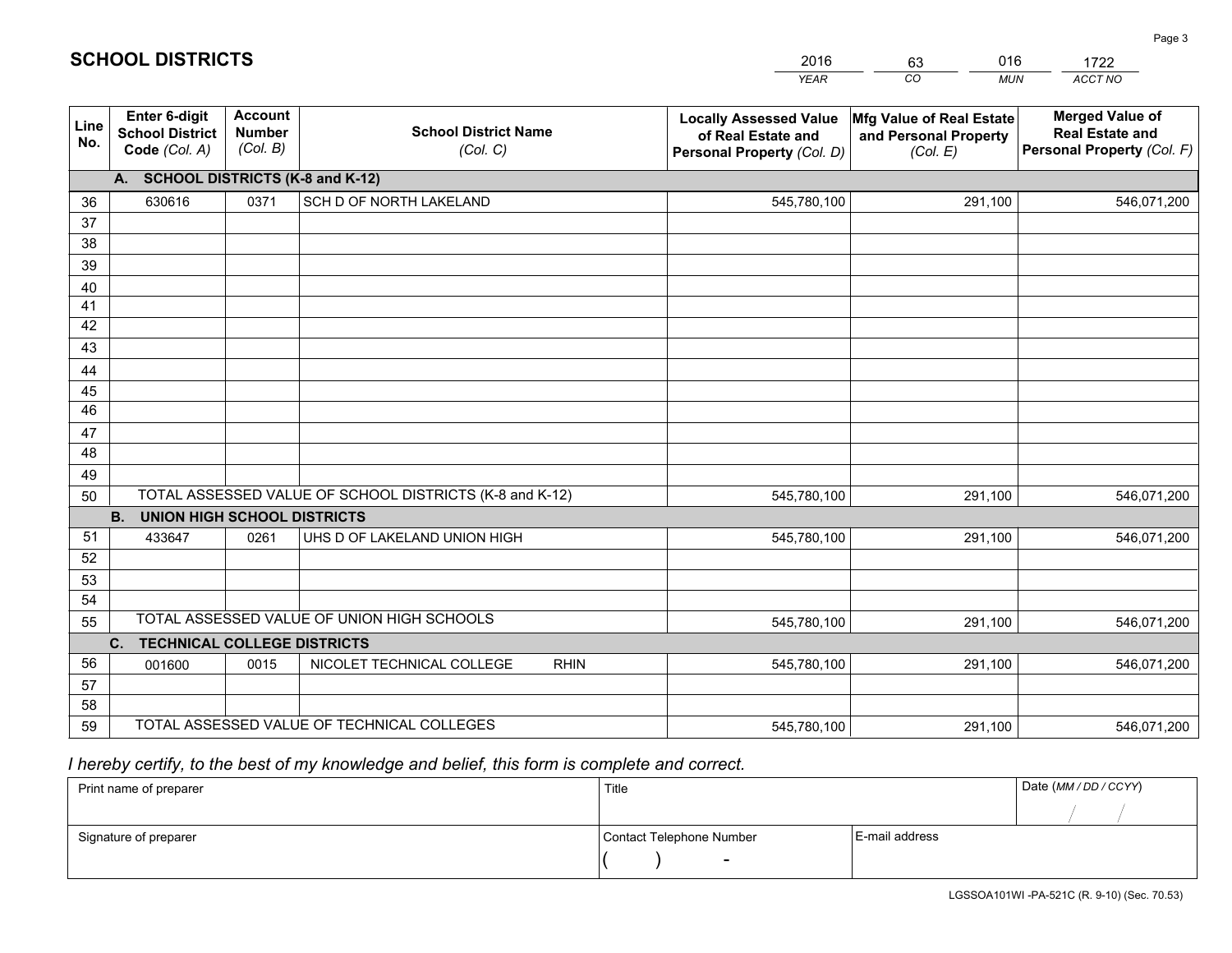# SCHOOL DISTRICTS

| 2016 | 63 | 016 | 1722 |
|---|---|---|---|
| *YEAR* | *CO* | *MUN* | *ACCT NO* |

| Line No. | Enter 6-digit School District Code *(Col. A)* | Account Number *(Col. B)* | School District Name *(Col. C)* | Locally Assessed Value of Real Estate and Personal Property *(Col. D)* | Mfg Value of Real Estate and Personal Property *(Col. E)* | Merged Value of Real Estate and Personal Property *(Col. F)* |
|---|---|---|---|---|---|---|
| **A. SCHOOL DISTRICTS (K-8 and K-12)** | | | | | | |
| 36 | 630616 | 0371 | SCH D OF NORTH LAKELAND | 545,780,100 | 291,100 | 546,071,200 |
| 37 | | | | | | |
| 38 | | | | | | |
| 39 | | | | | | |
| 40 | | | | | | |
| 41 | | | | | | |
| 42 | | | | | | |
| 43 | | | | | | |
| 44 | | | | | | |
| 45 | | | | | | |
| 46 | | | | | | |
| 47 | | | | | | |
| 48 | | | | | | |
| 49 | | | | | | |
| 50 | TOTAL ASSESSED VALUE OF SCHOOL DISTRICTS (K-8 and K-12) | | | 545,780,100 | 291,100 | 546,071,200 |
| **B. UNION HIGH SCHOOL DISTRICTS** | | | | | | |
| 51 | 433647 | 0261 | UHS D OF LAKELAND UNION HIGH | 545,780,100 | 291,100 | 546,071,200 |
| 52 | | | | | | |
| 53 | | | | | | |
| 54 | | | | | | |
| 55 | TOTAL ASSESSED VALUE OF UNION HIGH SCHOOLS | | | 545,780,100 | 291,100 | 546,071,200 |
| **C. TECHNICAL COLLEGE DISTRICTS** | | | | | | |
| 56 | 001600 | 0015 | NICOLET TECHNICAL COLLEGE RHIN | 545,780,100 | 291,100 | 546,071,200 |
| 57 | | | | | | |
| 58 | | | | | | |
| 59 | TOTAL ASSESSED VALUE OF TECHNICAL COLLEGES | | | 545,780,100 | 291,100 | 546,071,200 |

*I hereby certify, to the best of my knowledge and belief, this form is complete and correct.*

| Print name of preparer | Title | | Date *(MM / DD / CCYY)* |
|---|---|---|---|
| | | | / / |
| Signature of preparer | Contact Telephone Number | E-mail address | |
| | ( ) - | | |

LGSSOA101WI -PA-521C (R. 9-10) (Sec. 70.53)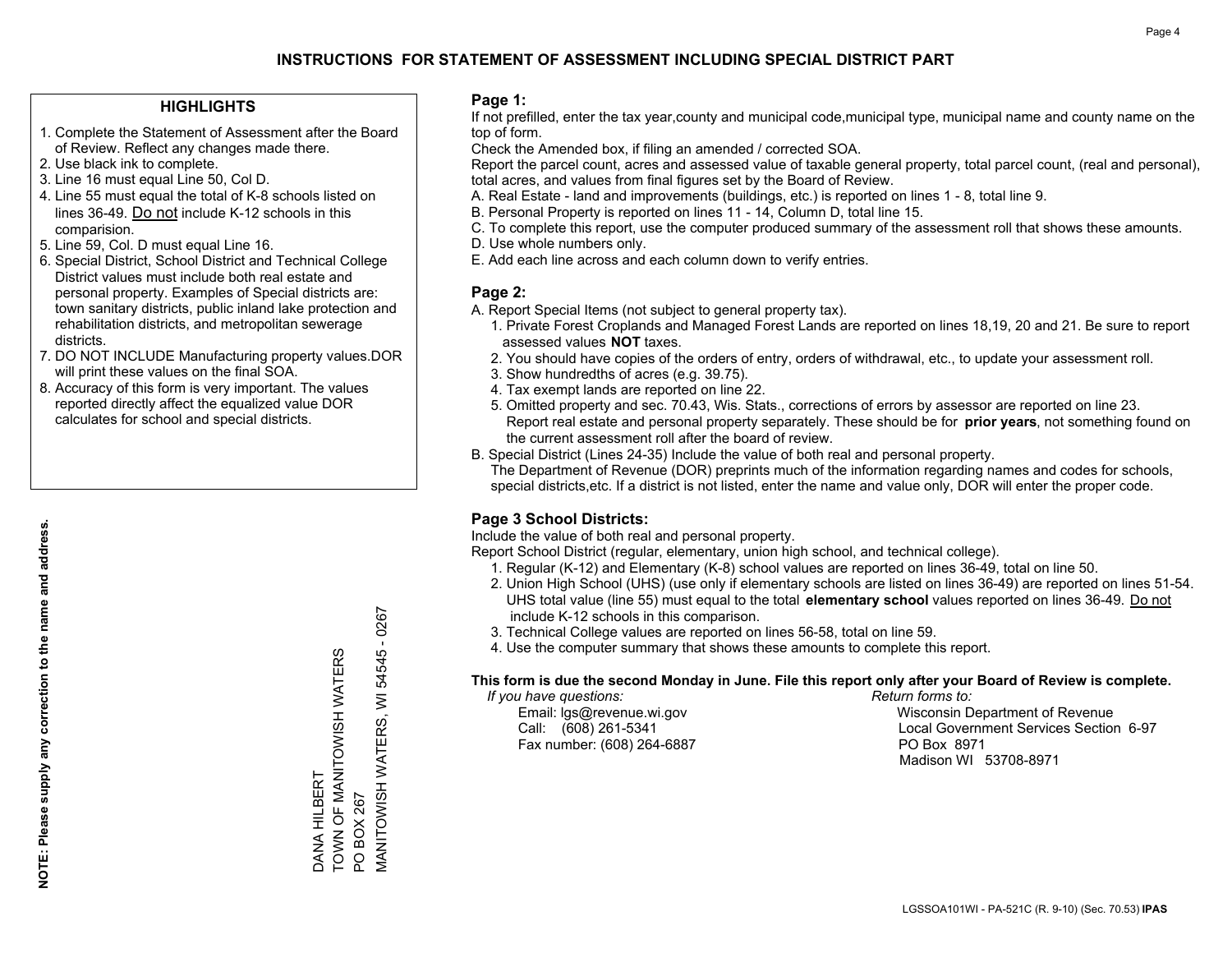# INSTRUCTIONS FOR STATEMENT OF ASSESSMENT INCLUDING SPECIAL DISTRICT PART

## HIGHLIGHTS

1. Complete the Statement of Assessment after the Board of Review. Reflect any changes made there.
2. Use black ink to complete.
3. Line 16 must equal Line 50, Col D.
4. Line 55 must equal the total of K-8 schools listed on lines 36-49. Do not include K-12 schools in this comparision.
5. Line 59, Col. D must equal Line 16.
6. Special District, School District and Technical College District values must include both real estate and personal property. Examples of Special districts are: town sanitary districts, public inland lake protection and rehabilitation districts, and metropolitan sewerage districts.
7. DO NOT INCLUDE Manufacturing property values.DOR will print these values on the final SOA.
8. Accuracy of this form is very important. The values reported directly affect the equalized value DOR calculates for school and special districts.

**NOTE: Please supply any correction to the name and address.**

DANA HILBERT
TOWN OF MANITOWISH WATERS
PO BOX 267
MANITOWISH WATERS, WI 54545 - 0267

## Page 1:

If not prefilled, enter the tax year,county and municipal code,municipal type, municipal name and county name on the top of form.

Check the Amended box, if filing an amended / corrected SOA.

Report the parcel count, acres and assessed value of taxable general property, total parcel count, (real and personal), total acres, and values from final figures set by the Board of Review.

A. Real Estate - land and improvements (buildings, etc.) is reported on lines 1 - 8, total line 9.
B. Personal Property is reported on lines 11 - 14, Column D, total line 15.
C. To complete this report, use the computer produced summary of the assessment roll that shows these amounts.
D. Use whole numbers only.
E. Add each line across and each column down to verify entries.

## Page 2:

A. Report Special Items (not subject to general property tax).
   1. Private Forest Croplands and Managed Forest Lands are reported on lines 18,19, 20 and 21. Be sure to report assessed values **NOT** taxes.
   2. You should have copies of the orders of entry, orders of withdrawal, etc., to update your assessment roll.
   3. Show hundredths of acres (e.g. 39.75).
   4. Tax exempt lands are reported on line 22.
   5. Omitted property and sec. 70.43, Wis. Stats., corrections of errors by assessor are reported on line 23. Report real estate and personal property separately. These should be for **prior years**, not something found on the current assessment roll after the board of review.
B. Special District (Lines 24-35) Include the value of both real and personal property.
   The Department of Revenue (DOR) preprints much of the information regarding names and codes for schools, special districts,etc. If a district is not listed, enter the name and value only, DOR will enter the proper code.

## Page 3 School Districts:

Include the value of both real and personal property.

Report School District (regular, elementary, union high school, and technical college).

1. Regular (K-12) and Elementary (K-8) school values are reported on lines 36-49, total on line 50.
2. Union High School (UHS) (use only if elementary schools are listed on lines 36-49) are reported on lines 51-54. UHS total value (line 55) must equal to the total **elementary school** values reported on lines 36-49. Do not include K-12 schools in this comparison.
3. Technical College values are reported on lines 56-58, total on line 59.
4. Use the computer summary that shows these amounts to complete this report.

**This form is due the second Monday in June. File this report only after your Board of Review is complete.**

*If you have questions:*
Email: lgs@revenue.wi.gov
Call: (608) 261-5341
Fax number: (608) 264-6887

*Return forms to:*
Wisconsin Department of Revenue
Local Government Services Section 6-97
PO Box 8971
Madison WI 53708-8971

LGSSOA101WI - PA-521C (R. 9-10) (Sec. 70.53) **IPAS**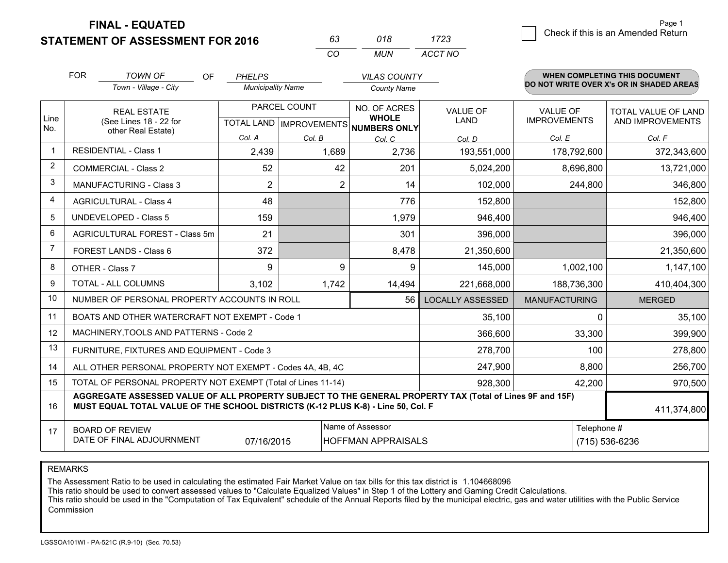**FINAL - EQUATED**
**STATEMENT OF ASSESSMENT FOR 2016**

| 63 | 018 | 1723 |
|---|---|---|
| CO | MUN | ACCT NO |

Page 1

☐ Check if this is an Amended Return

FOR *TOWN OF* (Town - Village - City) OF *PHELPS* (Municipality Name) *VILAS COUNTY* (County Name)

**WHEN COMPLETING THIS DOCUMENT DO NOT WRITE OVER X's OR IN SHADED AREAS**

| Line No. | REAL ESTATE (See Lines 18 - 22 for other Real Estate) | PARCEL COUNT TOTAL LAND Col. A | PARCEL COUNT IMPROVEMENTS Col. B | NO. OF ACRES WHOLE NUMBERS ONLY Col. C | VALUE OF LAND Col. D | VALUE OF IMPROVEMENTS Col. E | TOTAL VALUE OF LAND AND IMPROVEMENTS Col. F |
|---|---|---|---|---|---|---|---|
| 1 | RESIDENTIAL - Class 1 | 2,439 | 1,689 | 2,736 | 193,551,000 | 178,792,600 | 372,343,600 |
| 2 | COMMERCIAL - Class 2 | 52 | 42 | 201 | 5,024,200 | 8,696,800 | 13,721,000 |
| 3 | MANUFACTURING - Class 3 | 2 | 2 | 14 | 102,000 | 244,800 | 346,800 |
| 4 | AGRICULTURAL - Class 4 | 48 | | 776 | 152,800 | | 152,800 |
| 5 | UNDEVELOPED - Class 5 | 159 | | 1,979 | 946,400 | | 946,400 |
| 6 | AGRICULTURAL FOREST - Class 5m | 21 | | 301 | 396,000 | | 396,000 |
| 7 | FOREST LANDS - Class 6 | 372 | | 8,478 | 21,350,600 | | 21,350,600 |
| 8 | OTHER - Class 7 | 9 | 9 | 9 | 145,000 | 1,002,100 | 1,147,100 |
| 9 | TOTAL - ALL COLUMNS | 3,102 | 1,742 | 14,494 | 221,668,000 | 188,736,300 | 410,404,300 |
| 10 | NUMBER OF PERSONAL PROPERTY ACCOUNTS IN ROLL | | | 56 | LOCALLY ASSESSED | MANUFACTURING | MERGED |
| 11 | BOATS AND OTHER WATERCRAFT NOT EXEMPT - Code 1 | | | | 35,100 | 0 | 35,100 |
| 12 | MACHINERY,TOOLS AND PATTERNS - Code 2 | | | | 366,600 | 33,300 | 399,900 |
| 13 | FURNITURE, FIXTURES AND EQUIPMENT - Code 3 | | | | 278,700 | 100 | 278,800 |
| 14 | ALL OTHER PERSONAL PROPERTY NOT EXEMPT - Codes 4A, 4B, 4C | | | | 247,900 | 8,800 | 256,700 |
| 15 | TOTAL OF PERSONAL PROPERTY NOT EXEMPT (Total of Lines 11-14) | | | | 928,300 | 42,200 | 970,500 |
| 16 | **AGGREGATE ASSESSED VALUE OF ALL PROPERTY SUBJECT TO THE GENERAL PROPERTY TAX (Total of Lines 9F and 15F) MUST EQUAL TOTAL VALUE OF THE SCHOOL DISTRICTS (K-12 PLUS K-8) - Line 50, Col. F** | | | | | | 411,374,800 |
| 17 | BOARD OF REVIEW DATE OF FINAL ADJOURNMENT | 07/16/2015 | Name of Assessor | HOFFMAN APPRAISALS | | Telephone # | (715) 536-6236 |

REMARKS

The Assessment Ratio to be used in calculating the estimated Fair Market Value on tax bills for this tax district is 1.104668096
This ratio should be used to convert assessed values to "Calculate Equalized Values" in Step 1 of the Lottery and Gaming Credit Calculations.
This ratio should be used in the "Computation of Tax Equivalent" schedule of the Annual Reports filed by the municipal electric, gas and water utilities with the Public Service Commission

LGSSOA101WI - PA-521C (R.9-10) (Sec. 70.53)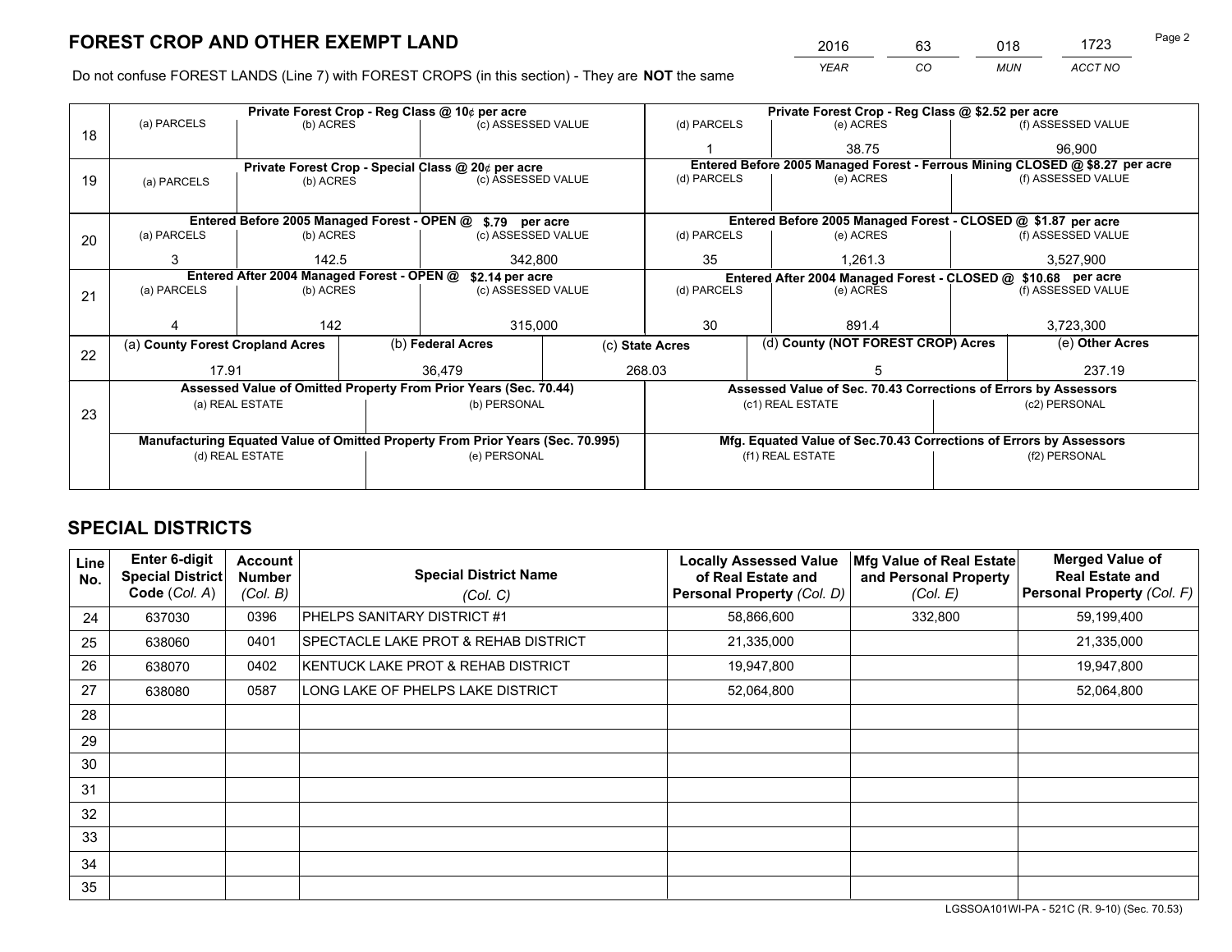# FOREST CROP AND OTHER EXEMPT LAND

| YEAR | CO | MUN | ACCT NO |
|---|---|---|---|
| 2016 | 63 | 018 | 1723 |

Do not confuse FOREST LANDS (Line 7) with FOREST CROPS (in this section) - They are **NOT** the same

| Line | Private Forest Crop - Reg Class @ 10¢ per acre | | | Private Forest Crop - Reg Class @ $2.52 per acre | | |
|---|---|---|---|---|---|---|
| 18 | (a) PARCELS | (b) ACRES | (c) ASSESSED VALUE | (d) PARCELS | (e) ACRES | (f) ASSESSED VALUE |
| | | | | 1 | 38.75 | 96,900 |
| | **Private Forest Crop - Special Class @ 20¢ per acre** | | | **Entered Before 2005 Managed Forest - Ferrous Mining CLOSED @ $8.27 per acre** | | |
| 19 | (a) PARCELS | (b) ACRES | (c) ASSESSED VALUE | (d) PARCELS | (e) ACRES | (f) ASSESSED VALUE |
| | | | | | | |
| | **Entered Before 2005 Managed Forest - OPEN @ $.79 per acre** | | | **Entered Before 2005 Managed Forest - CLOSED @ $1.87 per acre** | | |
| 20 | (a) PARCELS | (b) ACRES | (c) ASSESSED VALUE | (d) PARCELS | (e) ACRES | (f) ASSESSED VALUE |
| | 3 | 142.5 | 342,800 | 35 | 1,261.3 | 3,527,900 |
| | **Entered After 2004 Managed Forest - OPEN @ $2.14 per acre** | | | **Entered After 2004 Managed Forest - CLOSED @ $10.68 per acre** | | |
| 21 | (a) PARCELS | (b) ACRES | (c) ASSESSED VALUE | (d) PARCELS | (e) ACRES | (f) ASSESSED VALUE |
| | 4 | 142 | 315,000 | 30 | 891.4 | 3,723,300 |

| Line | (a) County Forest Cropland Acres | (b) Federal Acres | (c) State Acres | (d) County (NOT FOREST CROP) Acres | (e) Other Acres |
|---|---|---|---|---|---|
| 22 | 17.91 | 36,479 | 268.03 | 5 | 237.19 |

| Line | Assessed Value of Omitted Property From Prior Years (Sec. 70.44) | | Assessed Value of Sec. 70.43 Corrections of Errors by Assessors | |
|---|---|---|---|---|
| 23 | (a) REAL ESTATE | (b) PERSONAL | (c1) REAL ESTATE | (c2) PERSONAL |
| | | | | |
| | **Manufacturing Equated Value of Omitted Property From Prior Years (Sec. 70.995)** | | **Mfg. Equated Value of Sec.70.43 Corrections of Errors by Assessors** | |
| | (d) REAL ESTATE | (e) PERSONAL | (f1) REAL ESTATE | (f2) PERSONAL |
| | | | | |

# SPECIAL DISTRICTS

| Line No. | Enter 6-digit Special District Code (Col. A) | Account Number (Col. B) | Special District Name (Col. C) | Locally Assessed Value of Real Estate and Personal Property (Col. D) | Mfg Value of Real Estate and Personal Property (Col. E) | Merged Value of Real Estate and Personal Property (Col. F) |
|---|---|---|---|---|---|---|
| 24 | 637030 | 0396 | PHELPS SANITARY DISTRICT #1 | 58,866,600 | 332,800 | 59,199,400 |
| 25 | 638060 | 0401 | SPECTACLE LAKE PROT & REHAB DISTRICT | 21,335,000 | | 21,335,000 |
| 26 | 638070 | 0402 | KENTUCK LAKE PROT & REHAB DISTRICT | 19,947,800 | | 19,947,800 |
| 27 | 638080 | 0587 | LONG LAKE OF PHELPS LAKE DISTRICT | 52,064,800 | | 52,064,800 |
| 28 | | | | | | |
| 29 | | | | | | |
| 30 | | | | | | |
| 31 | | | | | | |
| 32 | | | | | | |
| 33 | | | | | | |
| 34 | | | | | | |
| 35 | | | | | | |

LGSSOA101WI-PA - 521C (R. 9-10) (Sec. 70.53)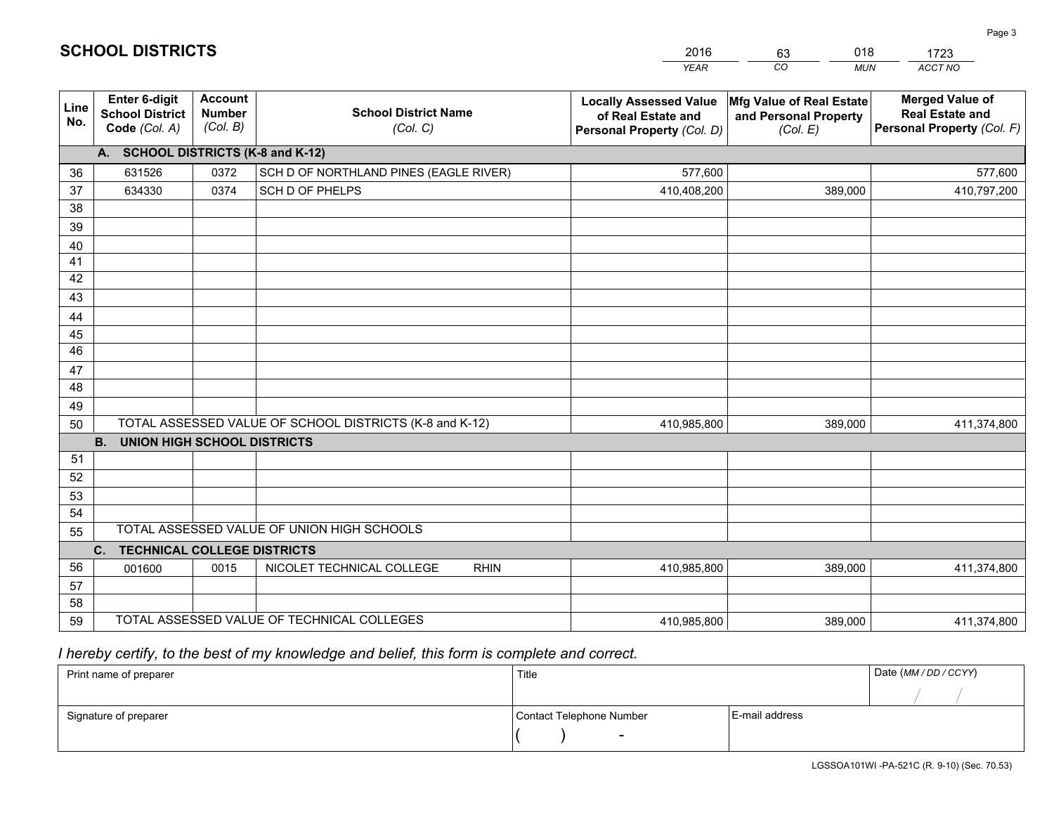# SCHOOL DISTRICTS

| 2016 | 63 | 018 | 1723 |
|---|---|---|---|
| *YEAR* | *CO* | *MUN* | *ACCT NO* |

| Line No. | Enter 6-digit School District Code *(Col. A)* | Account Number *(Col. B)* | School District Name *(Col. C)* | Locally Assessed Value of Real Estate and Personal Property *(Col. D)* | Mfg Value of Real Estate and Personal Property *(Col. E)* | Merged Value of Real Estate and Personal Property *(Col. F)* |
|---|---|---|---|---|---|---|
| | **A. SCHOOL DISTRICTS (K-8 and K-12)** | | | | | |
| 36 | 631526 | 0372 | SCH D OF NORTHLAND PINES (EAGLE RIVER) | 577,600 | | 577,600 |
| 37 | 634330 | 0374 | SCH D OF PHELPS | 410,408,200 | 389,000 | 410,797,200 |
| 38 | | | | | | |
| 39 | | | | | | |
| 40 | | | | | | |
| 41 | | | | | | |
| 42 | | | | | | |
| 43 | | | | | | |
| 44 | | | | | | |
| 45 | | | | | | |
| 46 | | | | | | |
| 47 | | | | | | |
| 48 | | | | | | |
| 49 | | | | | | |
| 50 | TOTAL ASSESSED VALUE OF SCHOOL DISTRICTS (K-8 and K-12) | | | 410,985,800 | 389,000 | 411,374,800 |
| | **B. UNION HIGH SCHOOL DISTRICTS** | | | | | |
| 51 | | | | | | |
| 52 | | | | | | |
| 53 | | | | | | |
| 54 | | | | | | |
| 55 | TOTAL ASSESSED VALUE OF UNION HIGH SCHOOLS | | | | | |
| | **C. TECHNICAL COLLEGE DISTRICTS** | | | | | |
| 56 | 001600 | 0015 | NICOLET TECHNICAL COLLEGE RHIN | 410,985,800 | 389,000 | 411,374,800 |
| 57 | | | | | | |
| 58 | | | | | | |
| 59 | TOTAL ASSESSED VALUE OF TECHNICAL COLLEGES | | | 410,985,800 | 389,000 | 411,374,800 |

*I hereby certify, to the best of my knowledge and belief, this form is complete and correct.*

| Print name of preparer | Title | | Date *(MM / DD / CCYY)* |
|---|---|---|---|
| | | | / / |
| Signature of preparer | Contact Telephone Number | E-mail address | |
| | ( ) - | | |

LGSSOA101WI -PA-521C (R. 9-10) (Sec. 70.53)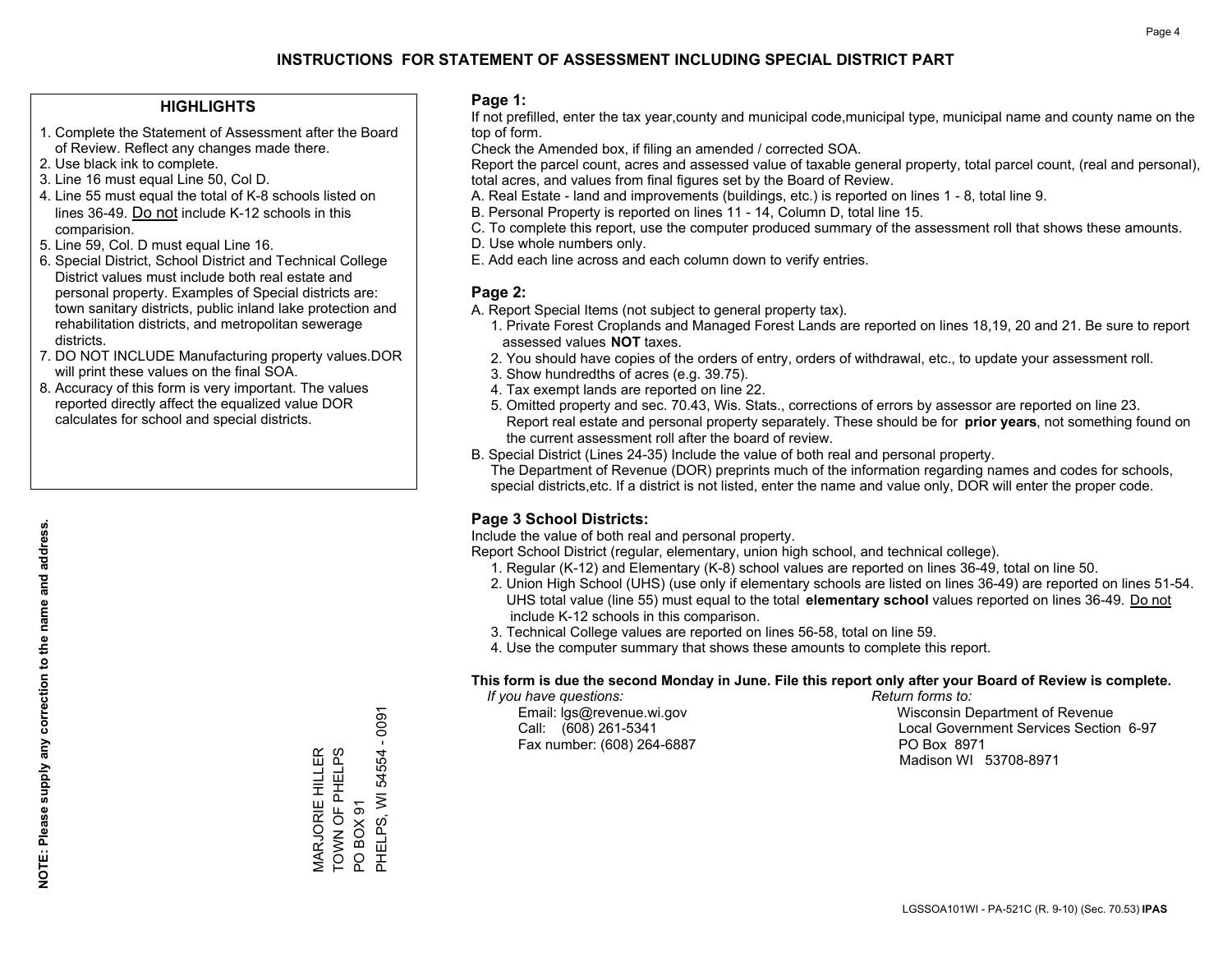# INSTRUCTIONS FOR STATEMENT OF ASSESSMENT INCLUDING SPECIAL DISTRICT PART

## HIGHLIGHTS

1. Complete the Statement of Assessment after the Board of Review. Reflect any changes made there.
2. Use black ink to complete.
3. Line 16 must equal Line 50, Col D.
4. Line 55 must equal the total of K-8 schools listed on lines 36-49. Do not include K-12 schools in this comparision.
5. Line 59, Col. D must equal Line 16.
6. Special District, School District and Technical College District values must include both real estate and personal property. Examples of Special districts are: town sanitary districts, public inland lake protection and rehabilitation districts, and metropolitan sewerage districts.
7. DO NOT INCLUDE Manufacturing property values.DOR will print these values on the final SOA.
8. Accuracy of this form is very important. The values reported directly affect the equalized value DOR calculates for school and special districts.

**NOTE: Please supply any correction to the name and address.**

MARJORIE HILLER
TOWN OF PHELPS
PO BOX 91
PHELPS, WI 54554 - 0091

## Page 1:

If not prefilled, enter the tax year,county and municipal code,municipal type, municipal name and county name on the top of form.

Check the Amended box, if filing an amended / corrected SOA.

Report the parcel count, acres and assessed value of taxable general property, total parcel count, (real and personal), total acres, and values from final figures set by the Board of Review.

A. Real Estate - land and improvements (buildings, etc.) is reported on lines 1 - 8, total line 9.
B. Personal Property is reported on lines 11 - 14, Column D, total line 15.
C. To complete this report, use the computer produced summary of the assessment roll that shows these amounts.
D. Use whole numbers only.
E. Add each line across and each column down to verify entries.

## Page 2:

A. Report Special Items (not subject to general property tax).
   1. Private Forest Croplands and Managed Forest Lands are reported on lines 18,19, 20 and 21. Be sure to report assessed values **NOT** taxes.
   2. You should have copies of the orders of entry, orders of withdrawal, etc., to update your assessment roll.
   3. Show hundredths of acres (e.g. 39.75).
   4. Tax exempt lands are reported on line 22.
   5. Omitted property and sec. 70.43, Wis. Stats., corrections of errors by assessor are reported on line 23. Report real estate and personal property separately. These should be for **prior years**, not something found on the current assessment roll after the board of review.
B. Special District (Lines 24-35) Include the value of both real and personal property.
   The Department of Revenue (DOR) preprints much of the information regarding names and codes for schools, special districts,etc. If a district is not listed, enter the name and value only, DOR will enter the proper code.

## Page 3 School Districts:

Include the value of both real and personal property.

Report School District (regular, elementary, union high school, and technical college).

1. Regular (K-12) and Elementary (K-8) school values are reported on lines 36-49, total on line 50.
2. Union High School (UHS) (use only if elementary schools are listed on lines 36-49) are reported on lines 51-54. UHS total value (line 55) must equal to the total **elementary school** values reported on lines 36-49. Do not include K-12 schools in this comparison.
3. Technical College values are reported on lines 56-58, total on line 59.
4. Use the computer summary that shows these amounts to complete this report.

**This form is due the second Monday in June. File this report only after your Board of Review is complete.**

*If you have questions:*
Email: lgs@revenue.wi.gov
Call: (608) 261-5341
Fax number: (608) 264-6887

*Return forms to:*
Wisconsin Department of Revenue
Local Government Services Section 6-97
PO Box 8971
Madison WI 53708-8971

LGSSOA101WI - PA-521C (R. 9-10) (Sec. 70.53) **IPAS**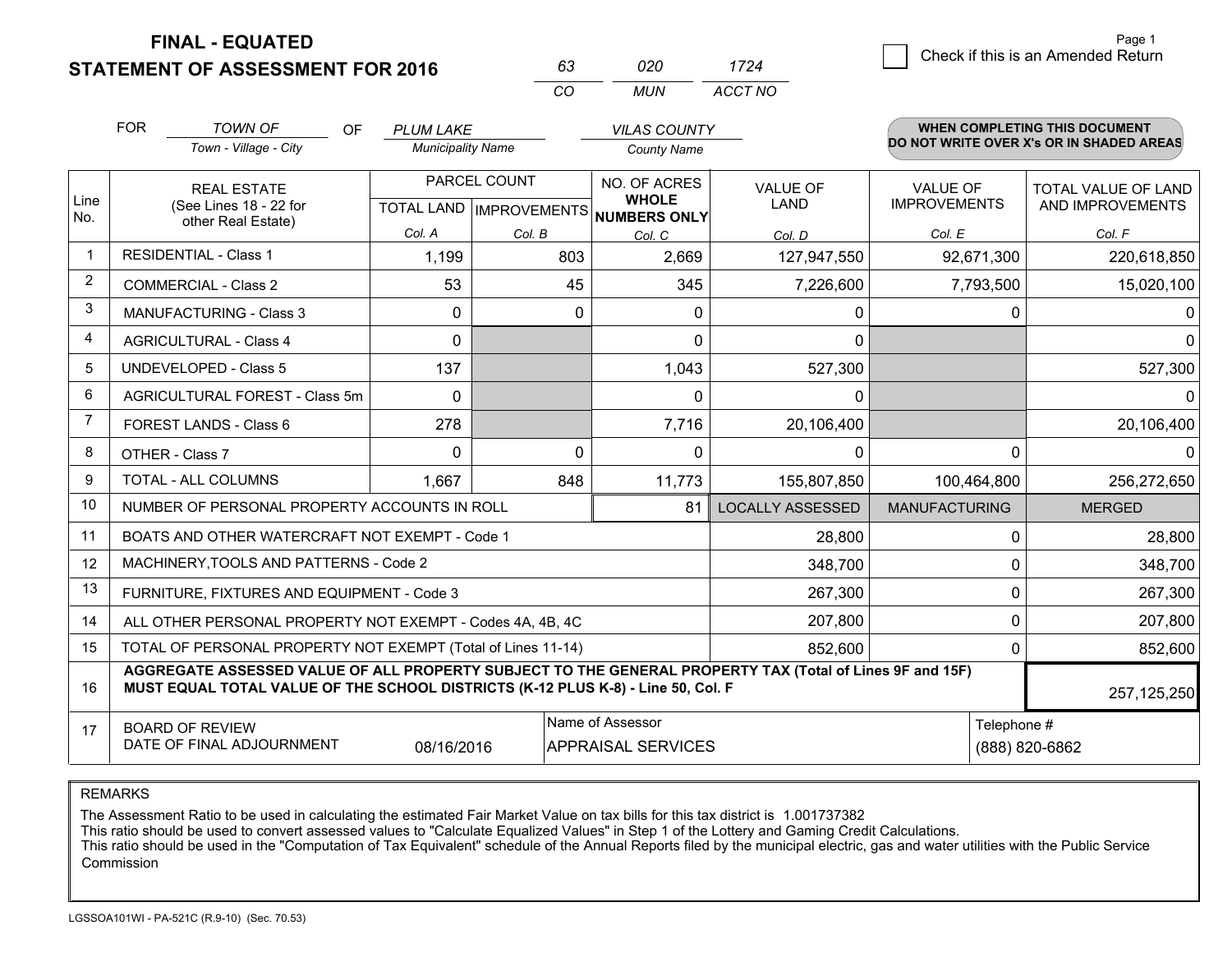# FINAL - EQUATED
## STATEMENT OF ASSESSMENT FOR 2016

| 63 | 020 | 1724 |
|---|---|---|
| CO | MUN | ACCT NO |

☐ Check if this is an Amended Return

FOR *TOWN OF* (Town - Village - City) OF *PLUM LAKE* (Municipality Name) *VILAS COUNTY* (County Name)

**WHEN COMPLETING THIS DOCUMENT DO NOT WRITE OVER X's OR IN SHADED AREAS**

| Line No. | REAL ESTATE (See Lines 18 - 22 for other Real Estate) | PARCEL COUNT | | NO. OF ACRES WHOLE NUMBERS ONLY | VALUE OF LAND | VALUE OF IMPROVEMENTS | TOTAL VALUE OF LAND AND IMPROVEMENTS |
|---|---|---|---|---|---|---|---|
| | | TOTAL LAND | IMPROVEMENTS | | | | |
| | | Col. A | Col. B | Col. C | Col. D | Col. E | Col. F |
| 1 | RESIDENTIAL - Class 1 | 1,199 | 803 | 2,669 | 127,947,550 | 92,671,300 | 220,618,850 |
| 2 | COMMERCIAL - Class 2 | 53 | 45 | 345 | 7,226,600 | 7,793,500 | 15,020,100 |
| 3 | MANUFACTURING - Class 3 | 0 | 0 | 0 | 0 | 0 | 0 |
| 4 | AGRICULTURAL - Class 4 | 0 | | 0 | 0 | | 0 |
| 5 | UNDEVELOPED - Class 5 | 137 | | 1,043 | 527,300 | | 527,300 |
| 6 | AGRICULTURAL FOREST - Class 5m | 0 | | 0 | 0 | | 0 |
| 7 | FOREST LANDS - Class 6 | 278 | | 7,716 | 20,106,400 | | 20,106,400 |
| 8 | OTHER - Class 7 | 0 | 0 | 0 | 0 | 0 | 0 |
| 9 | TOTAL - ALL COLUMNS | 1,667 | 848 | 11,773 | 155,807,850 | 100,464,800 | 256,272,650 |
| 10 | NUMBER OF PERSONAL PROPERTY ACCOUNTS IN ROLL | | | 81 | LOCALLY ASSESSED | MANUFACTURING | MERGED |
| 11 | BOATS AND OTHER WATERCRAFT NOT EXEMPT - Code 1 | | | | 28,800 | 0 | 28,800 |
| 12 | MACHINERY,TOOLS AND PATTERNS - Code 2 | | | | 348,700 | 0 | 348,700 |
| 13 | FURNITURE, FIXTURES AND EQUIPMENT - Code 3 | | | | 267,300 | 0 | 267,300 |
| 14 | ALL OTHER PERSONAL PROPERTY NOT EXEMPT - Codes 4A, 4B, 4C | | | | 207,800 | 0 | 207,800 |
| 15 | TOTAL OF PERSONAL PROPERTY NOT EXEMPT (Total of Lines 11-14) | | | | 852,600 | 0 | 852,600 |
| 16 | **AGGREGATE ASSESSED VALUE OF ALL PROPERTY SUBJECT TO THE GENERAL PROPERTY TAX (Total of Lines 9F and 15F) MUST EQUAL TOTAL VALUE OF THE SCHOOL DISTRICTS (K-12 PLUS K-8) - Line 50, Col. F** | | | | | | 257,125,250 |
| 17 | BOARD OF REVIEW DATE OF FINAL ADJOURNMENT | 08/16/2016 | Name of Assessor: APPRAISAL SERVICES | | | Telephone #: (888) 820-6862 | |

REMARKS

The Assessment Ratio to be used in calculating the estimated Fair Market Value on tax bills for this tax district is 1.001737382
This ratio should be used to convert assessed values to "Calculate Equalized Values" in Step 1 of the Lottery and Gaming Credit Calculations.
This ratio should be used in the "Computation of Tax Equivalent" schedule of the Annual Reports filed by the municipal electric, gas and water utilities with the Public Service Commission

LGSSOA101WI - PA-521C (R.9-10) (Sec. 70.53)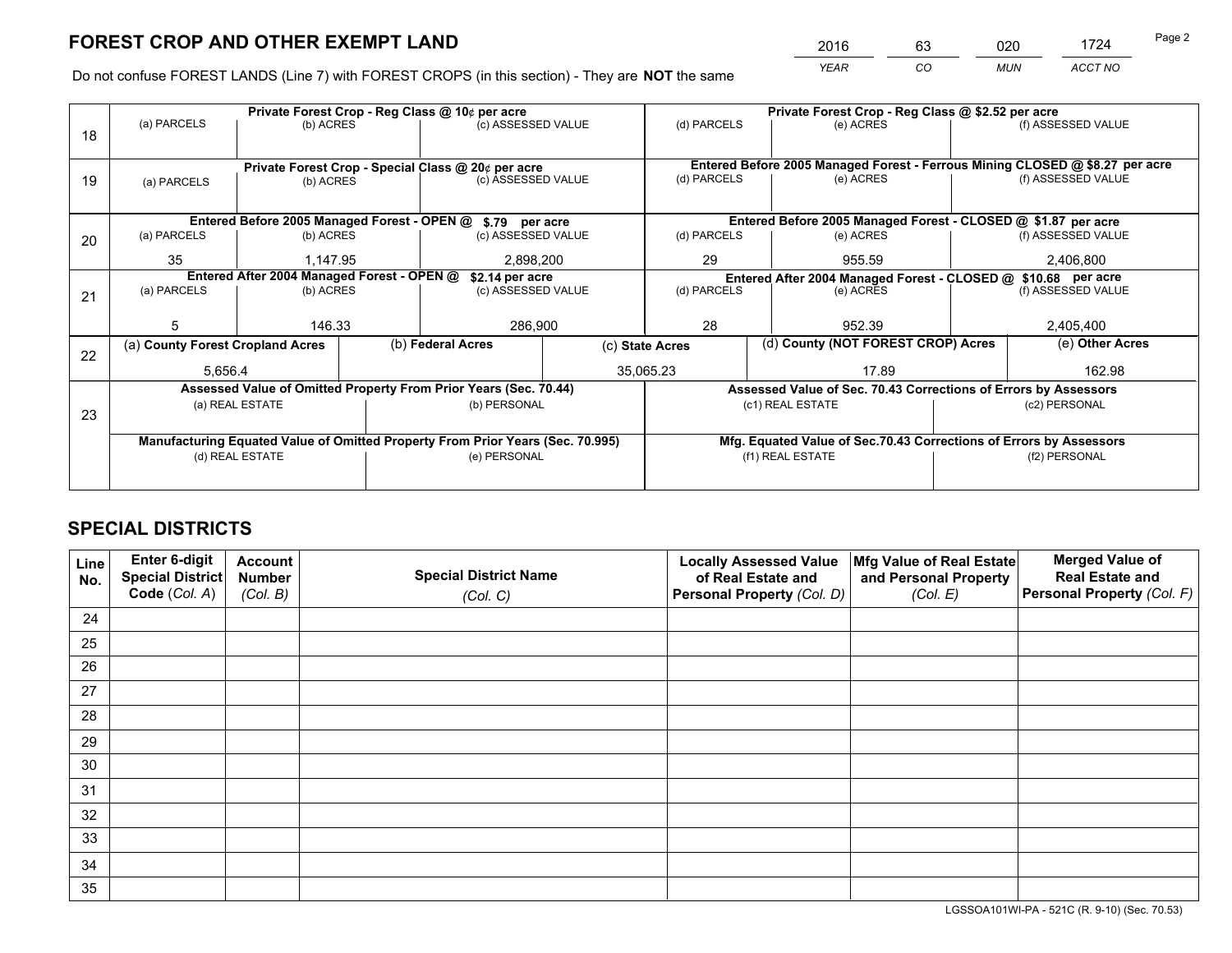# FOREST CROP AND OTHER EXEMPT LAND

| 2016 | 63 | 020 | 1724 |
|---|---|---|---|
| YEAR | CO | MUN | ACCT NO |

Do not confuse FOREST LANDS (Line 7) with FOREST CROPS (in this section) - They are **NOT** the same

| | Private Forest Crop - Reg Class @ 10¢ per acre | | | Private Forest Crop - Reg Class @ $2.52 per acre | | |
|---|---|---|---|---|---|---|
| 18 | (a) PARCELS | (b) ACRES | (c) ASSESSED VALUE | (d) PARCELS | (e) ACRES | (f) ASSESSED VALUE |
| | | | | | | |
| | Private Forest Crop - Special Class @ 20¢ per acre | | | Entered Before 2005 Managed Forest - Ferrous Mining CLOSED @ $8.27 per acre | | |
| 19 | (a) PARCELS | (b) ACRES | (c) ASSESSED VALUE | (d) PARCELS | (e) ACRES | (f) ASSESSED VALUE |
| | | | | | | |
| | Entered Before 2005 Managed Forest - OPEN @ $.79 per acre | | | Entered Before 2005 Managed Forest - CLOSED @ $1.87 per acre | | |
| 20 | (a) PARCELS | (b) ACRES | (c) ASSESSED VALUE | (d) PARCELS | (e) ACRES | (f) ASSESSED VALUE |
| | 35 | 1,147.95 | 2,898,200 | 29 | 955.59 | 2,406,800 |
| | Entered After 2004 Managed Forest - OPEN @ $2.14 per acre | | | Entered After 2004 Managed Forest - CLOSED @ $10.68 per acre | | |
| 21 | (a) PARCELS | (b) ACRES | (c) ASSESSED VALUE | (d) PARCELS | (e) ACRES | (f) ASSESSED VALUE |
| | 5 | 146.33 | 286,900 | 28 | 952.39 | 2,405,400 |

| | (a) County Forest Cropland Acres | (b) Federal Acres | (c) State Acres | (d) County (NOT FOREST CROP) Acres | (e) Other Acres |
|---|---|---|---|---|---|
| 22 | 5,656.4 | | 35,065.23 | 17.89 | 162.98 |

| | Assessed Value of Omitted Property From Prior Years (Sec. 70.44) | | Assessed Value of Sec. 70.43 Corrections of Errors by Assessors | |
|---|---|---|---|---|
| 23 | (a) REAL ESTATE | (b) PERSONAL | (c1) REAL ESTATE | (c2) PERSONAL |
| | | | | |
| | Manufacturing Equated Value of Omitted Property From Prior Years (Sec. 70.995) | | Mfg. Equated Value of Sec.70.43 Corrections of Errors by Assessors | |
| | (d) REAL ESTATE | (e) PERSONAL | (f1) REAL ESTATE | (f2) PERSONAL |
| | | | | |

# SPECIAL DISTRICTS

| Line No. | Enter 6-digit Special District Code (Col. A) | Account Number (Col. B) | Special District Name (Col. C) | Locally Assessed Value of Real Estate and Personal Property (Col. D) | Mfg Value of Real Estate and Personal Property (Col. E) | Merged Value of Real Estate and Personal Property (Col. F) |
|---|---|---|---|---|---|---|
| 24 | | | | | | |
| 25 | | | | | | |
| 26 | | | | | | |
| 27 | | | | | | |
| 28 | | | | | | |
| 29 | | | | | | |
| 30 | | | | | | |
| 31 | | | | | | |
| 32 | | | | | | |
| 33 | | | | | | |
| 34 | | | | | | |
| 35 | | | | | | |

LGSSOA101WI-PA - 521C (R. 9-10) (Sec. 70.53)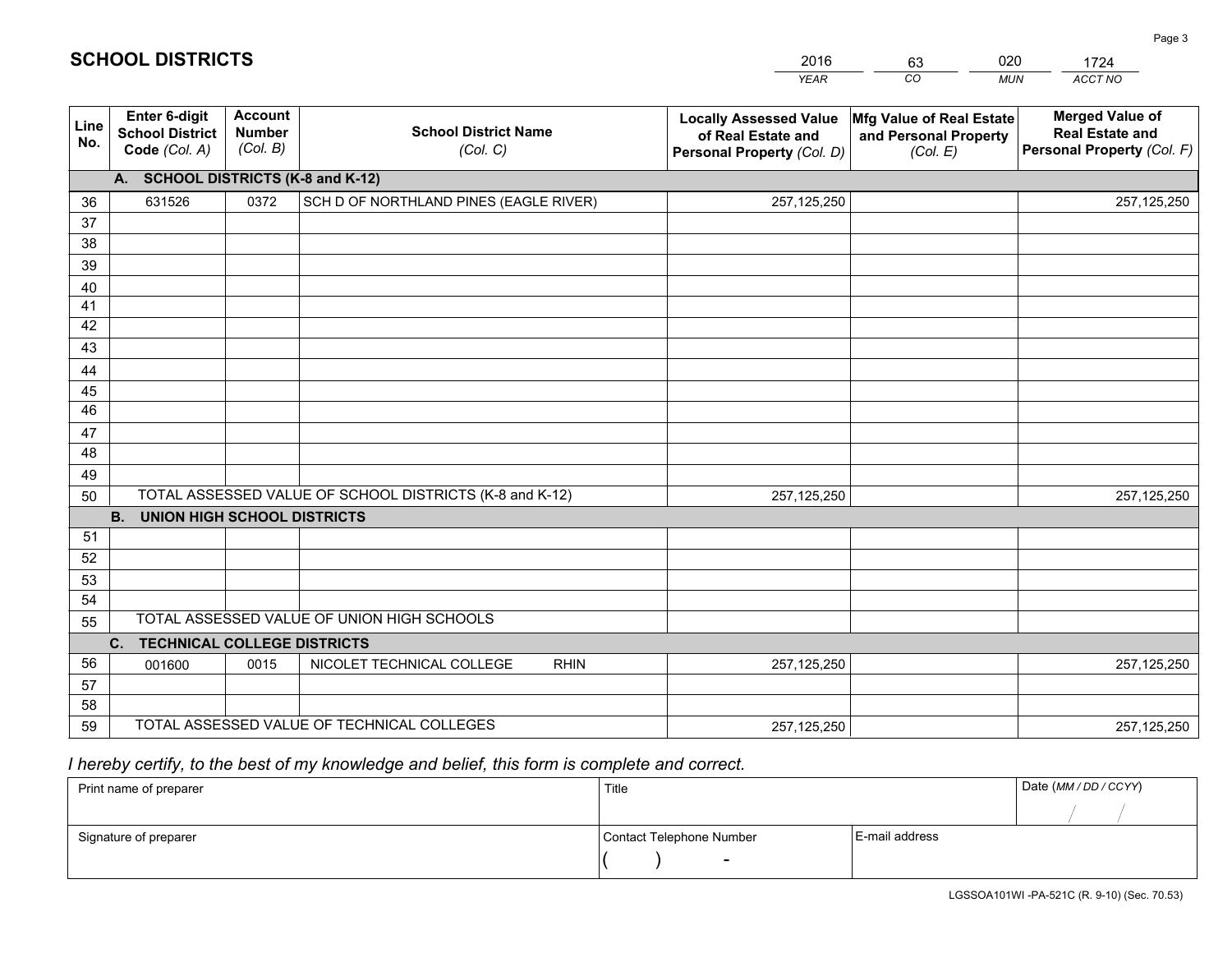# SCHOOL DISTRICTS

| 2016 | 63 | 020 | 1724 |
|---|---|---|---|
| *YEAR* | *CO* | *MUN* | *ACCT NO* |

| Line No. | Enter 6-digit School District Code *(Col. A)* | Account Number *(Col. B)* | School District Name *(Col. C)* | Locally Assessed Value of Real Estate and Personal Property *(Col. D)* | Mfg Value of Real Estate and Personal Property *(Col. E)* | Merged Value of Real Estate and Personal Property *(Col. F)* |
|---|---|---|---|---|---|---|
| **A. SCHOOL DISTRICTS (K-8 and K-12)** | | | | | | |
| 36 | 631526 | 0372 | SCH D OF NORTHLAND PINES (EAGLE RIVER) | 257,125,250 | | 257,125,250 |
| 37 | | | | | | |
| 38 | | | | | | |
| 39 | | | | | | |
| 40 | | | | | | |
| 41 | | | | | | |
| 42 | | | | | | |
| 43 | | | | | | |
| 44 | | | | | | |
| 45 | | | | | | |
| 46 | | | | | | |
| 47 | | | | | | |
| 48 | | | | | | |
| 49 | | | | | | |
| 50 | TOTAL ASSESSED VALUE OF SCHOOL DISTRICTS (K-8 and K-12) | | | 257,125,250 | | 257,125,250 |
| **B. UNION HIGH SCHOOL DISTRICTS** | | | | | | |
| 51 | | | | | | |
| 52 | | | | | | |
| 53 | | | | | | |
| 54 | | | | | | |
| 55 | TOTAL ASSESSED VALUE OF UNION HIGH SCHOOLS | | | | | |
| **C. TECHNICAL COLLEGE DISTRICTS** | | | | | | |
| 56 | 001600 | 0015 | NICOLET TECHNICAL COLLEGE RHIN | 257,125,250 | | 257,125,250 |
| 57 | | | | | | |
| 58 | | | | | | |
| 59 | TOTAL ASSESSED VALUE OF TECHNICAL COLLEGES | | | 257,125,250 | | 257,125,250 |

*I hereby certify, to the best of my knowledge and belief, this form is complete and correct.*

| Print name of preparer | Title | | Date *(MM / DD / CCYY)* |
|---|---|---|---|
| | | | / / |
| Signature of preparer | Contact Telephone Number | E-mail address | |
| | ( ) - | | |

LGSSOA101WI -PA-521C (R. 9-10) (Sec. 70.53)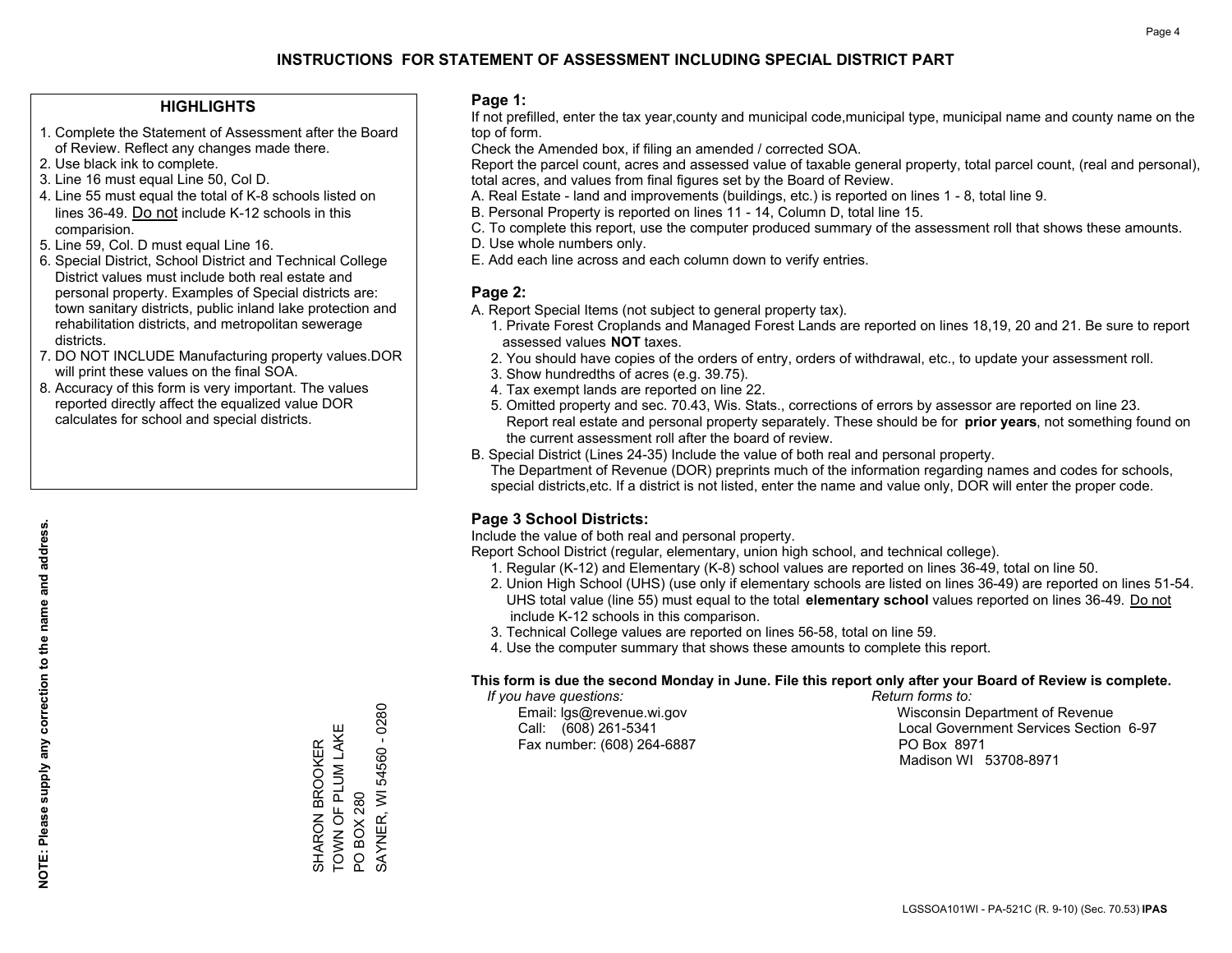# INSTRUCTIONS FOR STATEMENT OF ASSESSMENT INCLUDING SPECIAL DISTRICT PART

## HIGHLIGHTS

1. Complete the Statement of Assessment after the Board of Review. Reflect any changes made there.
2. Use black ink to complete.
3. Line 16 must equal Line 50, Col D.
4. Line 55 must equal the total of K-8 schools listed on lines 36-49. Do not include K-12 schools in this comparision.
5. Line 59, Col. D must equal Line 16.
6. Special District, School District and Technical College District values must include both real estate and personal property. Examples of Special districts are: town sanitary districts, public inland lake protection and rehabilitation districts, and metropolitan sewerage districts.
7. DO NOT INCLUDE Manufacturing property values.DOR will print these values on the final SOA.
8. Accuracy of this form is very important. The values reported directly affect the equalized value DOR calculates for school and special districts.

**NOTE: Please supply any correction to the name and address.**

SHARON BROOKER
TOWN OF PLUM LAKE
PO BOX 280
SAYNER, WI 54560 - 0280

## Page 1:

If not prefilled, enter the tax year,county and municipal code,municipal type, municipal name and county name on the top of form.

Check the Amended box, if filing an amended / corrected SOA.

Report the parcel count, acres and assessed value of taxable general property, total parcel count, (real and personal), total acres, and values from final figures set by the Board of Review.

A. Real Estate - land and improvements (buildings, etc.) is reported on lines 1 - 8, total line 9.
B. Personal Property is reported on lines 11 - 14, Column D, total line 15.
C. To complete this report, use the computer produced summary of the assessment roll that shows these amounts.
D. Use whole numbers only.
E. Add each line across and each column down to verify entries.

## Page 2:

A. Report Special Items (not subject to general property tax).
   1. Private Forest Croplands and Managed Forest Lands are reported on lines 18,19, 20 and 21. Be sure to report assessed values **NOT** taxes.
   2. You should have copies of the orders of entry, orders of withdrawal, etc., to update your assessment roll.
   3. Show hundredths of acres (e.g. 39.75).
   4. Tax exempt lands are reported on line 22.
   5. Omitted property and sec. 70.43, Wis. Stats., corrections of errors by assessor are reported on line 23. Report real estate and personal property separately. These should be for **prior years**, not something found on the current assessment roll after the board of review.
B. Special District (Lines 24-35) Include the value of both real and personal property.
   The Department of Revenue (DOR) preprints much of the information regarding names and codes for schools, special districts,etc. If a district is not listed, enter the name and value only, DOR will enter the proper code.

## Page 3 School Districts:

Include the value of both real and personal property.

Report School District (regular, elementary, union high school, and technical college).

1. Regular (K-12) and Elementary (K-8) school values are reported on lines 36-49, total on line 50.
2. Union High School (UHS) (use only if elementary schools are listed on lines 36-49) are reported on lines 51-54. UHS total value (line 55) must equal to the total **elementary school** values reported on lines 36-49. Do not include K-12 schools in this comparison.
3. Technical College values are reported on lines 56-58, total on line 59.
4. Use the computer summary that shows these amounts to complete this report.

**This form is due the second Monday in June. File this report only after your Board of Review is complete.**

*If you have questions:*
Email: lgs@revenue.wi.gov
Call: (608) 261-5341
Fax number: (608) 264-6887

*Return forms to:*
Wisconsin Department of Revenue
Local Government Services Section 6-97
PO Box 8971
Madison WI 53708-8971

LGSSOA101WI - PA-521C (R. 9-10) (Sec. 70.53) **IPAS**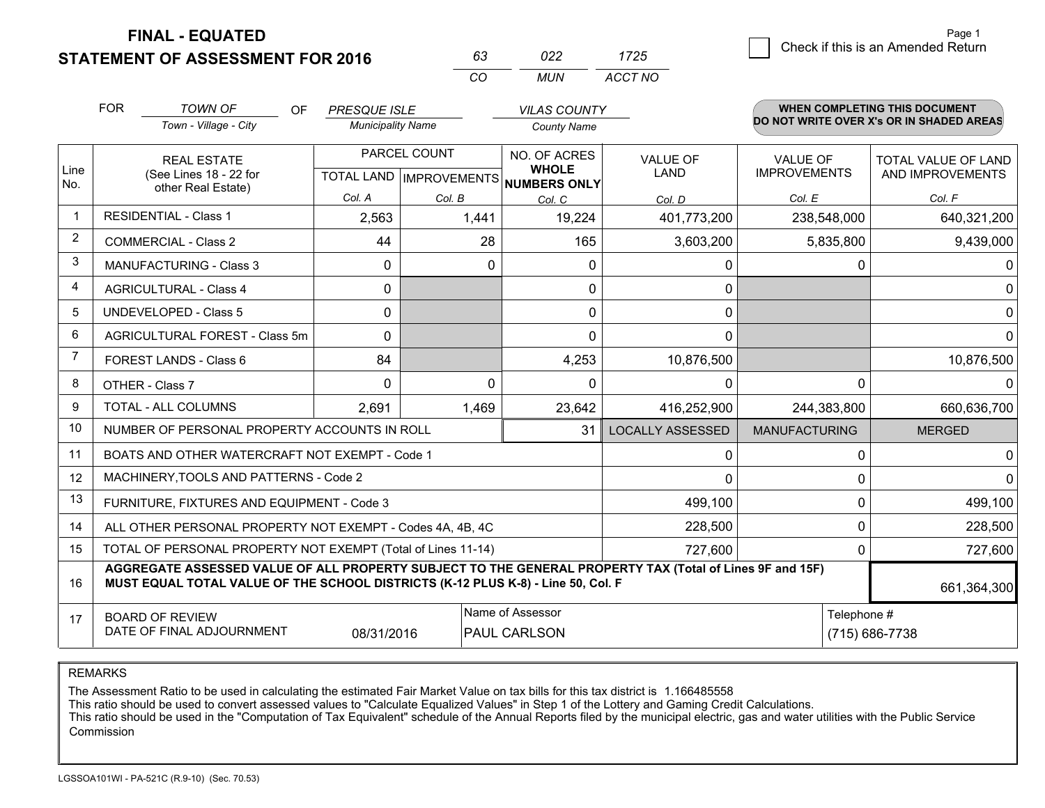# FINAL - EQUATED
## STATEMENT OF ASSESSMENT FOR 2016

| 63 | 022 | 1725 |
|---|---|---|
| CO | MUN | ACCT NO |

Page 1

☐ Check if this is an Amended Return

FOR *TOWN OF* (Town - Village - City) OF *PRESQUE ISLE* (Municipality Name) *VILAS COUNTY* (County Name)

**WHEN COMPLETING THIS DOCUMENT DO NOT WRITE OVER X's OR IN SHADED AREAS**

| Line No. | REAL ESTATE (See Lines 18 - 22 for other Real Estate) | PARCEL COUNT | | NO. OF ACRES WHOLE NUMBERS ONLY | VALUE OF LAND | VALUE OF IMPROVEMENTS | TOTAL VALUE OF LAND AND IMPROVEMENTS |
|---|---|---|---|---|---|---|---|
| | | TOTAL LAND Col. A | IMPROVEMENTS Col. B | Col. C | Col. D | Col. E | Col. F |
| 1 | RESIDENTIAL - Class 1 | 2,563 | 1,441 | 19,224 | 401,773,200 | 238,548,000 | 640,321,200 |
| 2 | COMMERCIAL - Class 2 | 44 | 28 | 165 | 3,603,200 | 5,835,800 | 9,439,000 |
| 3 | MANUFACTURING - Class 3 | 0 | 0 | 0 | 0 | 0 | 0 |
| 4 | AGRICULTURAL - Class 4 | 0 | | 0 | 0 | | 0 |
| 5 | UNDEVELOPED - Class 5 | 0 | | 0 | 0 | | 0 |
| 6 | AGRICULTURAL FOREST - Class 5m | 0 | | 0 | 0 | | 0 |
| 7 | FOREST LANDS - Class 6 | 84 | | 4,253 | 10,876,500 | | 10,876,500 |
| 8 | OTHER - Class 7 | 0 | 0 | 0 | 0 | 0 | 0 |
| 9 | TOTAL - ALL COLUMNS | 2,691 | 1,469 | 23,642 | 416,252,900 | 244,383,800 | 660,636,700 |
| 10 | NUMBER OF PERSONAL PROPERTY ACCOUNTS IN ROLL | | | 31 | LOCALLY ASSESSED | MANUFACTURING | MERGED |
| 11 | BOATS AND OTHER WATERCRAFT NOT EXEMPT - Code 1 | | | | 0 | 0 | 0 |
| 12 | MACHINERY,TOOLS AND PATTERNS - Code 2 | | | | 0 | 0 | 0 |
| 13 | FURNITURE, FIXTURES AND EQUIPMENT - Code 3 | | | | 499,100 | 0 | 499,100 |
| 14 | ALL OTHER PERSONAL PROPERTY NOT EXEMPT - Codes 4A, 4B, 4C | | | | 228,500 | 0 | 228,500 |
| 15 | TOTAL OF PERSONAL PROPERTY NOT EXEMPT (Total of Lines 11-14) | | | | 727,600 | 0 | 727,600 |
| 16 | **AGGREGATE ASSESSED VALUE OF ALL PROPERTY SUBJECT TO THE GENERAL PROPERTY TAX (Total of Lines 9F and 15F) MUST EQUAL TOTAL VALUE OF THE SCHOOL DISTRICTS (K-12 PLUS K-8) - Line 50, Col. F** | | | | | | 661,364,300 |
| 17 | BOARD OF REVIEW DATE OF FINAL ADJOURNMENT | 08/31/2016 | | Name of Assessor: PAUL CARLSON | | Telephone #: (715) 686-7738 | |

REMARKS

The Assessment Ratio to be used in calculating the estimated Fair Market Value on tax bills for this tax district is 1.166485558
This ratio should be used to convert assessed values to "Calculate Equalized Values" in Step 1 of the Lottery and Gaming Credit Calculations.
This ratio should be used in the "Computation of Tax Equivalent" schedule of the Annual Reports filed by the municipal electric, gas and water utilities with the Public Service Commission

LGSSOA101WI - PA-521C (R.9-10) (Sec. 70.53)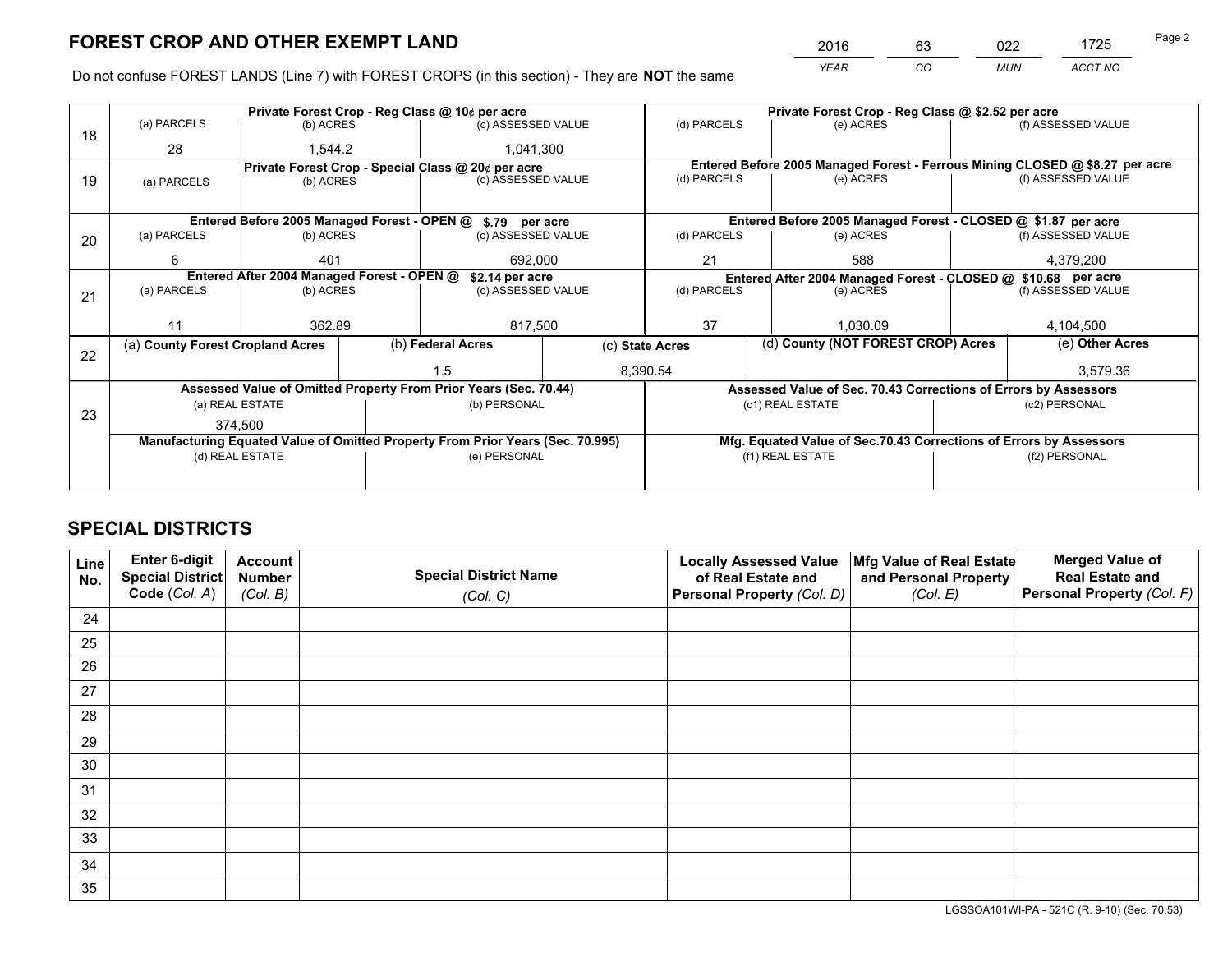# FOREST CROP AND OTHER EXEMPT LAND

| YEAR | CO | MUN | ACCT NO |
|---|---|---|---|
| 2016 | 63 | 022 | 1725 |

Do not confuse FOREST LANDS (Line 7) with FOREST CROPS (in this section) - They are **NOT** the same

| Line | | | | | | |
|---|---|---|---|---|---|---|
| 18 | Private Forest Crop - Reg Class @ 10¢ per acre | | | Private Forest Crop - Reg Class @ $2.52 per acre | | |
| | (a) PARCELS | (b) ACRES | (c) ASSESSED VALUE | (d) PARCELS | (e) ACRES | (f) ASSESSED VALUE |
| | 28 | 1,544.2 | 1,041,300 | | | |
| 19 | Private Forest Crop - Special Class @ 20¢ per acre | | | Entered Before 2005 Managed Forest - Ferrous Mining CLOSED @ $8.27 per acre | | |
| | (a) PARCELS | (b) ACRES | (c) ASSESSED VALUE | (d) PARCELS | (e) ACRES | (f) ASSESSED VALUE |
| | | | | | | |
| 20 | Entered Before 2005 Managed Forest - OPEN @ $.79 per acre | | | Entered Before 2005 Managed Forest - CLOSED @ $1.87 per acre | | |
| | (a) PARCELS | (b) ACRES | (c) ASSESSED VALUE | (d) PARCELS | (e) ACRES | (f) ASSESSED VALUE |
| | 6 | 401 | 692,000 | 21 | 588 | 4,379,200 |
| 21 | Entered After 2004 Managed Forest - OPEN @ $2.14 per acre | | | Entered After 2004 Managed Forest - CLOSED @ $10.68 per acre | | |
| | (a) PARCELS | (b) ACRES | (c) ASSESSED VALUE | (d) PARCELS | (e) ACRES | (f) ASSESSED VALUE |
| | 11 | 362.89 | 817,500 | 37 | 1,030.09 | 4,104,500 |

| Line | (a) County Forest Cropland Acres | (b) Federal Acres | (c) State Acres | (d) County (NOT FOREST CROP) Acres | (e) Other Acres |
|---|---|---|---|---|---|
| 22 | | 1.5 | 8,390.54 | | 3,579.36 |

| Line | Assessed Value of Omitted Property From Prior Years (Sec. 70.44) | | Assessed Value of Sec. 70.43 Corrections of Errors by Assessors | |
|---|---|---|---|---|
| 23 | (a) REAL ESTATE | (b) PERSONAL | (c1) REAL ESTATE | (c2) PERSONAL |
| | 374,500 | | | |
| | Manufacturing Equated Value of Omitted Property From Prior Years (Sec. 70.995) | | Mfg. Equated Value of Sec.70.43 Corrections of Errors by Assessors | |
| | (d) REAL ESTATE | (e) PERSONAL | (f1) REAL ESTATE | (f2) PERSONAL |
| | | | | |

# SPECIAL DISTRICTS

| Line No. | Enter 6-digit Special District Code (Col. A) | Account Number (Col. B) | Special District Name (Col. C) | Locally Assessed Value of Real Estate and Personal Property (Col. D) | Mfg Value of Real Estate and Personal Property (Col. E) | Merged Value of Real Estate and Personal Property (Col. F) |
|---|---|---|---|---|---|---|
| 24 | | | | | | |
| 25 | | | | | | |
| 26 | | | | | | |
| 27 | | | | | | |
| 28 | | | | | | |
| 29 | | | | | | |
| 30 | | | | | | |
| 31 | | | | | | |
| 32 | | | | | | |
| 33 | | | | | | |
| 34 | | | | | | |
| 35 | | | | | | |

LGSSOA101WI-PA - 521C (R. 9-10) (Sec. 70.53)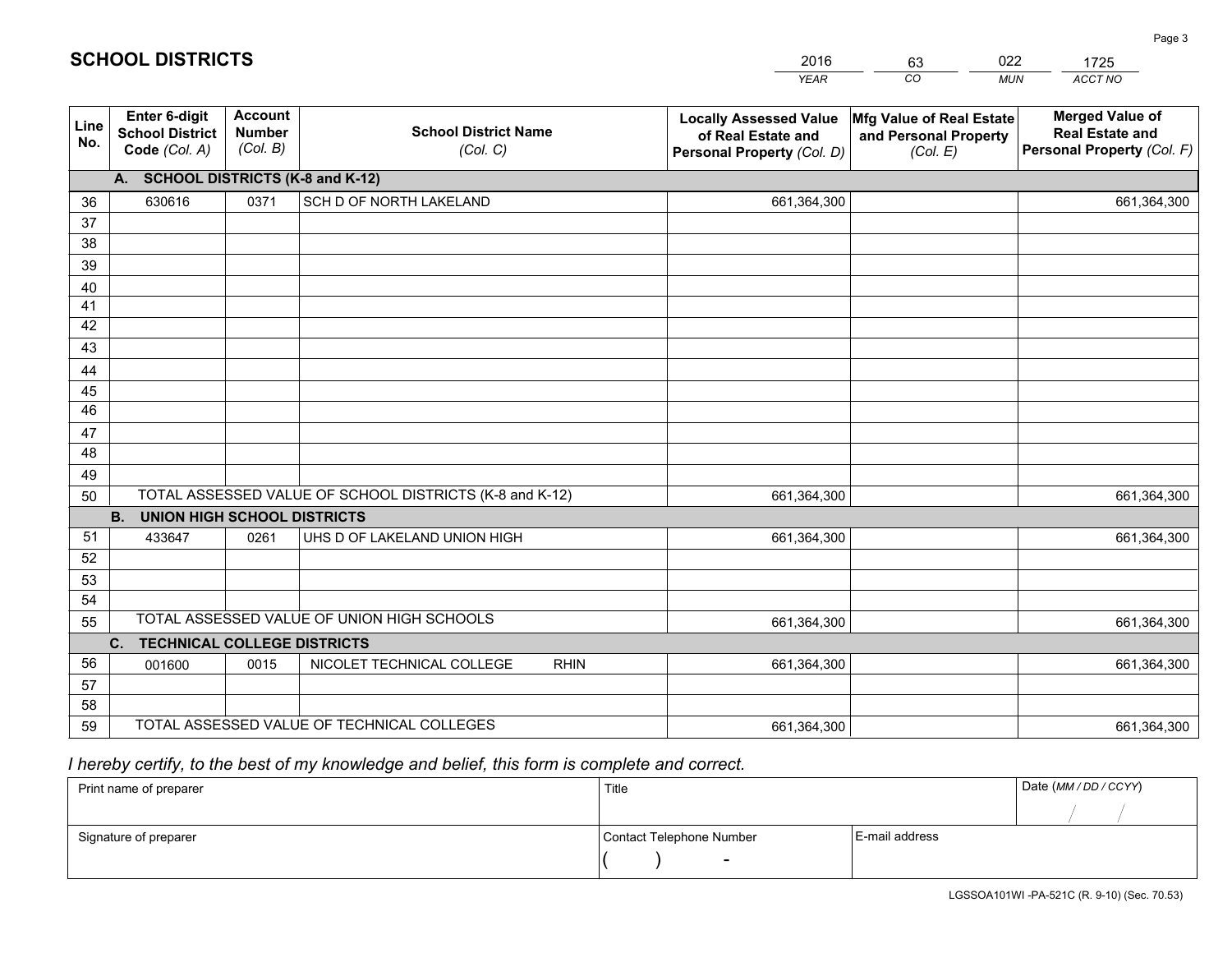# SCHOOL DISTRICTS

| 2016 | 63 | 022 | 1725 |
|---|---|---|---|
| *YEAR* | *CO* | *MUN* | *ACCT NO* |

| Line No. | Enter 6-digit School District Code *(Col. A)* | Account Number *(Col. B)* | School District Name *(Col. C)* | Locally Assessed Value of Real Estate and Personal Property *(Col. D)* | Mfg Value of Real Estate and Personal Property *(Col. E)* | Merged Value of Real Estate and Personal Property *(Col. F)* |
|---|---|---|---|---|---|---|
| | **A. SCHOOL DISTRICTS (K-8 and K-12)** | | | | | |
| 36 | 630616 | 0371 | SCH D OF NORTH LAKELAND | 661,364,300 | | 661,364,300 |
| 37 | | | | | | |
| 38 | | | | | | |
| 39 | | | | | | |
| 40 | | | | | | |
| 41 | | | | | | |
| 42 | | | | | | |
| 43 | | | | | | |
| 44 | | | | | | |
| 45 | | | | | | |
| 46 | | | | | | |
| 47 | | | | | | |
| 48 | | | | | | |
| 49 | | | | | | |
| 50 | TOTAL ASSESSED VALUE OF SCHOOL DISTRICTS (K-8 and K-12) | | | 661,364,300 | | 661,364,300 |
| | **B. UNION HIGH SCHOOL DISTRICTS** | | | | | |
| 51 | 433647 | 0261 | UHS D OF LAKELAND UNION HIGH | 661,364,300 | | 661,364,300 |
| 52 | | | | | | |
| 53 | | | | | | |
| 54 | | | | | | |
| 55 | TOTAL ASSESSED VALUE OF UNION HIGH SCHOOLS | | | 661,364,300 | | 661,364,300 |
| | **C. TECHNICAL COLLEGE DISTRICTS** | | | | | |
| 56 | 001600 | 0015 | NICOLET TECHNICAL COLLEGE RHIN | 661,364,300 | | 661,364,300 |
| 57 | | | | | | |
| 58 | | | | | | |
| 59 | TOTAL ASSESSED VALUE OF TECHNICAL COLLEGES | | | 661,364,300 | | 661,364,300 |

*I hereby certify, to the best of my knowledge and belief, this form is complete and correct.*

| Print name of preparer | Title | | Date *(MM / DD / CCYY)* |
|---|---|---|---|
| | | | / / |
| Signature of preparer | Contact Telephone Number | E-mail address | |
| | ( ) - | | |

LGSSOA101WI -PA-521C (R. 9-10) (Sec. 70.53)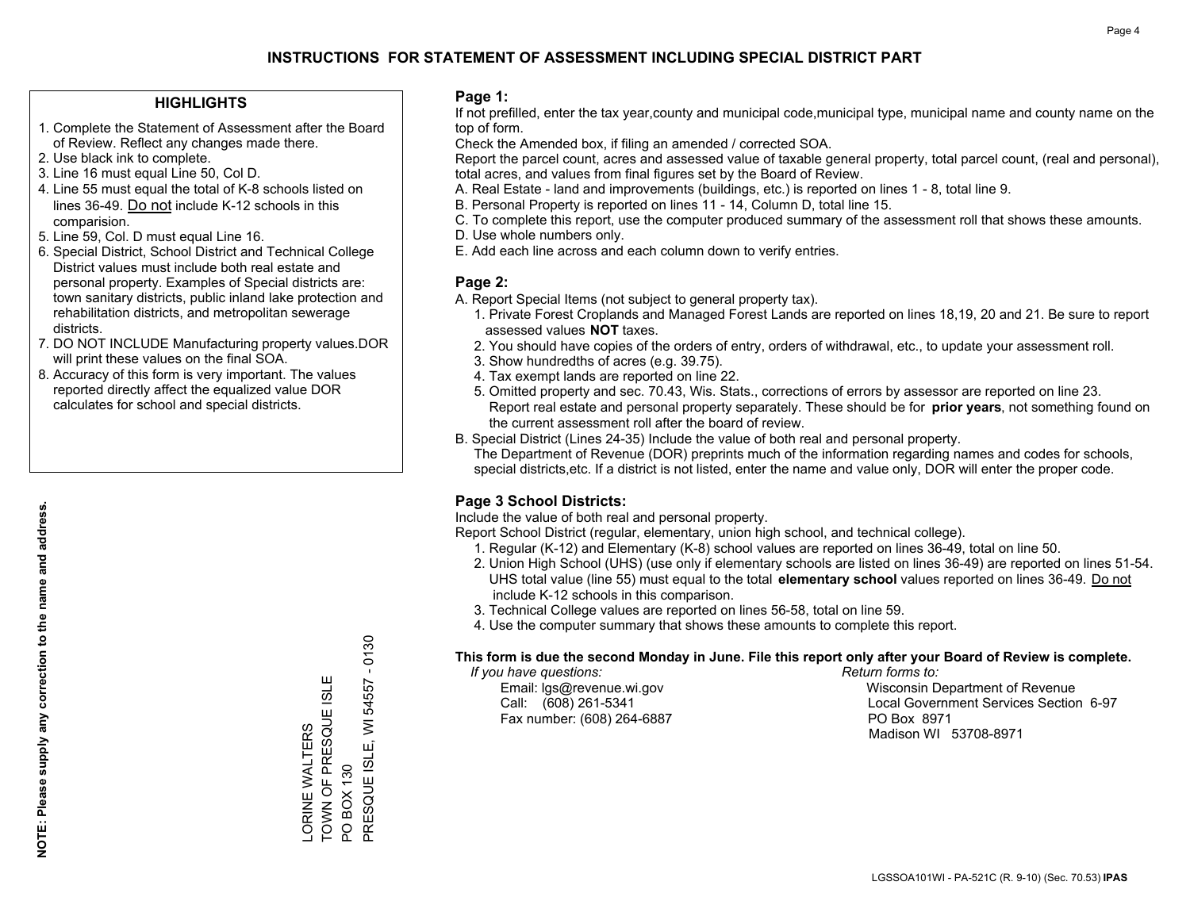# INSTRUCTIONS FOR STATEMENT OF ASSESSMENT INCLUDING SPECIAL DISTRICT PART

## HIGHLIGHTS

1. Complete the Statement of Assessment after the Board of Review. Reflect any changes made there.
2. Use black ink to complete.
3. Line 16 must equal Line 50, Col D.
4. Line 55 must equal the total of K-8 schools listed on lines 36-49. Do not include K-12 schools in this comparision.
5. Line 59, Col. D must equal Line 16.
6. Special District, School District and Technical College District values must include both real estate and personal property. Examples of Special districts are: town sanitary districts, public inland lake protection and rehabilitation districts, and metropolitan sewerage districts.
7. DO NOT INCLUDE Manufacturing property values.DOR will print these values on the final SOA.
8. Accuracy of this form is very important. The values reported directly affect the equalized value DOR calculates for school and special districts.

**NOTE: Please supply any correction to the name and address.**

LORINE WALTERS
TOWN OF PRESQUE ISLE
PO BOX 130
PRESQUE ISLE, WI 54557 - 0130

## Page 1:

If not prefilled, enter the tax year,county and municipal code,municipal type, municipal name and county name on the top of form.

Check the Amended box, if filing an amended / corrected SOA.

Report the parcel count, acres and assessed value of taxable general property, total parcel count, (real and personal), total acres, and values from final figures set by the Board of Review.

A. Real Estate - land and improvements (buildings, etc.) is reported on lines 1 - 8, total line 9.
B. Personal Property is reported on lines 11 - 14, Column D, total line 15.
C. To complete this report, use the computer produced summary of the assessment roll that shows these amounts.
D. Use whole numbers only.
E. Add each line across and each column down to verify entries.

## Page 2:

A. Report Special Items (not subject to general property tax).
   1. Private Forest Croplands and Managed Forest Lands are reported on lines 18,19, 20 and 21. Be sure to report assessed values **NOT** taxes.
   2. You should have copies of the orders of entry, orders of withdrawal, etc., to update your assessment roll.
   3. Show hundredths of acres (e.g. 39.75).
   4. Tax exempt lands are reported on line 22.
   5. Omitted property and sec. 70.43, Wis. Stats., corrections of errors by assessor are reported on line 23. Report real estate and personal property separately. These should be for **prior years**, not something found on the current assessment roll after the board of review.

B. Special District (Lines 24-35) Include the value of both real and personal property.
   The Department of Revenue (DOR) preprints much of the information regarding names and codes for schools, special districts,etc. If a district is not listed, enter the name and value only, DOR will enter the proper code.

## Page 3 School Districts:

Include the value of both real and personal property.

Report School District (regular, elementary, union high school, and technical college).

1. Regular (K-12) and Elementary (K-8) school values are reported on lines 36-49, total on line 50.
2. Union High School (UHS) (use only if elementary schools are listed on lines 36-49) are reported on lines 51-54. UHS total value (line 55) must equal to the total **elementary school** values reported on lines 36-49. Do not include K-12 schools in this comparison.
3. Technical College values are reported on lines 56-58, total on line 59.
4. Use the computer summary that shows these amounts to complete this report.

**This form is due the second Monday in June. File this report only after your Board of Review is complete.**

*If you have questions:*
Email: lgs@revenue.wi.gov
Call: (608) 261-5341
Fax number: (608) 264-6887

*Return forms to:*
Wisconsin Department of Revenue
Local Government Services Section 6-97
PO Box 8971
Madison WI 53708-8971

LGSSOA101WI - PA-521C (R. 9-10) (Sec. 70.53) **IPAS**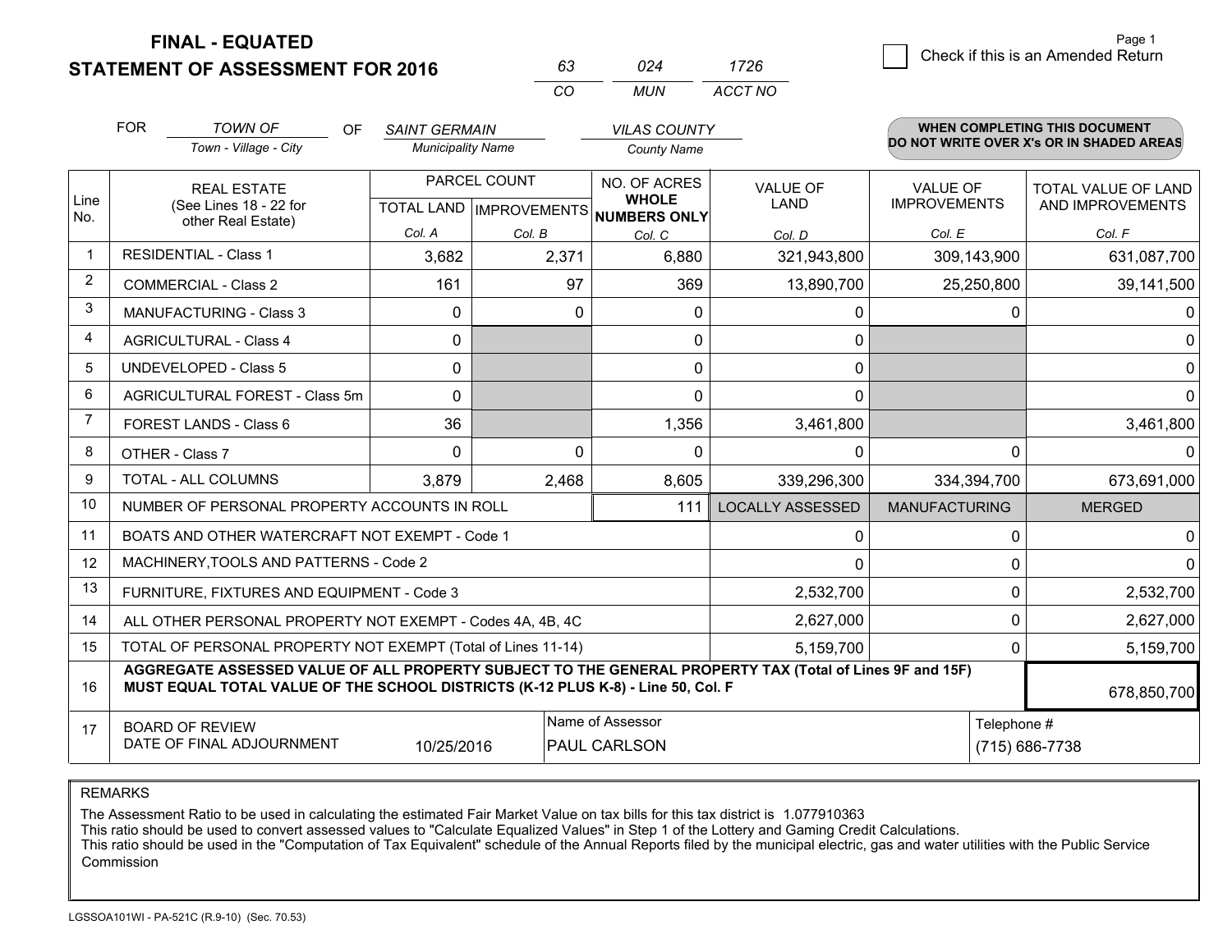# FINAL - EQUATED
## STATEMENT OF ASSESSMENT FOR 2016

| 63 | 024 | 1726 |
|---|---|---|
| CO | MUN | ACCT NO |

Page 1

☐ Check if this is an Amended Return

FOR *TOWN OF* (Town - Village - City) OF *SAINT GERMAIN* (Municipality Name) *VILAS COUNTY* (County Name)

**WHEN COMPLETING THIS DOCUMENT DO NOT WRITE OVER X's OR IN SHADED AREAS**

| Line No. | REAL ESTATE (See Lines 18 - 22 for other Real Estate) | PARCEL COUNT TOTAL LAND Col. A | PARCEL COUNT IMPROVEMENTS Col. B | NO. OF ACRES WHOLE NUMBERS ONLY Col. C | VALUE OF LAND Col. D | VALUE OF IMPROVEMENTS Col. E | TOTAL VALUE OF LAND AND IMPROVEMENTS Col. F |
|---|---|---|---|---|---|---|---|
| 1 | RESIDENTIAL - Class 1 | 3,682 | 2,371 | 6,880 | 321,943,800 | 309,143,900 | 631,087,700 |
| 2 | COMMERCIAL - Class 2 | 161 | 97 | 369 | 13,890,700 | 25,250,800 | 39,141,500 |
| 3 | MANUFACTURING - Class 3 | 0 | 0 | 0 | 0 | 0 | 0 |
| 4 | AGRICULTURAL - Class 4 | 0 | | 0 | 0 | | 0 |
| 5 | UNDEVELOPED - Class 5 | 0 | | 0 | 0 | | 0 |
| 6 | AGRICULTURAL FOREST - Class 5m | 0 | | 0 | 0 | | 0 |
| 7 | FOREST LANDS - Class 6 | 36 | | 1,356 | 3,461,800 | | 3,461,800 |
| 8 | OTHER - Class 7 | 0 | 0 | 0 | 0 | 0 | 0 |
| 9 | TOTAL - ALL COLUMNS | 3,879 | 2,468 | 8,605 | 339,296,300 | 334,394,700 | 673,691,000 |
| 10 | NUMBER OF PERSONAL PROPERTY ACCOUNTS IN ROLL | | | 111 | LOCALLY ASSESSED | MANUFACTURING | MERGED |
| 11 | BOATS AND OTHER WATERCRAFT NOT EXEMPT - Code 1 | | | | 0 | 0 | 0 |
| 12 | MACHINERY,TOOLS AND PATTERNS - Code 2 | | | | 0 | 0 | 0 |
| 13 | FURNITURE, FIXTURES AND EQUIPMENT - Code 3 | | | | 2,532,700 | 0 | 2,532,700 |
| 14 | ALL OTHER PERSONAL PROPERTY NOT EXEMPT - Codes 4A, 4B, 4C | | | | 2,627,000 | 0 | 2,627,000 |
| 15 | TOTAL OF PERSONAL PROPERTY NOT EXEMPT (Total of Lines 11-14) | | | | 5,159,700 | 0 | 5,159,700 |
| 16 | **AGGREGATE ASSESSED VALUE OF ALL PROPERTY SUBJECT TO THE GENERAL PROPERTY TAX (Total of Lines 9F and 15F) MUST EQUAL TOTAL VALUE OF THE SCHOOL DISTRICTS (K-12 PLUS K-8) - Line 50, Col. F** | | | | | | 678,850,700 |
| 17 | BOARD OF REVIEW DATE OF FINAL ADJOURNMENT | 10/25/2016 | | Name of Assessor: PAUL CARLSON | | Telephone #: (715) 686-7738 | |

REMARKS

The Assessment Ratio to be used in calculating the estimated Fair Market Value on tax bills for this tax district is 1.077910363
This ratio should be used to convert assessed values to "Calculate Equalized Values" in Step 1 of the Lottery and Gaming Credit Calculations.
This ratio should be used in the "Computation of Tax Equivalent" schedule of the Annual Reports filed by the municipal electric, gas and water utilities with the Public Service Commission

LGSSOA101WI - PA-521C (R.9-10) (Sec. 70.53)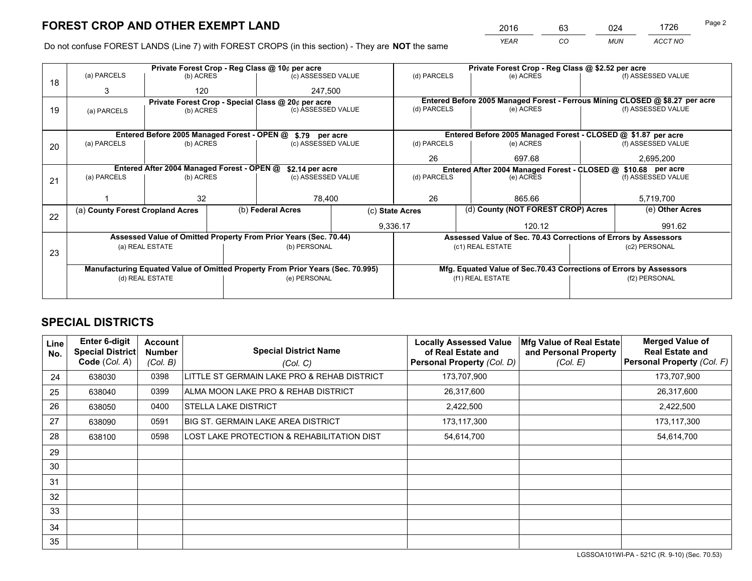# FOREST CROP AND OTHER EXEMPT LAND

| 2016 | 63 | 024 | 1726 |
|---|---|---|---|
| YEAR | CO | MUN | ACCT NO |

Do not confuse FOREST LANDS (Line 7) with FOREST CROPS (in this section) - They are **NOT** the same

| Line | Private Forest Crop - Reg Class @ 10¢ per acre | | | Private Forest Crop - Reg Class @ $2.52 per acre | | |
|---|---|---|---|---|---|---|
| 18 | (a) PARCELS | (b) ACRES | (c) ASSESSED VALUE | (d) PARCELS | (e) ACRES | (f) ASSESSED VALUE |
| | 3 | 120 | 247,500 | | | |
| | **Private Forest Crop - Special Class @ 20¢ per acre** | | | **Entered Before 2005 Managed Forest - Ferrous Mining CLOSED @ $8.27 per acre** | | |
| 19 | (a) PARCELS | (b) ACRES | (c) ASSESSED VALUE | (d) PARCELS | (e) ACRES | (f) ASSESSED VALUE |
| | | | | | | |
| | **Entered Before 2005 Managed Forest - OPEN @ $.79 per acre** | | | **Entered Before 2005 Managed Forest - CLOSED @ $1.87 per acre** | | |
| 20 | (a) PARCELS | (b) ACRES | (c) ASSESSED VALUE | (d) PARCELS | (e) ACRES | (f) ASSESSED VALUE |
| | | | | 26 | 697.68 | 2,695,200 |
| | **Entered After 2004 Managed Forest - OPEN @ $2.14 per acre** | | | **Entered After 2004 Managed Forest - CLOSED @ $10.68 per acre** | | |
| 21 | (a) PARCELS | (b) ACRES | (c) ASSESSED VALUE | (d) PARCELS | (e) ACRES | (f) ASSESSED VALUE |
| | 1 | 32 | 78,400 | 26 | 865.66 | 5,719,700 |

| Line | (a) County Forest Cropland Acres | (b) Federal Acres | (c) State Acres | (d) County (NOT FOREST CROP) Acres | (e) Other Acres |
|---|---|---|---|---|---|
| 22 | | | 9,336.17 | 120.12 | 991.62 |

| Line | Assessed Value of Omitted Property From Prior Years (Sec. 70.44) | | Assessed Value of Sec. 70.43 Corrections of Errors by Assessors | |
|---|---|---|---|---|
| 23 | (a) REAL ESTATE | (b) PERSONAL | (c1) REAL ESTATE | (c2) PERSONAL |
| | | | | |
| | **Manufacturing Equated Value of Omitted Property From Prior Years (Sec. 70.995)** | | **Mfg. Equated Value of Sec.70.43 Corrections of Errors by Assessors** | |
| | (d) REAL ESTATE | (e) PERSONAL | (f1) REAL ESTATE | (f2) PERSONAL |
| | | | | |

# SPECIAL DISTRICTS

| Line No. | Enter 6-digit Special District Code (Col. A) | Account Number (Col. B) | Special District Name (Col. C) | Locally Assessed Value of Real Estate and Personal Property (Col. D) | Mfg Value of Real Estate and Personal Property (Col. E) | Merged Value of Real Estate and Personal Property (Col. F) |
|---|---|---|---|---|---|---|
| 24 | 638030 | 0398 | LITTLE ST GERMAIN LAKE PRO & REHAB DISTRICT | 173,707,900 | | 173,707,900 |
| 25 | 638040 | 0399 | ALMA MOON LAKE PRO & REHAB DISTRICT | 26,317,600 | | 26,317,600 |
| 26 | 638050 | 0400 | STELLA LAKE DISTRICT | 2,422,500 | | 2,422,500 |
| 27 | 638090 | 0591 | BIG ST. GERMAIN LAKE AREA DISTRICT | 173,117,300 | | 173,117,300 |
| 28 | 638100 | 0598 | LOST LAKE PROTECTION & REHABILITATION DIST | 54,614,700 | | 54,614,700 |
| 29 | | | | | | |
| 30 | | | | | | |
| 31 | | | | | | |
| 32 | | | | | | |
| 33 | | | | | | |
| 34 | | | | | | |
| 35 | | | | | | |

LGSSOA101WI-PA - 521C (R. 9-10) (Sec. 70.53)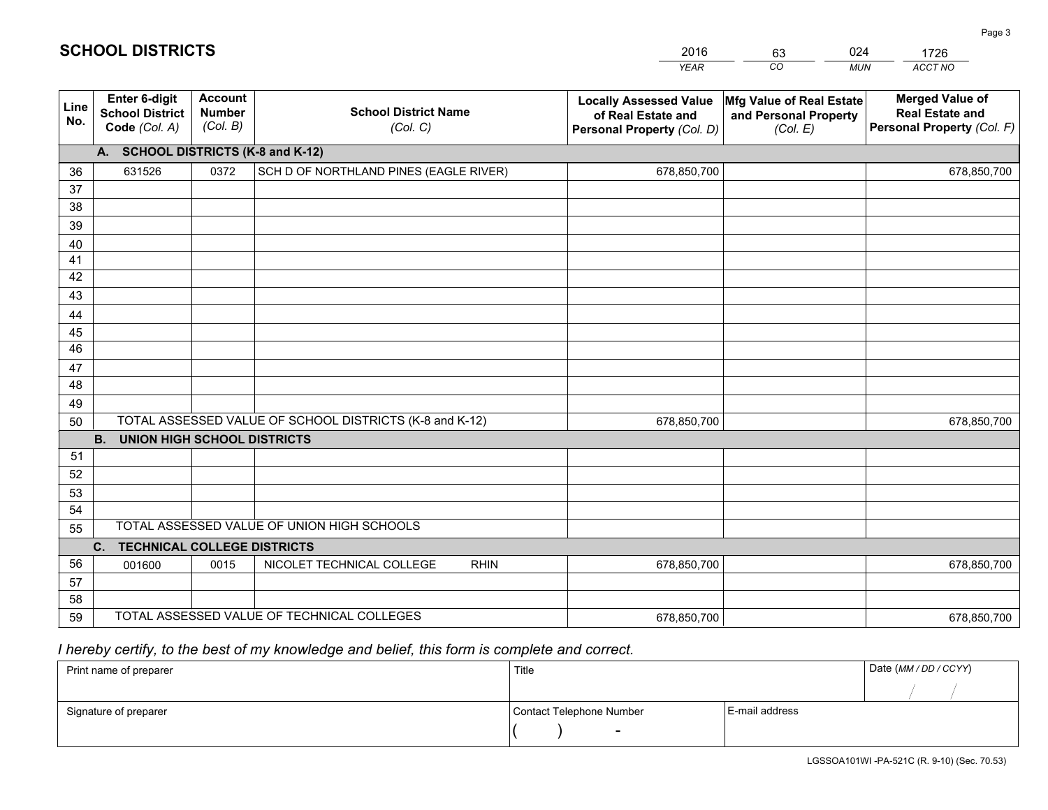# SCHOOL DISTRICTS

| 2016 | 63 | 024 | 1726 |
|---|---|---|---|
| *YEAR* | *CO* | *MUN* | *ACCT NO* |

| Line No. | Enter 6-digit School District Code *(Col. A)* | Account Number *(Col. B)* | School District Name *(Col. C)* | Locally Assessed Value of Real Estate and Personal Property *(Col. D)* | Mfg Value of Real Estate and Personal Property *(Col. E)* | Merged Value of Real Estate and Personal Property *(Col. F)* |
|---|---|---|---|---|---|---|
| | **A. SCHOOL DISTRICTS (K-8 and K-12)** | | | | | |
| 36 | 631526 | 0372 | SCH D OF NORTHLAND PINES (EAGLE RIVER) | 678,850,700 | | 678,850,700 |
| 37 | | | | | | |
| 38 | | | | | | |
| 39 | | | | | | |
| 40 | | | | | | |
| 41 | | | | | | |
| 42 | | | | | | |
| 43 | | | | | | |
| 44 | | | | | | |
| 45 | | | | | | |
| 46 | | | | | | |
| 47 | | | | | | |
| 48 | | | | | | |
| 49 | | | | | | |
| 50 | TOTAL ASSESSED VALUE OF SCHOOL DISTRICTS (K-8 and K-12) | | | 678,850,700 | | 678,850,700 |
| | **B. UNION HIGH SCHOOL DISTRICTS** | | | | | |
| 51 | | | | | | |
| 52 | | | | | | |
| 53 | | | | | | |
| 54 | | | | | | |
| 55 | TOTAL ASSESSED VALUE OF UNION HIGH SCHOOLS | | | | | |
| | **C. TECHNICAL COLLEGE DISTRICTS** | | | | | |
| 56 | 001600 | 0015 | NICOLET TECHNICAL COLLEGE RHIN | 678,850,700 | | 678,850,700 |
| 57 | | | | | | |
| 58 | | | | | | |
| 59 | TOTAL ASSESSED VALUE OF TECHNICAL COLLEGES | | | 678,850,700 | | 678,850,700 |

*I hereby certify, to the best of my knowledge and belief, this form is complete and correct.*

| Print name of preparer | Title | | Date *(MM / DD / CCYY)* |
|---|---|---|---|
| | | | / / |
| Signature of preparer | Contact Telephone Number | E-mail address | |
| | ( ) - | | |

LGSSOA101WI -PA-521C (R. 9-10) (Sec. 70.53)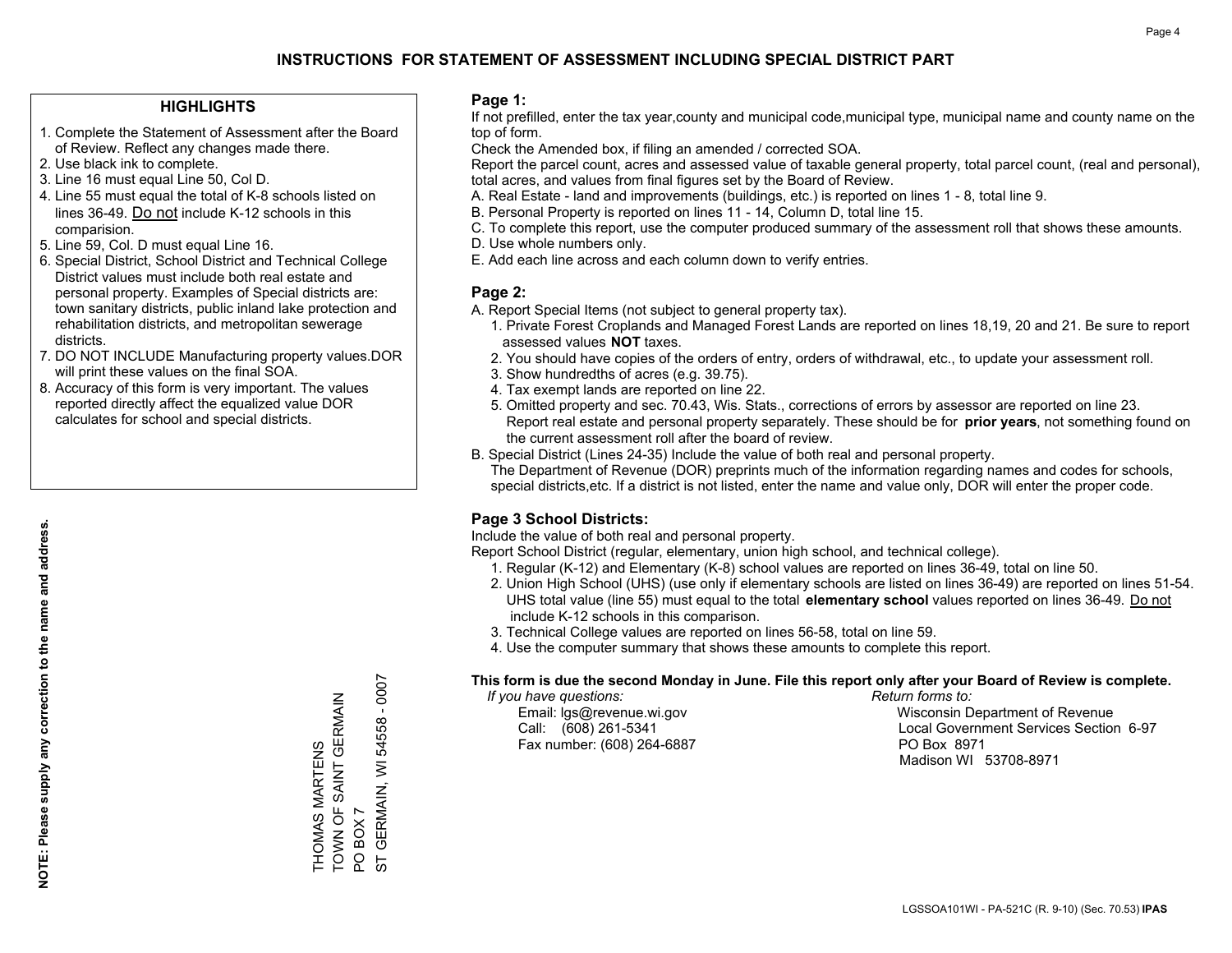# INSTRUCTIONS FOR STATEMENT OF ASSESSMENT INCLUDING SPECIAL DISTRICT PART

## HIGHLIGHTS

1. Complete the Statement of Assessment after the Board of Review. Reflect any changes made there.
2. Use black ink to complete.
3. Line 16 must equal Line 50, Col D.
4. Line 55 must equal the total of K-8 schools listed on lines 36-49. Do not include K-12 schools in this comparision.
5. Line 59, Col. D must equal Line 16.
6. Special District, School District and Technical College District values must include both real estate and personal property. Examples of Special districts are: town sanitary districts, public inland lake protection and rehabilitation districts, and metropolitan sewerage districts.
7. DO NOT INCLUDE Manufacturing property values.DOR will print these values on the final SOA.
8. Accuracy of this form is very important. The values reported directly affect the equalized value DOR calculates for school and special districts.

**NOTE: Please supply any correction to the name and address.**

THOMAS MARTENS
TOWN OF SAINT GERMAIN
PO BOX 7
ST GERMAIN, WI 54558 - 0007

## Page 1:

If not prefilled, enter the tax year,county and municipal code,municipal type, municipal name and county name on the top of form.

Check the Amended box, if filing an amended / corrected SOA.

Report the parcel count, acres and assessed value of taxable general property, total parcel count, (real and personal), total acres, and values from final figures set by the Board of Review.

A. Real Estate - land and improvements (buildings, etc.) is reported on lines 1 - 8, total line 9.
B. Personal Property is reported on lines 11 - 14, Column D, total line 15.
C. To complete this report, use the computer produced summary of the assessment roll that shows these amounts.
D. Use whole numbers only.
E. Add each line across and each column down to verify entries.

## Page 2:

A. Report Special Items (not subject to general property tax).
1. Private Forest Croplands and Managed Forest Lands are reported on lines 18,19, 20 and 21. Be sure to report assessed values **NOT** taxes.
2. You should have copies of the orders of entry, orders of withdrawal, etc., to update your assessment roll.
3. Show hundredths of acres (e.g. 39.75).
4. Tax exempt lands are reported on line 22.
5. Omitted property and sec. 70.43, Wis. Stats., corrections of errors by assessor are reported on line 23. Report real estate and personal property separately. These should be for **prior years**, not something found on the current assessment roll after the board of review.

B. Special District (Lines 24-35) Include the value of both real and personal property.
The Department of Revenue (DOR) preprints much of the information regarding names and codes for schools, special districts,etc. If a district is not listed, enter the name and value only, DOR will enter the proper code.

## Page 3 School Districts:

Include the value of both real and personal property.

Report School District (regular, elementary, union high school, and technical college).
1. Regular (K-12) and Elementary (K-8) school values are reported on lines 36-49, total on line 50.
2. Union High School (UHS) (use only if elementary schools are listed on lines 36-49) are reported on lines 51-54. UHS total value (line 55) must equal to the total **elementary school** values reported on lines 36-49. Do not include K-12 schools in this comparison.
3. Technical College values are reported on lines 56-58, total on line 59.
4. Use the computer summary that shows these amounts to complete this report.

**This form is due the second Monday in June. File this report only after your Board of Review is complete.**

*If you have questions:*
Email: lgs@revenue.wi.gov
Call: (608) 261-5341
Fax number: (608) 264-6887

*Return forms to:*
Wisconsin Department of Revenue
Local Government Services Section 6-97
PO Box 8971
Madison WI 53708-8971

LGSSOA101WI - PA-521C (R. 9-10) (Sec. 70.53) **IPAS**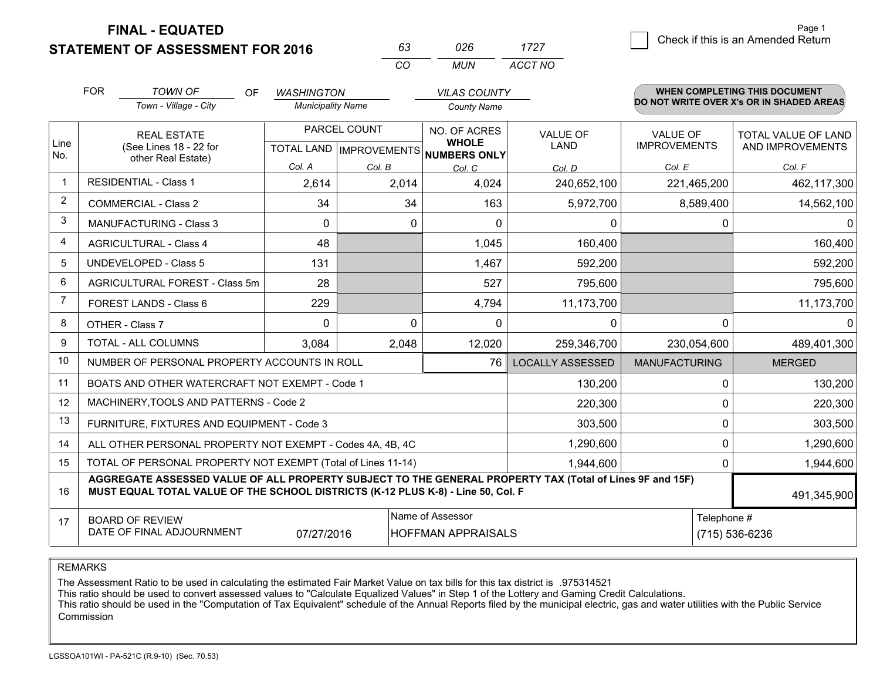# FINAL - EQUATED
## STATEMENT OF ASSESSMENT FOR 2016

| 63 | 026 | 1727 |
|---|---|---|
| CO | MUN | ACCT NO |

Page 1

☐ Check if this is an Amended Return

FOR *TOWN OF* (Town - Village - City) OF *WASHINGTON* (Municipality Name) *VILAS COUNTY* (County Name)

**WHEN COMPLETING THIS DOCUMENT DO NOT WRITE OVER X's OR IN SHADED AREAS**

| Line No. | REAL ESTATE (See Lines 18 - 22 for other Real Estate) | PARCEL COUNT TOTAL LAND Col. A | PARCEL COUNT IMPROVEMENTS Col. B | NO. OF ACRES WHOLE NUMBERS ONLY Col. C | VALUE OF LAND Col. D | VALUE OF IMPROVEMENTS Col. E | TOTAL VALUE OF LAND AND IMPROVEMENTS Col. F |
|---|---|---|---|---|---|---|---|
| 1 | RESIDENTIAL - Class 1 | 2,614 | 2,014 | 4,024 | 240,652,100 | 221,465,200 | 462,117,300 |
| 2 | COMMERCIAL - Class 2 | 34 | 34 | 163 | 5,972,700 | 8,589,400 | 14,562,100 |
| 3 | MANUFACTURING - Class 3 | 0 | 0 | 0 | 0 | 0 | 0 |
| 4 | AGRICULTURAL - Class 4 | 48 | | 1,045 | 160,400 | | 160,400 |
| 5 | UNDEVELOPED - Class 5 | 131 | | 1,467 | 592,200 | | 592,200 |
| 6 | AGRICULTURAL FOREST - Class 5m | 28 | | 527 | 795,600 | | 795,600 |
| 7 | FOREST LANDS - Class 6 | 229 | | 4,794 | 11,173,700 | | 11,173,700 |
| 8 | OTHER - Class 7 | 0 | 0 | 0 | 0 | 0 | 0 |
| 9 | TOTAL - ALL COLUMNS | 3,084 | 2,048 | 12,020 | 259,346,700 | 230,054,600 | 489,401,300 |
| 10 | NUMBER OF PERSONAL PROPERTY ACCOUNTS IN ROLL | | | 76 | LOCALLY ASSESSED | MANUFACTURING | MERGED |
| 11 | BOATS AND OTHER WATERCRAFT NOT EXEMPT - Code 1 | | | | 130,200 | 0 | 130,200 |
| 12 | MACHINERY,TOOLS AND PATTERNS - Code 2 | | | | 220,300 | 0 | 220,300 |
| 13 | FURNITURE, FIXTURES AND EQUIPMENT - Code 3 | | | | 303,500 | 0 | 303,500 |
| 14 | ALL OTHER PERSONAL PROPERTY NOT EXEMPT - Codes 4A, 4B, 4C | | | | 1,290,600 | 0 | 1,290,600 |
| 15 | TOTAL OF PERSONAL PROPERTY NOT EXEMPT (Total of Lines 11-14) | | | | 1,944,600 | 0 | 1,944,600 |
| 16 | **AGGREGATE ASSESSED VALUE OF ALL PROPERTY SUBJECT TO THE GENERAL PROPERTY TAX (Total of Lines 9F and 15F) MUST EQUAL TOTAL VALUE OF THE SCHOOL DISTRICTS (K-12 PLUS K-8) - Line 50, Col. F** | | | | | | 491,345,900 |
| 17 | BOARD OF REVIEW DATE OF FINAL ADJOURNMENT | 07/27/2016 | Name of Assessor: HOFFMAN APPRAISALS | | | Telephone #: (715) 536-6236 | |

REMARKS

The Assessment Ratio to be used in calculating the estimated Fair Market Value on tax bills for this tax district is .975314521
This ratio should be used to convert assessed values to "Calculate Equalized Values" in Step 1 of the Lottery and Gaming Credit Calculations.
This ratio should be used in the "Computation of Tax Equivalent" schedule of the Annual Reports filed by the municipal electric, gas and water utilities with the Public Service Commission

LGSSOA101WI - PA-521C (R.9-10) (Sec. 70.53)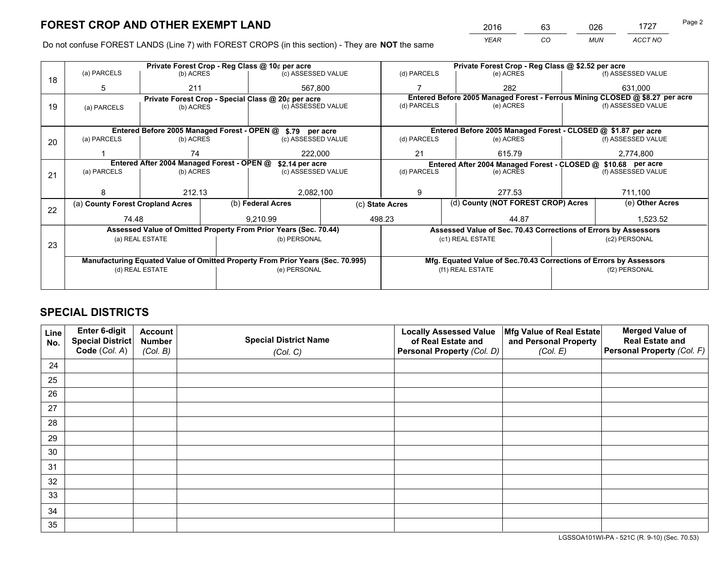# FOREST CROP AND OTHER EXEMPT LAND

| 2016 | 63 | 026 | 1727 |
|---|---|---|---|
| *YEAR* | *CO* | *MUN* | *ACCT NO* |

Do not confuse FOREST LANDS (Line 7) with FOREST CROPS (in this section) - They are **NOT** the same

| Line | Private Forest Crop - Reg Class @ 10¢ per acre | | | Private Forest Crop - Reg Class @ $2.52 per acre | | |
|---|---|---|---|---|---|---|
| | (a) PARCELS | (b) ACRES | (c) ASSESSED VALUE | (d) PARCELS | (e) ACRES | (f) ASSESSED VALUE |
| 18 | 5 | 211 | 567,800 | 7 | 282 | 631,000 |
| | **Private Forest Crop - Special Class @ 20¢ per acre** | | | **Entered Before 2005 Managed Forest - Ferrous Mining CLOSED @ $8.27 per acre** | | |
| 19 | (a) PARCELS | (b) ACRES | (c) ASSESSED VALUE | (d) PARCELS | (e) ACRES | (f) ASSESSED VALUE |
| | | | | | | |
| | **Entered Before 2005 Managed Forest - OPEN @ $.79 per acre** | | | **Entered Before 2005 Managed Forest - CLOSED @ $1.87 per acre** | | |
| | (a) PARCELS | (b) ACRES | (c) ASSESSED VALUE | (d) PARCELS | (e) ACRES | (f) ASSESSED VALUE |
| 20 | 1 | 74 | 222,000 | 21 | 615.79 | 2,774,800 |
| | **Entered After 2004 Managed Forest - OPEN @ $2.14 per acre** | | | **Entered After 2004 Managed Forest - CLOSED @ $10.68 per acre** | | |
| | (a) PARCELS | (b) ACRES | (c) ASSESSED VALUE | (d) PARCELS | (e) ACRES | (f) ASSESSED VALUE |
| 21 | 8 | 212.13 | 2,082,100 | 9 | 277.53 | 711,100 |

| Line | (a) County Forest Cropland Acres | (b) Federal Acres | (c) State Acres | (d) County (NOT FOREST CROP) Acres | (e) Other Acres |
|---|---|---|---|---|---|
| 22 | 74.48 | 9,210.99 | 498.23 | 44.87 | 1,523.52 |

| Line | Assessed Value of Omitted Property From Prior Years (Sec. 70.44) | | Assessed Value of Sec. 70.43 Corrections of Errors by Assessors | |
|---|---|---|---|---|
| 23 | (a) REAL ESTATE | (b) PERSONAL | (c1) REAL ESTATE | (c2) PERSONAL |
| | | | | |
| | **Manufacturing Equated Value of Omitted Property From Prior Years (Sec. 70.995)** | | **Mfg. Equated Value of Sec.70.43 Corrections of Errors by Assessors** | |
| | (d) REAL ESTATE | (e) PERSONAL | (f1) REAL ESTATE | (f2) PERSONAL |
| | | | | |

# SPECIAL DISTRICTS

| Line No. | Enter 6-digit Special District Code (*Col. A*) | Account Number (*Col. B*) | Special District Name (*Col. C*) | Locally Assessed Value of Real Estate and Personal Property (*Col. D*) | Mfg Value of Real Estate and Personal Property (*Col. E*) | Merged Value of Real Estate and Personal Property (*Col. F*) |
|---|---|---|---|---|---|---|
| 24 | | | | | | |
| 25 | | | | | | |
| 26 | | | | | | |
| 27 | | | | | | |
| 28 | | | | | | |
| 29 | | | | | | |
| 30 | | | | | | |
| 31 | | | | | | |
| 32 | | | | | | |
| 33 | | | | | | |
| 34 | | | | | | |
| 35 | | | | | | |

LGSSOA101WI-PA - 521C (R. 9-10) (Sec. 70.53)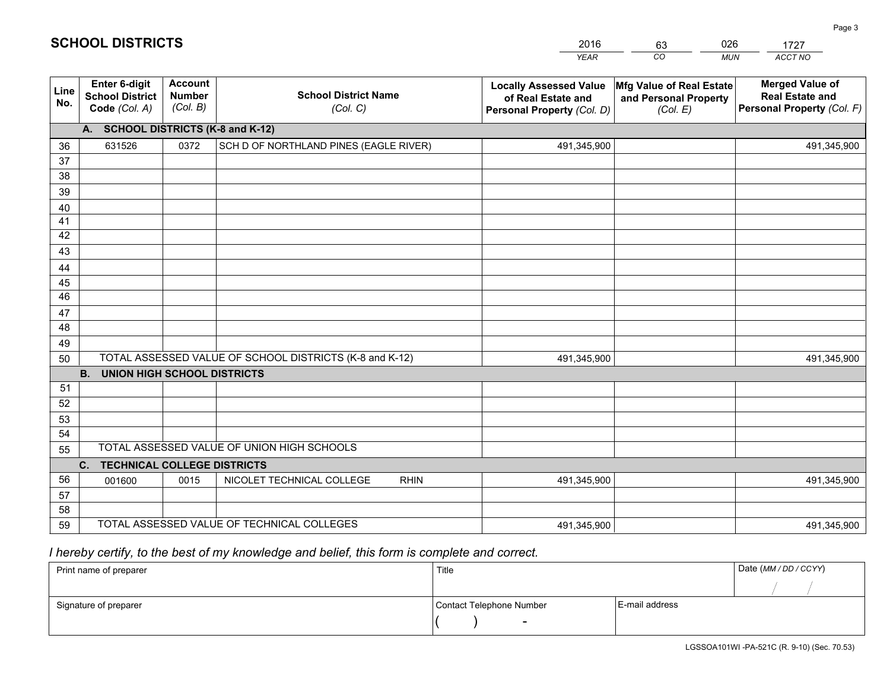# SCHOOL DISTRICTS

| 2016 | 63 | 026 | 1727 |
|---|---|---|---|
| *YEAR* | *CO* | *MUN* | *ACCT NO* |

| Line No. | Enter 6-digit School District Code *(Col. A)* | Account Number *(Col. B)* | School District Name *(Col. C)* | Locally Assessed Value of Real Estate and Personal Property *(Col. D)* | Mfg Value of Real Estate and Personal Property *(Col. E)* | Merged Value of Real Estate and Personal Property *(Col. F)* |
|---|---|---|---|---|---|---|
| | **A. SCHOOL DISTRICTS (K-8 and K-12)** | | | | | |
| 36 | 631526 | 0372 | SCH D OF NORTHLAND PINES (EAGLE RIVER) | 491,345,900 | | 491,345,900 |
| 37 | | | | | | |
| 38 | | | | | | |
| 39 | | | | | | |
| 40 | | | | | | |
| 41 | | | | | | |
| 42 | | | | | | |
| 43 | | | | | | |
| 44 | | | | | | |
| 45 | | | | | | |
| 46 | | | | | | |
| 47 | | | | | | |
| 48 | | | | | | |
| 49 | | | | | | |
| 50 | TOTAL ASSESSED VALUE OF SCHOOL DISTRICTS (K-8 and K-12) | | | 491,345,900 | | 491,345,900 |
| | **B. UNION HIGH SCHOOL DISTRICTS** | | | | | |
| 51 | | | | | | |
| 52 | | | | | | |
| 53 | | | | | | |
| 54 | | | | | | |
| 55 | TOTAL ASSESSED VALUE OF UNION HIGH SCHOOLS | | | | | |
| | **C. TECHNICAL COLLEGE DISTRICTS** | | | | | |
| 56 | 001600 | 0015 | NICOLET TECHNICAL COLLEGE RHIN | 491,345,900 | | 491,345,900 |
| 57 | | | | | | |
| 58 | | | | | | |
| 59 | TOTAL ASSESSED VALUE OF TECHNICAL COLLEGES | | | 491,345,900 | | 491,345,900 |

*I hereby certify, to the best of my knowledge and belief, this form is complete and correct.*

| Print name of preparer | Title | | Date *(MM / DD / CCYY)* |
|---|---|---|---|
| | | | / / |
| Signature of preparer | Contact Telephone Number | E-mail address | |
| | ( ) - | | |

LGSSOA101WI -PA-521C (R. 9-10) (Sec. 70.53)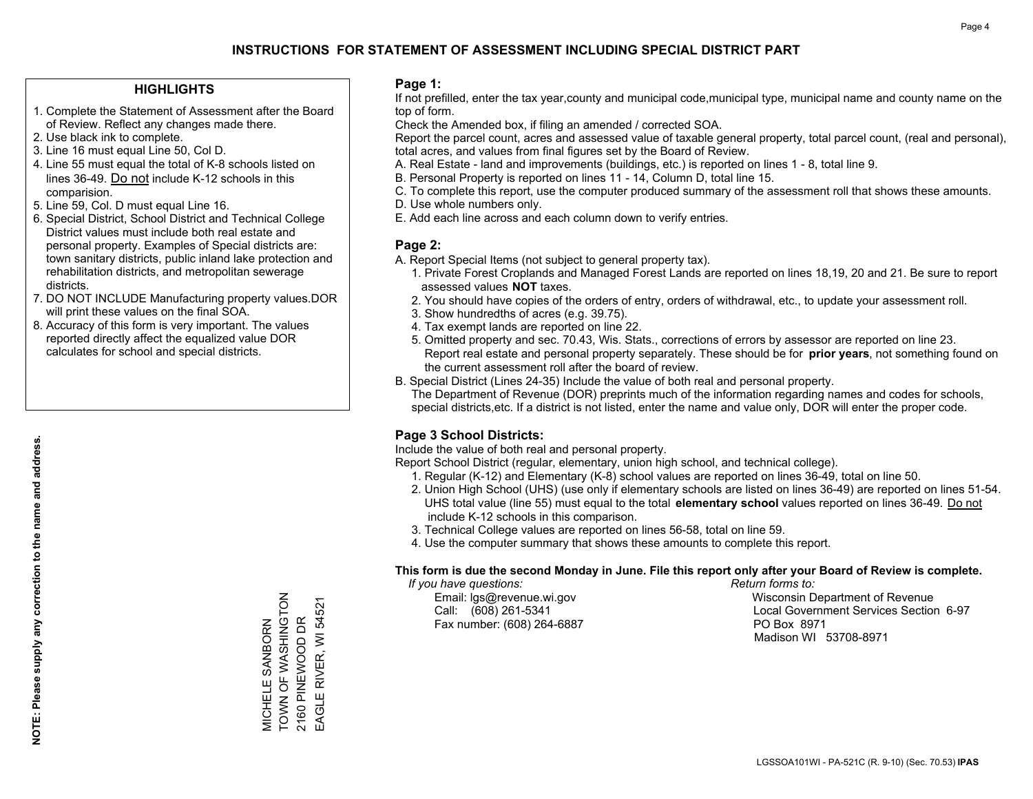# INSTRUCTIONS FOR STATEMENT OF ASSESSMENT INCLUDING SPECIAL DISTRICT PART

## HIGHLIGHTS

1. Complete the Statement of Assessment after the Board of Review. Reflect any changes made there.
2. Use black ink to complete.
3. Line 16 must equal Line 50, Col D.
4. Line 55 must equal the total of K-8 schools listed on lines 36-49. Do not include K-12 schools in this comparision.
5. Line 59, Col. D must equal Line 16.
6. Special District, School District and Technical College District values must include both real estate and personal property. Examples of Special districts are: town sanitary districts, public inland lake protection and rehabilitation districts, and metropolitan sewerage districts.
7. DO NOT INCLUDE Manufacturing property values.DOR will print these values on the final SOA.
8. Accuracy of this form is very important. The values reported directly affect the equalized value DOR calculates for school and special districts.

**NOTE: Please supply any correction to the name and address.**

MICHELE SANBORN
TOWN OF WASHINGTON
2160 PINEWOOD DR
EAGLE RIVER, WI 54521

## Page 1:

If not prefilled, enter the tax year,county and municipal code,municipal type, municipal name and county name on the top of form.

Check the Amended box, if filing an amended / corrected SOA.

Report the parcel count, acres and assessed value of taxable general property, total parcel count, (real and personal), total acres, and values from final figures set by the Board of Review.

A. Real Estate - land and improvements (buildings, etc.) is reported on lines 1 - 8, total line 9.
B. Personal Property is reported on lines 11 - 14, Column D, total line 15.
C. To complete this report, use the computer produced summary of the assessment roll that shows these amounts.
D. Use whole numbers only.
E. Add each line across and each column down to verify entries.

## Page 2:

A. Report Special Items (not subject to general property tax).
   1. Private Forest Croplands and Managed Forest Lands are reported on lines 18,19, 20 and 21. Be sure to report assessed values **NOT** taxes.
   2. You should have copies of the orders of entry, orders of withdrawal, etc., to update your assessment roll.
   3. Show hundredths of acres (e.g. 39.75).
   4. Tax exempt lands are reported on line 22.
   5. Omitted property and sec. 70.43, Wis. Stats., corrections of errors by assessor are reported on line 23. Report real estate and personal property separately. These should be for **prior years**, not something found on the current assessment roll after the board of review.
B. Special District (Lines 24-35) Include the value of both real and personal property.
   The Department of Revenue (DOR) preprints much of the information regarding names and codes for schools, special districts,etc. If a district is not listed, enter the name and value only, DOR will enter the proper code.

## Page 3 School Districts:

Include the value of both real and personal property.

Report School District (regular, elementary, union high school, and technical college).

1. Regular (K-12) and Elementary (K-8) school values are reported on lines 36-49, total on line 50.
2. Union High School (UHS) (use only if elementary schools are listed on lines 36-49) are reported on lines 51-54. UHS total value (line 55) must equal to the total **elementary school** values reported on lines 36-49. Do not include K-12 schools in this comparison.
3. Technical College values are reported on lines 56-58, total on line 59.
4. Use the computer summary that shows these amounts to complete this report.

**This form is due the second Monday in June. File this report only after your Board of Review is complete.**

*If you have questions:*
Email: lgs@revenue.wi.gov
Call: (608) 261-5341
Fax number: (608) 264-6887

*Return forms to:*
Wisconsin Department of Revenue
Local Government Services Section 6-97
PO Box 8971
Madison WI 53708-8971

LGSSOA101WI - PA-521C (R. 9-10) (Sec. 70.53) **IPAS**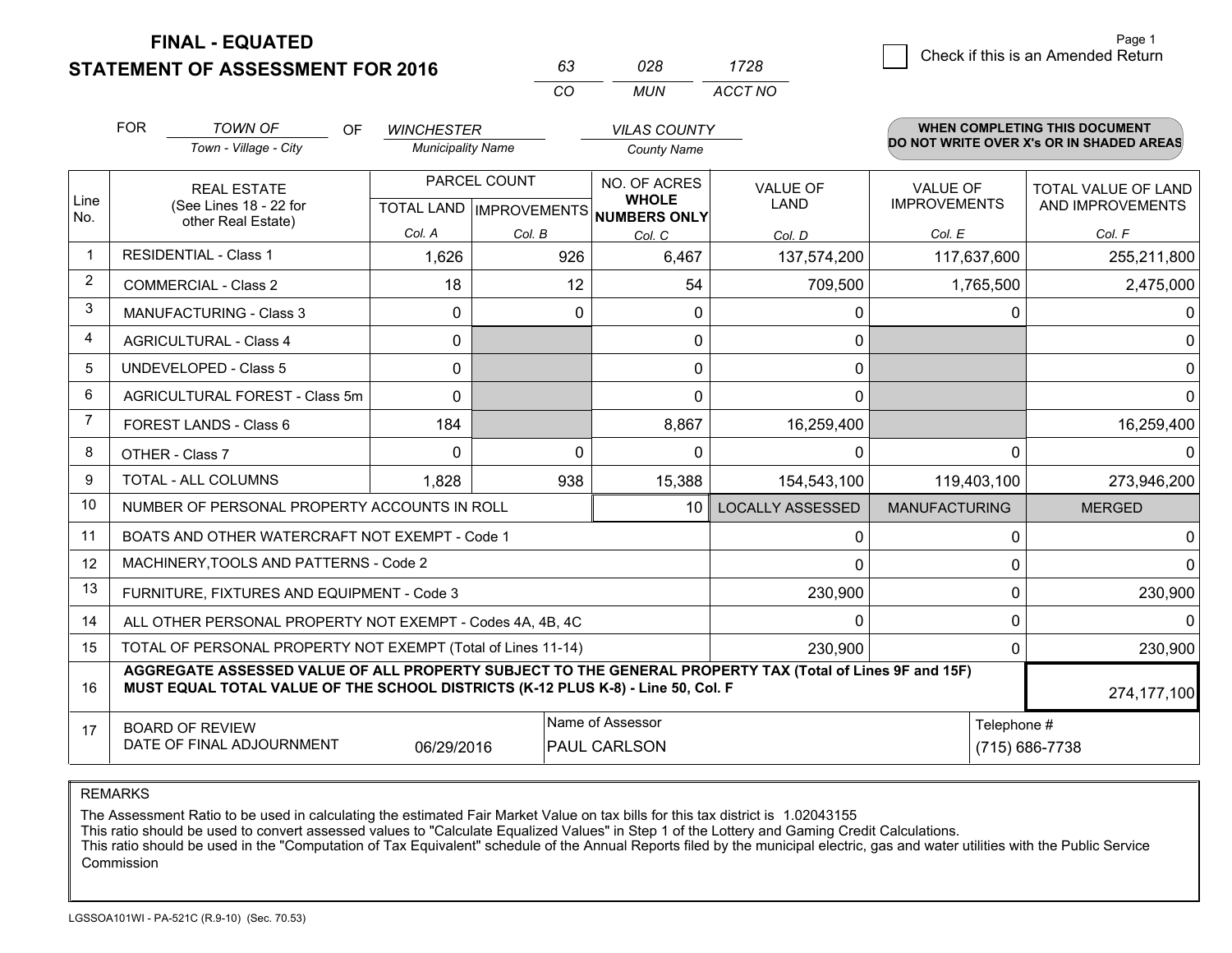**FINAL - EQUATED**
**STATEMENT OF ASSESSMENT FOR 2016**

| 63 | 028 | 1728 |
|---|---|---|
| CO | MUN | ACCT NO |

☐ Check if this is an Amended Return

FOR *TOWN OF* (Town - Village - City) OF *WINCHESTER* (Municipality Name) *VILAS COUNTY* (County Name)

**WHEN COMPLETING THIS DOCUMENT DO NOT WRITE OVER X's OR IN SHADED AREAS**

| Line No. | REAL ESTATE (See Lines 18 - 22 for other Real Estate) | PARCEL COUNT TOTAL LAND Col. A | PARCEL COUNT IMPROVEMENTS Col. B | NO. OF ACRES WHOLE NUMBERS ONLY Col. C | VALUE OF LAND Col. D | VALUE OF IMPROVEMENTS Col. E | TOTAL VALUE OF LAND AND IMPROVEMENTS Col. F |
|---|---|---|---|---|---|---|---|
| 1 | RESIDENTIAL - Class 1 | 1,626 | 926 | 6,467 | 137,574,200 | 117,637,600 | 255,211,800 |
| 2 | COMMERCIAL - Class 2 | 18 | 12 | 54 | 709,500 | 1,765,500 | 2,475,000 |
| 3 | MANUFACTURING - Class 3 | 0 | 0 | 0 | 0 | 0 | 0 |
| 4 | AGRICULTURAL - Class 4 | 0 | | 0 | 0 | | 0 |
| 5 | UNDEVELOPED - Class 5 | 0 | | 0 | 0 | | 0 |
| 6 | AGRICULTURAL FOREST - Class 5m | 0 | | 0 | 0 | | 0 |
| 7 | FOREST LANDS - Class 6 | 184 | | 8,867 | 16,259,400 | | 16,259,400 |
| 8 | OTHER - Class 7 | 0 | 0 | 0 | 0 | 0 | 0 |
| 9 | TOTAL - ALL COLUMNS | 1,828 | 938 | 15,388 | 154,543,100 | 119,403,100 | 273,946,200 |
| 10 | NUMBER OF PERSONAL PROPERTY ACCOUNTS IN ROLL | | | 10 | LOCALLY ASSESSED | MANUFACTURING | MERGED |
| 11 | BOATS AND OTHER WATERCRAFT NOT EXEMPT - Code 1 | | | | 0 | 0 | 0 |
| 12 | MACHINERY,TOOLS AND PATTERNS - Code 2 | | | | 0 | 0 | 0 |
| 13 | FURNITURE, FIXTURES AND EQUIPMENT - Code 3 | | | | 230,900 | 0 | 230,900 |
| 14 | ALL OTHER PERSONAL PROPERTY NOT EXEMPT - Codes 4A, 4B, 4C | | | | 0 | 0 | 0 |
| 15 | TOTAL OF PERSONAL PROPERTY NOT EXEMPT (Total of Lines 11-14) | | | | 230,900 | 0 | 230,900 |
| 16 | **AGGREGATE ASSESSED VALUE OF ALL PROPERTY SUBJECT TO THE GENERAL PROPERTY TAX (Total of Lines 9F and 15F) MUST EQUAL TOTAL VALUE OF THE SCHOOL DISTRICTS (K-12 PLUS K-8) - Line 50, Col. F** | | | | | | 274,177,100 |
| 17 | BOARD OF REVIEW DATE OF FINAL ADJOURNMENT | 06/29/2016 | Name of Assessor: PAUL CARLSON | | | Telephone #: (715) 686-7738 | |

REMARKS

The Assessment Ratio to be used in calculating the estimated Fair Market Value on tax bills for this tax district is 1.02043155
This ratio should be used to convert assessed values to "Calculate Equalized Values" in Step 1 of the Lottery and Gaming Credit Calculations.
This ratio should be used in the "Computation of Tax Equivalent" schedule of the Annual Reports filed by the municipal electric, gas and water utilities with the Public Service Commission

LGSSOA101WI - PA-521C (R.9-10) (Sec. 70.53)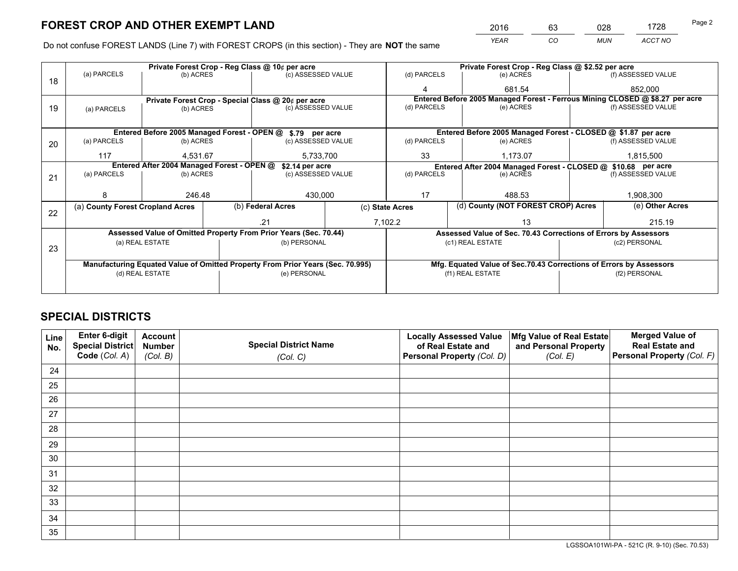# FOREST CROP AND OTHER EXEMPT LAND

| 2016 | 63 | 028 | 1728 |
|---|---|---|---|
| *YEAR* | *CO* | *MUN* | *ACCT NO* |

Do not confuse FOREST LANDS (Line 7) with FOREST CROPS (in this section) - They are **NOT** the same

| Line | (a) PARCELS | (b) ACRES | (c) ASSESSED VALUE | (d) PARCELS | (e) ACRES | (f) ASSESSED VALUE |
|---|---|---|---|---|---|---|
| 18 | Private Forest Crop - Reg Class @ 10¢ per acre | | | Private Forest Crop - Reg Class @ $2.52 per acre | | |
| 18 | | | | 4 | 681.54 | 852,000 |
| 19 | Private Forest Crop - Special Class @ 20¢ per acre | | | Entered Before 2005 Managed Forest - Ferrous Mining CLOSED @ $8.27 per acre | | |
| 19 | | | | | | |
| 20 | Entered Before 2005 Managed Forest - OPEN @ $.79 per acre | | | Entered Before 2005 Managed Forest - CLOSED @ $1.87 per acre | | |
| 20 | 117 | 4,531.67 | 5,733,700 | 33 | 1,173.07 | 1,815,500 |
| 21 | Entered After 2004 Managed Forest - OPEN @ $2.14 per acre | | | Entered After 2004 Managed Forest - CLOSED @ $10.68 per acre | | |
| 21 | 8 | 246.48 | 430,000 | 17 | 488.53 | 1,908,300 |

| Line | (a) County Forest Cropland Acres | (b) Federal Acres | (c) State Acres | (d) County (NOT FOREST CROP) Acres | (e) Other Acres |
|---|---|---|---|---|---|
| 22 | | .21 | 7,102.2 | 13 | 215.19 |

| Line | Assessed Value of Omitted Property From Prior Years (Sec. 70.44) | | Assessed Value of Sec. 70.43 Corrections of Errors by Assessors | |
|---|---|---|---|---|
| 23 | (a) REAL ESTATE | (b) PERSONAL | (c1) REAL ESTATE | (c2) PERSONAL |
| | | | | |
| | **Manufacturing Equated Value of Omitted Property From Prior Years (Sec. 70.995)** | | **Mfg. Equated Value of Sec.70.43 Corrections of Errors by Assessors** | |
| | (d) REAL ESTATE | (e) PERSONAL | (f1) REAL ESTATE | (f2) PERSONAL |
| | | | | |

# SPECIAL DISTRICTS

| Line No. | Enter 6-digit Special District Code (*Col. A*) | Account Number (*Col. B*) | Special District Name (*Col. C*) | Locally Assessed Value of Real Estate and Personal Property (*Col. D*) | Mfg Value of Real Estate and Personal Property (*Col. E*) | Merged Value of Real Estate and Personal Property (*Col. F*) |
|---|---|---|---|---|---|---|
| 24 | | | | | | |
| 25 | | | | | | |
| 26 | | | | | | |
| 27 | | | | | | |
| 28 | | | | | | |
| 29 | | | | | | |
| 30 | | | | | | |
| 31 | | | | | | |
| 32 | | | | | | |
| 33 | | | | | | |
| 34 | | | | | | |
| 35 | | | | | | |

LGSSOA101WI-PA - 521C (R. 9-10) (Sec. 70.53)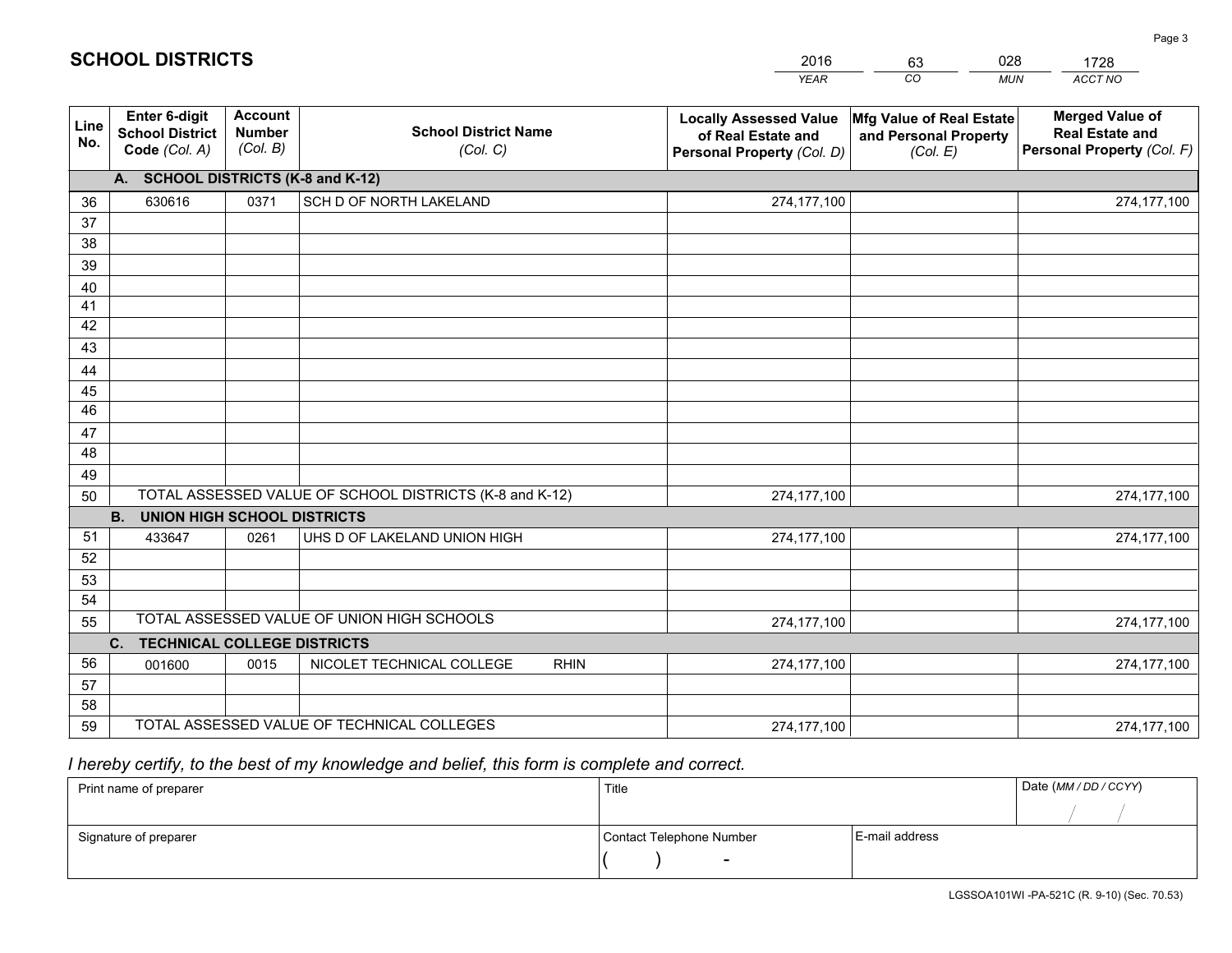# SCHOOL DISTRICTS

| 2016 | 63 | 028 | 1728 |
|---|---|---|---|
| *YEAR* | *CO* | *MUN* | *ACCT NO* |

| Line No. | Enter 6-digit School District Code *(Col. A)* | Account Number *(Col. B)* | School District Name *(Col. C)* | Locally Assessed Value of Real Estate and Personal Property *(Col. D)* | Mfg Value of Real Estate and Personal Property *(Col. E)* | Merged Value of Real Estate and Personal Property *(Col. F)* |
|---|---|---|---|---|---|---|
| **A. SCHOOL DISTRICTS (K-8 and K-12)** | | | | | | |
| 36 | 630616 | 0371 | SCH D OF NORTH LAKELAND | 274,177,100 | | 274,177,100 |
| 37 | | | | | | |
| 38 | | | | | | |
| 39 | | | | | | |
| 40 | | | | | | |
| 41 | | | | | | |
| 42 | | | | | | |
| 43 | | | | | | |
| 44 | | | | | | |
| 45 | | | | | | |
| 46 | | | | | | |
| 47 | | | | | | |
| 48 | | | | | | |
| 49 | | | | | | |
| 50 | TOTAL ASSESSED VALUE OF SCHOOL DISTRICTS (K-8 and K-12) | | | 274,177,100 | | 274,177,100 |
| **B. UNION HIGH SCHOOL DISTRICTS** | | | | | | |
| 51 | 433647 | 0261 | UHS D OF LAKELAND UNION HIGH | 274,177,100 | | 274,177,100 |
| 52 | | | | | | |
| 53 | | | | | | |
| 54 | | | | | | |
| 55 | TOTAL ASSESSED VALUE OF UNION HIGH SCHOOLS | | | 274,177,100 | | 274,177,100 |
| **C. TECHNICAL COLLEGE DISTRICTS** | | | | | | |
| 56 | 001600 | 0015 | NICOLET TECHNICAL COLLEGE RHIN | 274,177,100 | | 274,177,100 |
| 57 | | | | | | |
| 58 | | | | | | |
| 59 | TOTAL ASSESSED VALUE OF TECHNICAL COLLEGES | | | 274,177,100 | | 274,177,100 |

*I hereby certify, to the best of my knowledge and belief, this form is complete and correct.*

| Print name of preparer | Title | | Date *(MM / DD / CCYY)* |
|---|---|---|---|
| | | | / / |
| Signature of preparer | Contact Telephone Number | E-mail address | |
| | ( ) - | | |

LGSSOA101WI -PA-521C (R. 9-10) (Sec. 70.53)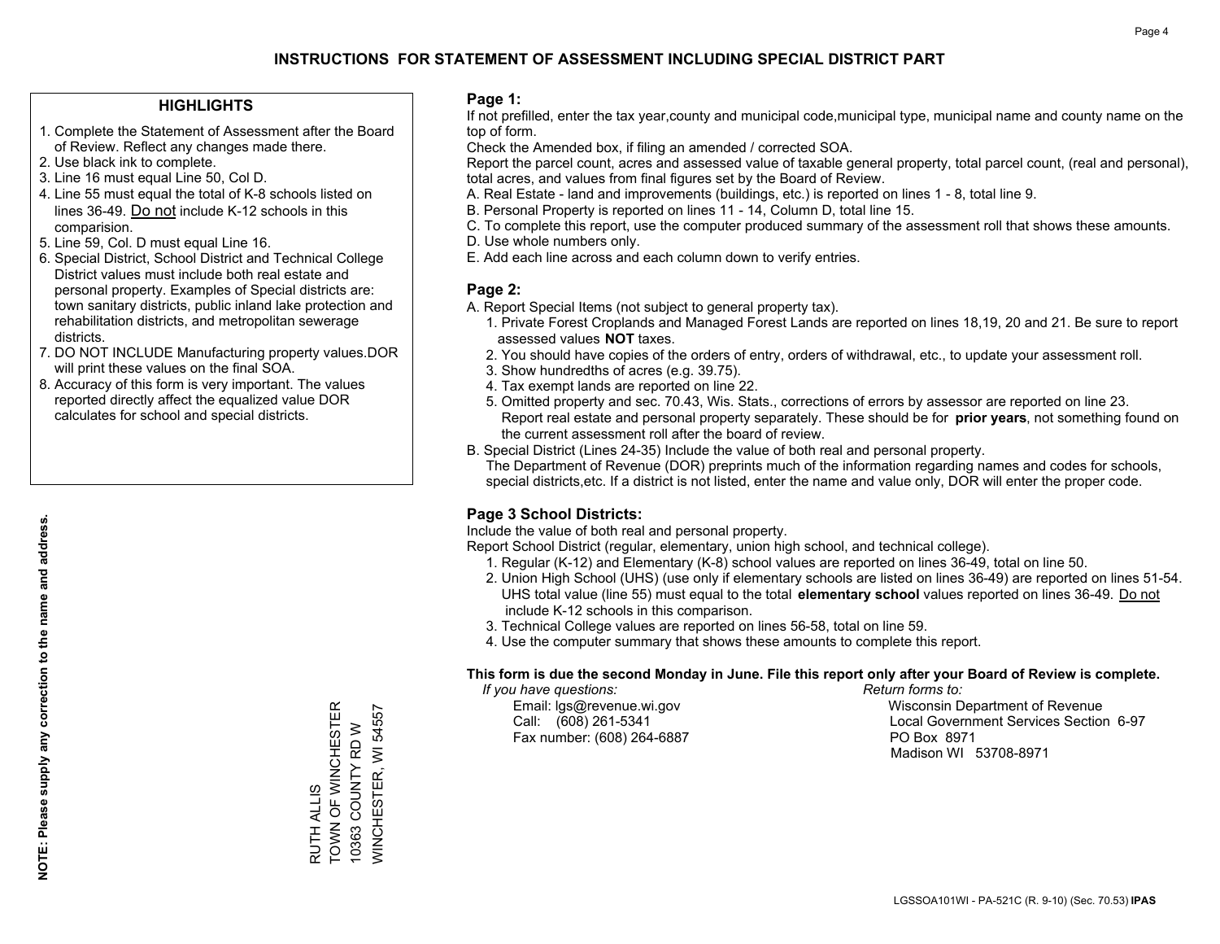# INSTRUCTIONS FOR STATEMENT OF ASSESSMENT INCLUDING SPECIAL DISTRICT PART

## HIGHLIGHTS

1. Complete the Statement of Assessment after the Board of Review. Reflect any changes made there.
2. Use black ink to complete.
3. Line 16 must equal Line 50, Col D.
4. Line 55 must equal the total of K-8 schools listed on lines 36-49. Do not include K-12 schools in this comparision.
5. Line 59, Col. D must equal Line 16.
6. Special District, School District and Technical College District values must include both real estate and personal property. Examples of Special districts are: town sanitary districts, public inland lake protection and rehabilitation districts, and metropolitan sewerage districts.
7. DO NOT INCLUDE Manufacturing property values.DOR will print these values on the final SOA.
8. Accuracy of this form is very important. The values reported directly affect the equalized value DOR calculates for school and special districts.

**NOTE: Please supply any correction to the name and address.**

RUTH ALLIS
TOWN OF WINCHESTER
10363 COUNTY RD W
WINCHESTER, WI 54557

## Page 1:

If not prefilled, enter the tax year,county and municipal code,municipal type, municipal name and county name on the top of form.

Check the Amended box, if filing an amended / corrected SOA.

Report the parcel count, acres and assessed value of taxable general property, total parcel count, (real and personal), total acres, and values from final figures set by the Board of Review.

A. Real Estate - land and improvements (buildings, etc.) is reported on lines 1 - 8, total line 9.
B. Personal Property is reported on lines 11 - 14, Column D, total line 15.
C. To complete this report, use the computer produced summary of the assessment roll that shows these amounts.
D. Use whole numbers only.
E. Add each line across and each column down to verify entries.

## Page 2:

A. Report Special Items (not subject to general property tax).
   1. Private Forest Croplands and Managed Forest Lands are reported on lines 18,19, 20 and 21. Be sure to report assessed values **NOT** taxes.
   2. You should have copies of the orders of entry, orders of withdrawal, etc., to update your assessment roll.
   3. Show hundredths of acres (e.g. 39.75).
   4. Tax exempt lands are reported on line 22.
   5. Omitted property and sec. 70.43, Wis. Stats., corrections of errors by assessor are reported on line 23. Report real estate and personal property separately. These should be for **prior years**, not something found on the current assessment roll after the board of review.
B. Special District (Lines 24-35) Include the value of both real and personal property.
   The Department of Revenue (DOR) preprints much of the information regarding names and codes for schools, special districts,etc. If a district is not listed, enter the name and value only, DOR will enter the proper code.

## Page 3 School Districts:

Include the value of both real and personal property.

Report School District (regular, elementary, union high school, and technical college).

1. Regular (K-12) and Elementary (K-8) school values are reported on lines 36-49, total on line 50.
2. Union High School (UHS) (use only if elementary schools are listed on lines 36-49) are reported on lines 51-54. UHS total value (line 55) must equal to the total **elementary school** values reported on lines 36-49. Do not include K-12 schools in this comparison.
3. Technical College values are reported on lines 56-58, total on line 59.
4. Use the computer summary that shows these amounts to complete this report.

**This form is due the second Monday in June. File this report only after your Board of Review is complete.**

*If you have questions:*
Email: lgs@revenue.wi.gov
Call: (608) 261-5341
Fax number: (608) 264-6887

*Return forms to:*
Wisconsin Department of Revenue
Local Government Services Section 6-97
PO Box 8971
Madison WI 53708-8971

LGSSOA101WI - PA-521C (R. 9-10) (Sec. 70.53) **IPAS**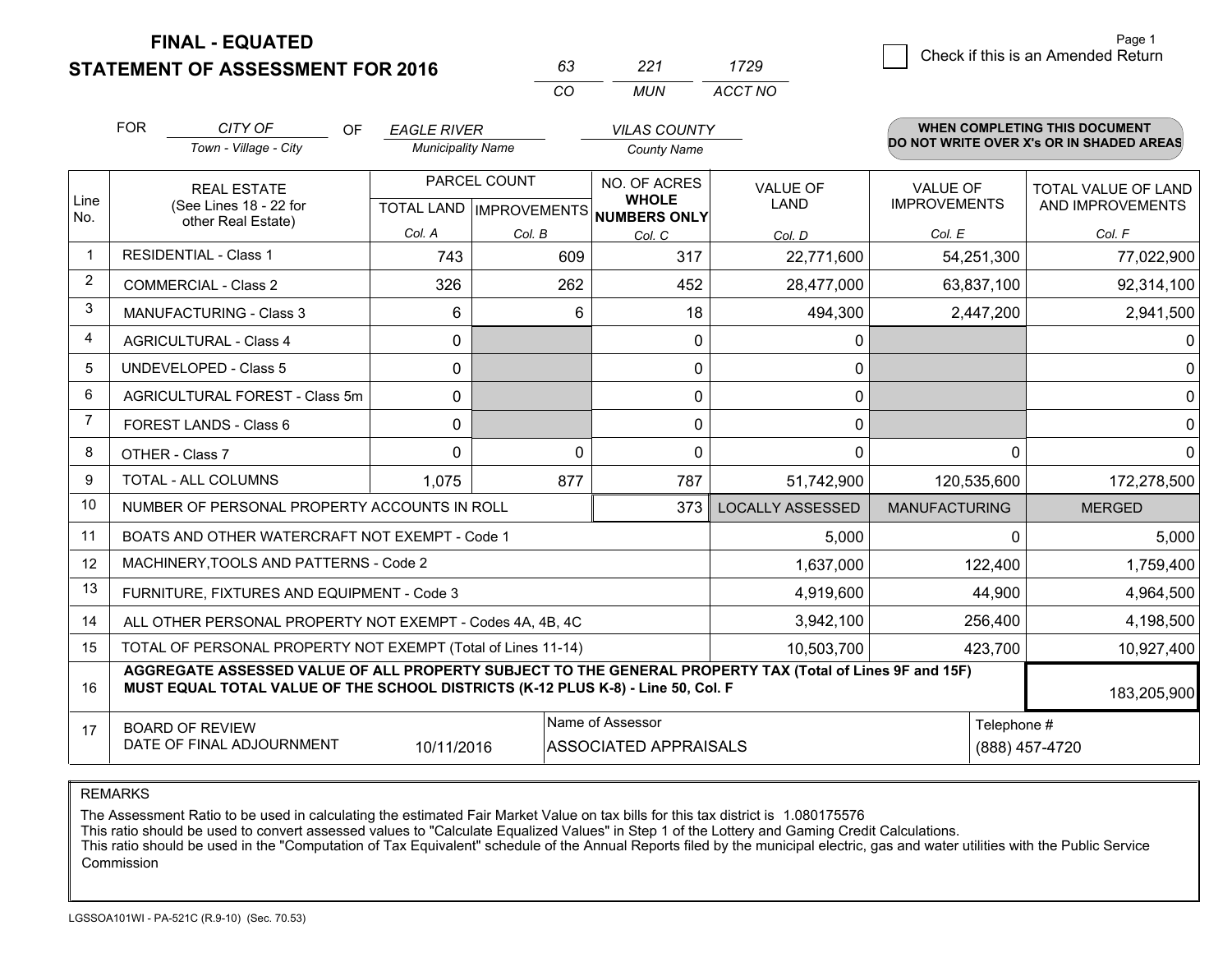**FINAL - EQUATED**
**STATEMENT OF ASSESSMENT FOR 2016**

| 63 | 221 | 1729 |
|---|---|---|
| CO | MUN | ACCT NO |

Page 1

☐ Check if this is an Amended Return

FOR *CITY OF* (Town - Village - City) OF *EAGLE RIVER* (Municipality Name) *VILAS COUNTY* (County Name)

**WHEN COMPLETING THIS DOCUMENT DO NOT WRITE OVER X's OR IN SHADED AREAS**

| Line No. | REAL ESTATE (See Lines 18 - 22 for other Real Estate) | PARCEL COUNT TOTAL LAND Col. A | PARCEL COUNT IMPROVEMENTS Col. B | NO. OF ACRES WHOLE NUMBERS ONLY Col. C | VALUE OF LAND Col. D | VALUE OF IMPROVEMENTS Col. E | TOTAL VALUE OF LAND AND IMPROVEMENTS Col. F |
|---|---|---|---|---|---|---|---|
| 1 | RESIDENTIAL - Class 1 | 743 | 609 | 317 | 22,771,600 | 54,251,300 | 77,022,900 |
| 2 | COMMERCIAL - Class 2 | 326 | 262 | 452 | 28,477,000 | 63,837,100 | 92,314,100 |
| 3 | MANUFACTURING - Class 3 | 6 | 6 | 18 | 494,300 | 2,447,200 | 2,941,500 |
| 4 | AGRICULTURAL - Class 4 | 0 | | 0 | 0 | | 0 |
| 5 | UNDEVELOPED - Class 5 | 0 | | 0 | 0 | | 0 |
| 6 | AGRICULTURAL FOREST - Class 5m | 0 | | 0 | 0 | | 0 |
| 7 | FOREST LANDS - Class 6 | 0 | | 0 | 0 | | 0 |
| 8 | OTHER - Class 7 | 0 | 0 | 0 | 0 | 0 | 0 |
| 9 | TOTAL - ALL COLUMNS | 1,075 | 877 | 787 | 51,742,900 | 120,535,600 | 172,278,500 |
| 10 | NUMBER OF PERSONAL PROPERTY ACCOUNTS IN ROLL | | | 373 | LOCALLY ASSESSED | MANUFACTURING | MERGED |
| 11 | BOATS AND OTHER WATERCRAFT NOT EXEMPT - Code 1 | | | | 5,000 | 0 | 5,000 |
| 12 | MACHINERY,TOOLS AND PATTERNS - Code 2 | | | | 1,637,000 | 122,400 | 1,759,400 |
| 13 | FURNITURE, FIXTURES AND EQUIPMENT - Code 3 | | | | 4,919,600 | 44,900 | 4,964,500 |
| 14 | ALL OTHER PERSONAL PROPERTY NOT EXEMPT - Codes 4A, 4B, 4C | | | | 3,942,100 | 256,400 | 4,198,500 |
| 15 | TOTAL OF PERSONAL PROPERTY NOT EXEMPT (Total of Lines 11-14) | | | | 10,503,700 | 423,700 | 10,927,400 |
| 16 | **AGGREGATE ASSESSED VALUE OF ALL PROPERTY SUBJECT TO THE GENERAL PROPERTY TAX (Total of Lines 9F and 15F) MUST EQUAL TOTAL VALUE OF THE SCHOOL DISTRICTS (K-12 PLUS K-8) - Line 50, Col. F** | | | | | | 183,205,900 |
| 17 | BOARD OF REVIEW DATE OF FINAL ADJOURNMENT | 10/11/2016 | Name of Assessor: ASSOCIATED APPRAISALS | | | Telephone #: (888) 457-4720 | |

REMARKS

The Assessment Ratio to be used in calculating the estimated Fair Market Value on tax bills for this tax district is 1.080175576
This ratio should be used to convert assessed values to "Calculate Equalized Values" in Step 1 of the Lottery and Gaming Credit Calculations.
This ratio should be used in the "Computation of Tax Equivalent" schedule of the Annual Reports filed by the municipal electric, gas and water utilities with the Public Service Commission

LGSSOA101WI - PA-521C (R.9-10) (Sec. 70.53)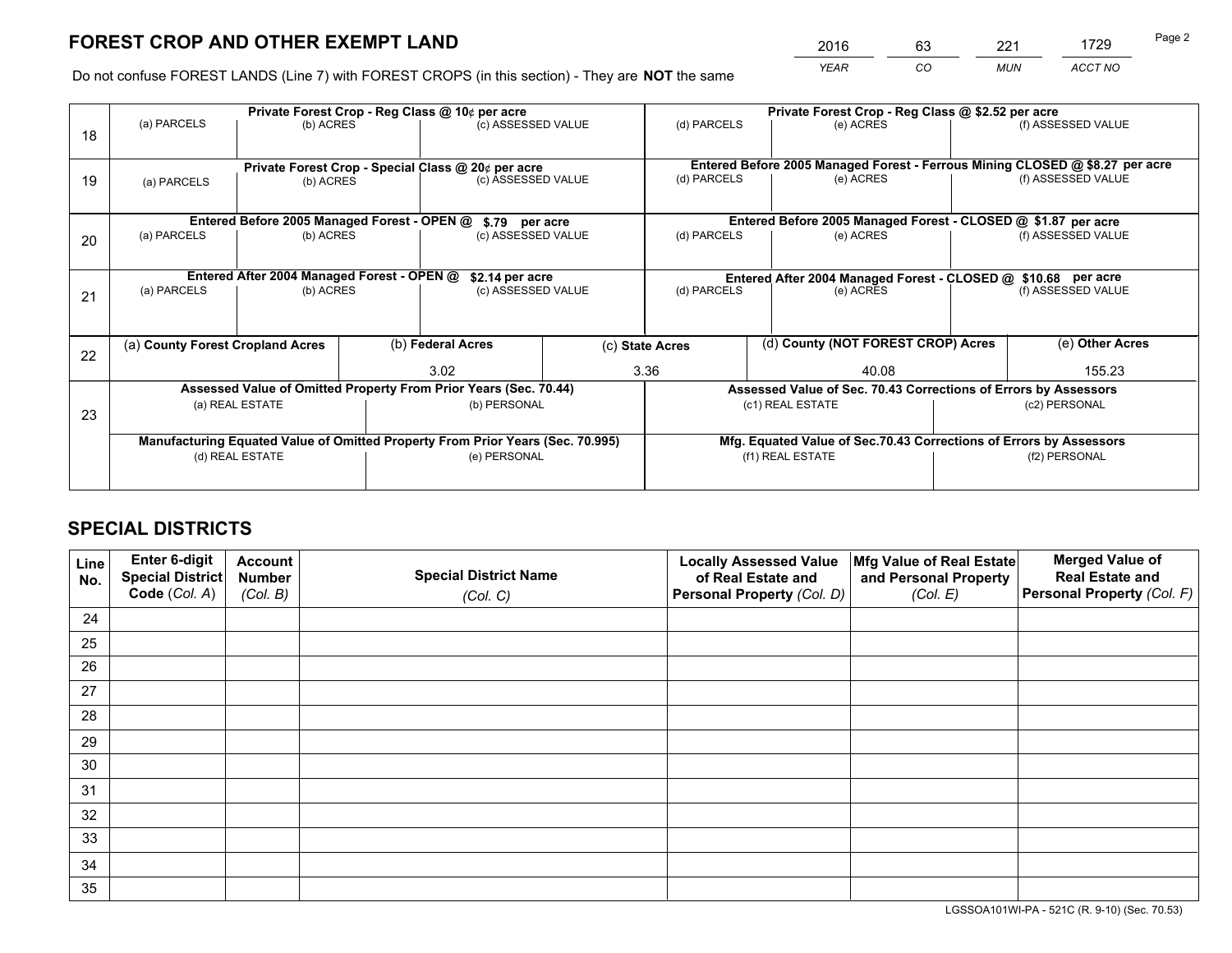# FOREST CROP AND OTHER EXEMPT LAND

| 2016 | 63 | 221 | 1729 |
|---|---|---|---|
| *YEAR* | *CO* | *MUN* | *ACCT NO* |

Do not confuse FOREST LANDS (Line 7) with FOREST CROPS (in this section) - They are **NOT** the same

| Line | Private Forest Crop - Reg Class @ 10¢ per acre | | | Private Forest Crop - Reg Class @ \$2.52 per acre | | |
|---|---|---|---|---|---|---|
| 18 | (a) PARCELS | (b) ACRES | (c) ASSESSED VALUE | (d) PARCELS | (e) ACRES | (f) ASSESSED VALUE |
| | **Private Forest Crop - Special Class @ 20¢ per acre** | | | **Entered Before 2005 Managed Forest - Ferrous Mining CLOSED @ \$8.27 per acre** | | |
| 19 | (a) PARCELS | (b) ACRES | (c) ASSESSED VALUE | (d) PARCELS | (e) ACRES | (f) ASSESSED VALUE |
| | **Entered Before 2005 Managed Forest - OPEN @ \$.79 per acre** | | | **Entered Before 2005 Managed Forest - CLOSED @ \$1.87 per acre** | | |
| 20 | (a) PARCELS | (b) ACRES | (c) ASSESSED VALUE | (d) PARCELS | (e) ACRES | (f) ASSESSED VALUE |
| | **Entered After 2004 Managed Forest - OPEN @ \$2.14 per acre** | | | **Entered After 2004 Managed Forest - CLOSED @ \$10.68 per acre** | | |
| 21 | (a) PARCELS | (b) ACRES | (c) ASSESSED VALUE | (d) PARCELS | (e) ACRES | (f) ASSESSED VALUE |

| Line | (a) County Forest Cropland Acres | (b) Federal Acres | (c) State Acres | (d) County (NOT FOREST CROP) Acres | (e) Other Acres |
|---|---|---|---|---|---|
| 22 | | 3.02 | 3.36 | 40.08 | 155.23 |

| Line | Assessed Value of Omitted Property From Prior Years (Sec. 70.44) | | Assessed Value of Sec. 70.43 Corrections of Errors by Assessors | |
|---|---|---|---|---|
| 23 | (a) REAL ESTATE | (b) PERSONAL | (c1) REAL ESTATE | (c2) PERSONAL |
| | **Manufacturing Equated Value of Omitted Property From Prior Years (Sec. 70.995)** | | **Mfg. Equated Value of Sec.70.43 Corrections of Errors by Assessors** | |
| | (d) REAL ESTATE | (e) PERSONAL | (f1) REAL ESTATE | (f2) PERSONAL |

# SPECIAL DISTRICTS

| Line No. | Enter 6-digit Special District Code (*Col. A*) | Account Number (*Col. B*) | Special District Name (*Col. C*) | Locally Assessed Value of Real Estate and Personal Property (*Col. D*) | Mfg Value of Real Estate and Personal Property (*Col. E*) | Merged Value of Real Estate and Personal Property (*Col. F*) |
|---|---|---|---|---|---|---|
| 24 | | | | | | |
| 25 | | | | | | |
| 26 | | | | | | |
| 27 | | | | | | |
| 28 | | | | | | |
| 29 | | | | | | |
| 30 | | | | | | |
| 31 | | | | | | |
| 32 | | | | | | |
| 33 | | | | | | |
| 34 | | | | | | |
| 35 | | | | | | |

LGSSOA101WI-PA - 521C (R. 9-10) (Sec. 70.53)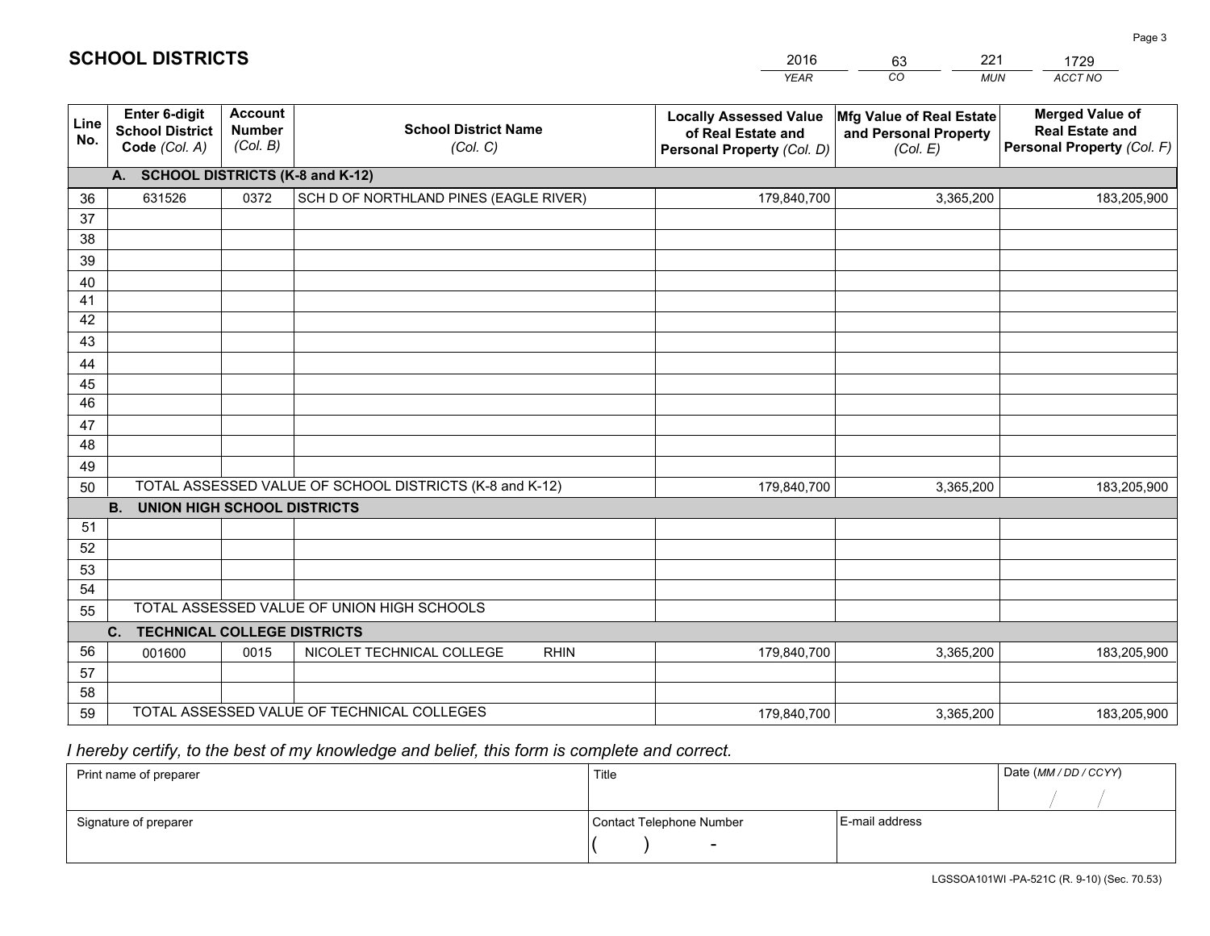# SCHOOL DISTRICTS

| 2016 | 63 | 221 | 1729 |
|---|---|---|---|
| *YEAR* | *CO* | *MUN* | *ACCT NO* |

| Line No. | Enter 6-digit School District Code *(Col. A)* | Account Number *(Col. B)* | School District Name *(Col. C)* | Locally Assessed Value of Real Estate and Personal Property *(Col. D)* | Mfg Value of Real Estate and Personal Property *(Col. E)* | Merged Value of Real Estate and Personal Property *(Col. F)* |
|---|---|---|---|---|---|---|
| **A. SCHOOL DISTRICTS (K-8 and K-12)** | | | | | | |
| 36 | 631526 | 0372 | SCH D OF NORTHLAND PINES (EAGLE RIVER) | 179,840,700 | 3,365,200 | 183,205,900 |
| 37 | | | | | | |
| 38 | | | | | | |
| 39 | | | | | | |
| 40 | | | | | | |
| 41 | | | | | | |
| 42 | | | | | | |
| 43 | | | | | | |
| 44 | | | | | | |
| 45 | | | | | | |
| 46 | | | | | | |
| 47 | | | | | | |
| 48 | | | | | | |
| 49 | | | | | | |
| 50 | TOTAL ASSESSED VALUE OF SCHOOL DISTRICTS (K-8 and K-12) | | | 179,840,700 | 3,365,200 | 183,205,900 |
| **B. UNION HIGH SCHOOL DISTRICTS** | | | | | | |
| 51 | | | | | | |
| 52 | | | | | | |
| 53 | | | | | | |
| 54 | | | | | | |
| 55 | TOTAL ASSESSED VALUE OF UNION HIGH SCHOOLS | | | | | |
| **C. TECHNICAL COLLEGE DISTRICTS** | | | | | | |
| 56 | 001600 | 0015 | NICOLET TECHNICAL COLLEGE RHIN | 179,840,700 | 3,365,200 | 183,205,900 |
| 57 | | | | | | |
| 58 | | | | | | |
| 59 | TOTAL ASSESSED VALUE OF TECHNICAL COLLEGES | | | 179,840,700 | 3,365,200 | 183,205,900 |

*I hereby certify, to the best of my knowledge and belief, this form is complete and correct.*

| Print name of preparer | Title | | Date *(MM / DD / CCYY)* |
|---|---|---|---|
| | | | / / |
| Signature of preparer | Contact Telephone Number | E-mail address | |
| | ( ) - | | |

LGSSOA101WI -PA-521C (R. 9-10) (Sec. 70.53)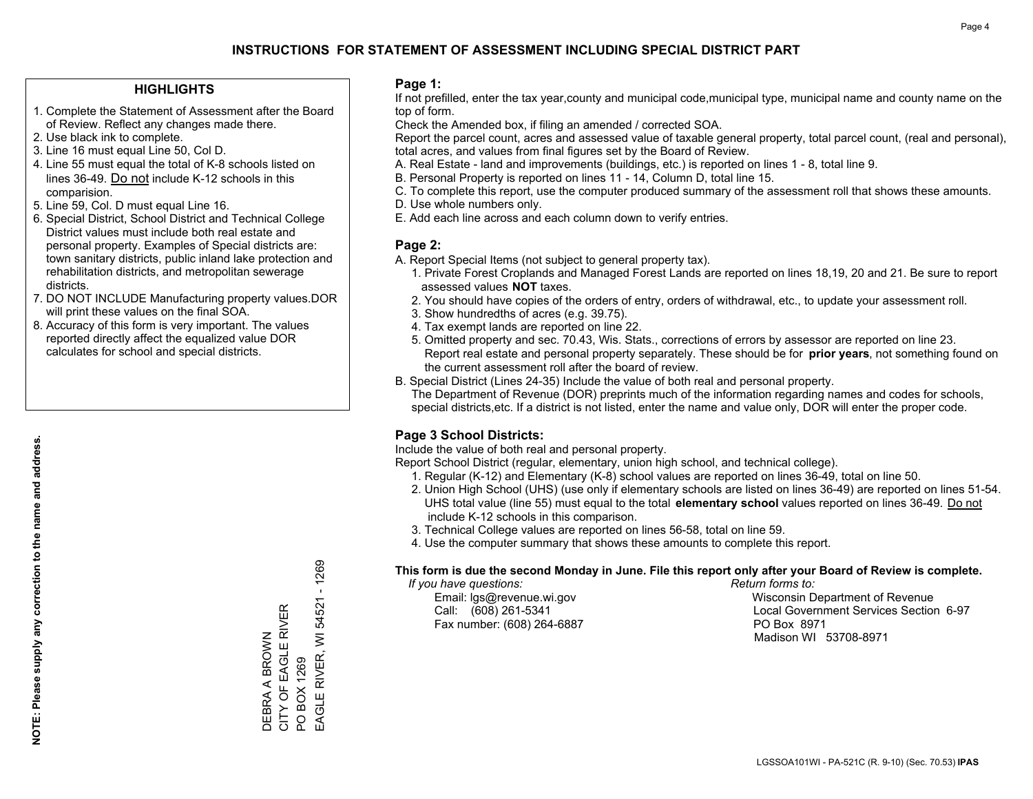# INSTRUCTIONS FOR STATEMENT OF ASSESSMENT INCLUDING SPECIAL DISTRICT PART

## HIGHLIGHTS

1. Complete the Statement of Assessment after the Board of Review. Reflect any changes made there.
2. Use black ink to complete.
3. Line 16 must equal Line 50, Col D.
4. Line 55 must equal the total of K-8 schools listed on lines 36-49. Do not include K-12 schools in this comparision.
5. Line 59, Col. D must equal Line 16.
6. Special District, School District and Technical College District values must include both real estate and personal property. Examples of Special districts are: town sanitary districts, public inland lake protection and rehabilitation districts, and metropolitan sewerage districts.
7. DO NOT INCLUDE Manufacturing property values.DOR will print these values on the final SOA.
8. Accuracy of this form is very important. The values reported directly affect the equalized value DOR calculates for school and special districts.

**NOTE: Please supply any correction to the name and address.**

DEBRA A BROWN
CITY OF EAGLE RIVER
PO BOX 1269
EAGLE RIVER, WI 54521 - 1269

## Page 1:

If not prefilled, enter the tax year,county and municipal code,municipal type, municipal name and county name on the top of form.

Check the Amended box, if filing an amended / corrected SOA.

Report the parcel count, acres and assessed value of taxable general property, total parcel count, (real and personal), total acres, and values from final figures set by the Board of Review.

A. Real Estate - land and improvements (buildings, etc.) is reported on lines 1 - 8, total line 9.
B. Personal Property is reported on lines 11 - 14, Column D, total line 15.
C. To complete this report, use the computer produced summary of the assessment roll that shows these amounts.
D. Use whole numbers only.
E. Add each line across and each column down to verify entries.

## Page 2:

A. Report Special Items (not subject to general property tax).
   1. Private Forest Croplands and Managed Forest Lands are reported on lines 18,19, 20 and 21. Be sure to report assessed values **NOT** taxes.
   2. You should have copies of the orders of entry, orders of withdrawal, etc., to update your assessment roll.
   3. Show hundredths of acres (e.g. 39.75).
   4. Tax exempt lands are reported on line 22.
   5. Omitted property and sec. 70.43, Wis. Stats., corrections of errors by assessor are reported on line 23. Report real estate and personal property separately. These should be for **prior years**, not something found on the current assessment roll after the board of review.

B. Special District (Lines 24-35) Include the value of both real and personal property.
   The Department of Revenue (DOR) preprints much of the information regarding names and codes for schools, special districts,etc. If a district is not listed, enter the name and value only, DOR will enter the proper code.

## Page 3 School Districts:

Include the value of both real and personal property.

Report School District (regular, elementary, union high school, and technical college).

1. Regular (K-12) and Elementary (K-8) school values are reported on lines 36-49, total on line 50.
2. Union High School (UHS) (use only if elementary schools are listed on lines 36-49) are reported on lines 51-54. UHS total value (line 55) must equal to the total **elementary school** values reported on lines 36-49. Do not include K-12 schools in this comparison.
3. Technical College values are reported on lines 56-58, total on line 59.
4. Use the computer summary that shows these amounts to complete this report.

**This form is due the second Monday in June. File this report only after your Board of Review is complete.**

*If you have questions:*
Email: lgs@revenue.wi.gov
Call: (608) 261-5341
Fax number: (608) 264-6887

*Return forms to:*
Wisconsin Department of Revenue
Local Government Services Section 6-97
PO Box 8971
Madison WI 53708-8971

LGSSOA101WI - PA-521C (R. 9-10) (Sec. 70.53) **IPAS**